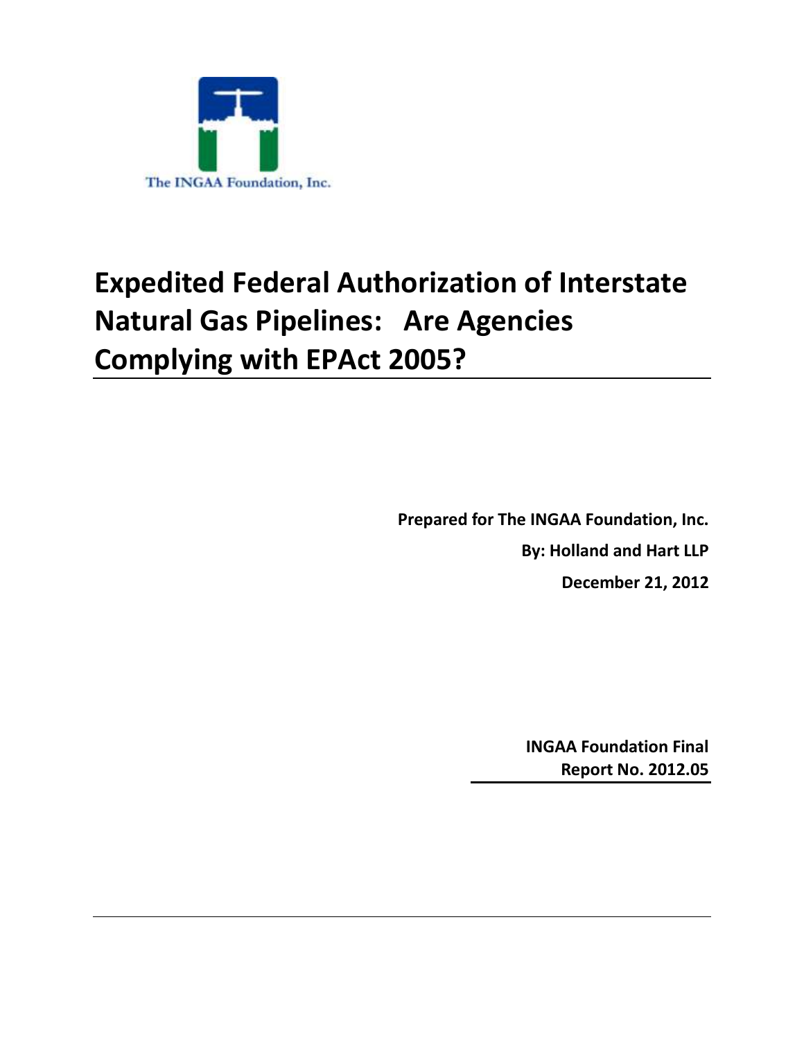The INGAA Foundation, Inc.

# Expedited Federal Authorization of Interstate Natural Gas Pipelines: Are Agencies Complying with EPAct 2005?

**Prepared for The INGAA Foundation, Inc.**

**By: Holland and Hart LLP**

**December 21, 2012**

**INGAA Foundation Final Report No. 2012.05**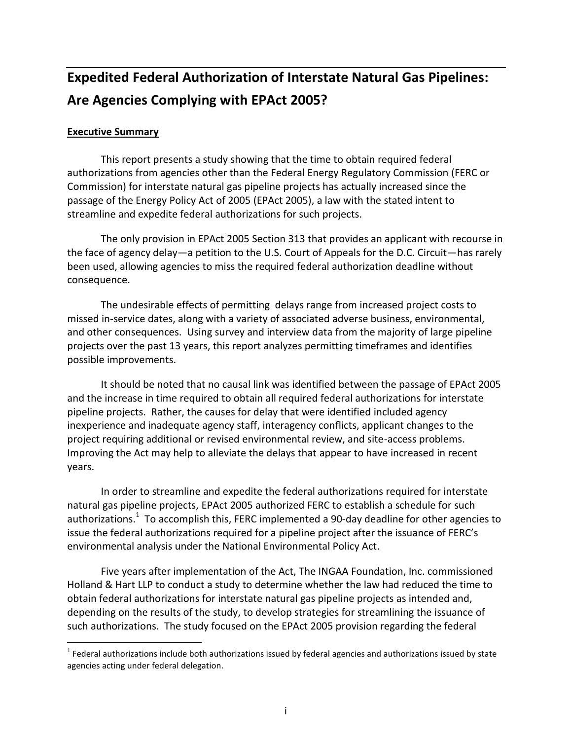# Expedited Federal Authorization of Interstate Natural Gas Pipelines: Are Agencies Complying with EPAct 2005?

## Executive Summary

This report presents a study showing that the time to obtain required federal authorizations from agencies other than the Federal Energy Regulatory Commission (FERC or Commission) for interstate natural gas pipeline projects has actually increased since the passage of the Energy Policy Act of 2005 (EPAct 2005), a law with the stated intent to streamline and expedite federal authorizations for such projects.

The only provision in EPAct 2005 Section 313 that provides an applicant with recourse in the face of agency delay—a petition to the U.S. Court of Appeals for the D.C. Circuit—has rarely been used, allowing agencies to miss the required federal authorization deadline without consequence.

The undesirable effects of permitting delays range from increased project costs to missed in-service dates, along with a variety of associated adverse business, environmental, and other consequences. Using survey and interview data from the majority of large pipeline projects over the past 13 years, this report analyzes permitting timeframes and identifies possible improvements.

It should be noted that no causal link was identified between the passage of EPAct 2005 and the increase in time required to obtain all required federal authorizations for interstate pipeline projects. Rather, the causes for delay that were identified included agency inexperience and inadequate agency staff, interagency conflicts, applicant changes to the project requiring additional or revised environmental review, and site-access problems. Improving the Act may help to alleviate the delays that appear to have increased in recent years.

In order to streamline and expedite the federal authorizations required for interstate natural gas pipeline projects, EPAct 2005 authorized FERC to establish a schedule for such authorizations.[1] To accomplish this, FERC implemented a 90-day deadline for other agencies to issue the federal authorizations required for a pipeline project after the issuance of FERC's environmental analysis under the National Environmental Policy Act.

Five years after implementation of the Act, The INGAA Foundation, Inc. commissioned Holland & Hart LLP to conduct a study to determine whether the law had reduced the time to obtain federal authorizations for interstate natural gas pipeline projects as intended and, depending on the results of the study, to develop strategies for streamlining the issuance of such authorizations. The study focused on the EPAct 2005 provision regarding the federal

[1] Federal authorizations include both authorizations issued by federal agencies and authorizations issued by state agencies acting under federal delegation.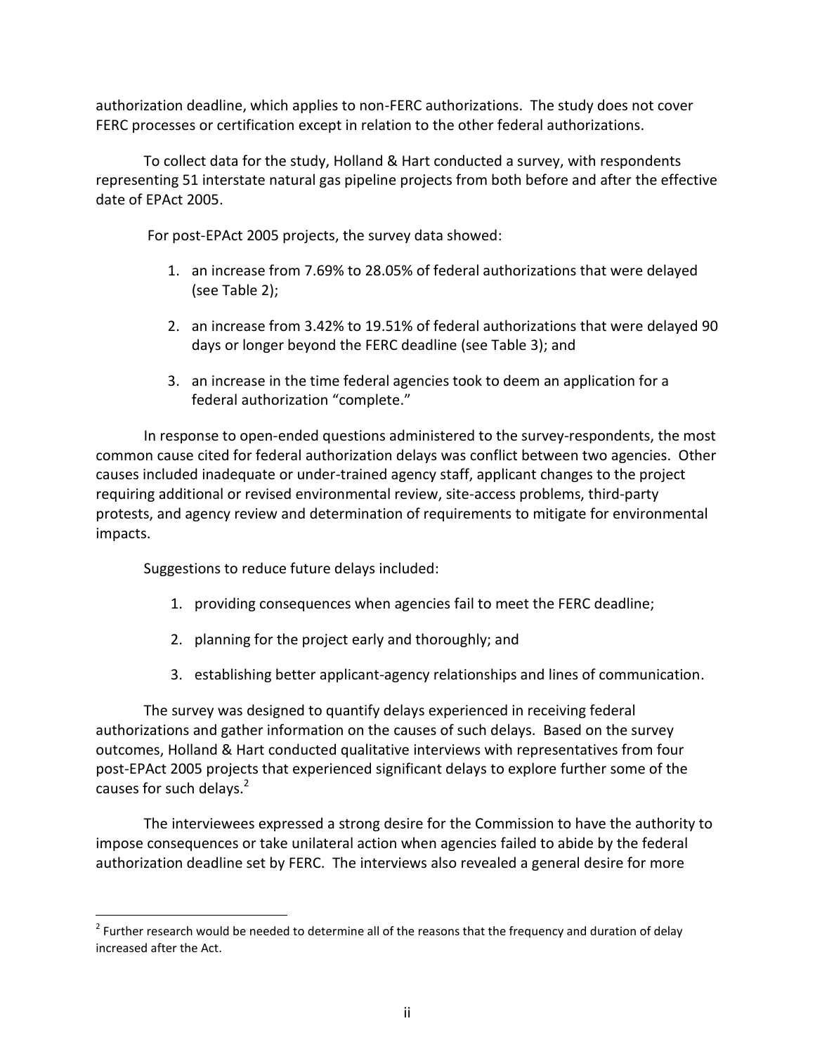authorization deadline, which applies to non-FERC authorizations. The study does not cover FERC processes or certification except in relation to the other federal authorizations.

To collect data for the study, Holland & Hart conducted a survey, with respondents representing 51 interstate natural gas pipeline projects from both before and after the effective date of EPAct 2005.

For post-EPAct 2005 projects, the survey data showed:

1. an increase from 7.69% to 28.05% of federal authorizations that were delayed (see Table 2);
2. an increase from 3.42% to 19.51% of federal authorizations that were delayed 90 days or longer beyond the FERC deadline (see Table 3); and
3. an increase in the time federal agencies took to deem an application for a federal authorization "complete."

In response to open-ended questions administered to the survey-respondents, the most common cause cited for federal authorization delays was conflict between two agencies. Other causes included inadequate or under-trained agency staff, applicant changes to the project requiring additional or revised environmental review, site-access problems, third-party protests, and agency review and determination of requirements to mitigate for environmental impacts.

Suggestions to reduce future delays included:

1. providing consequences when agencies fail to meet the FERC deadline;
2. planning for the project early and thoroughly; and
3. establishing better applicant-agency relationships and lines of communication.

The survey was designed to quantify delays experienced in receiving federal authorizations and gather information on the causes of such delays. Based on the survey outcomes, Holland & Hart conducted qualitative interviews with representatives from four post-EPAct 2005 projects that experienced significant delays to explore further some of the causes for such delays.[2]

The interviewees expressed a strong desire for the Commission to have the authority to impose consequences or take unilateral action when agencies failed to abide by the federal authorization deadline set by FERC. The interviews also revealed a general desire for more

[2] Further research would be needed to determine all of the reasons that the frequency and duration of delay increased after the Act.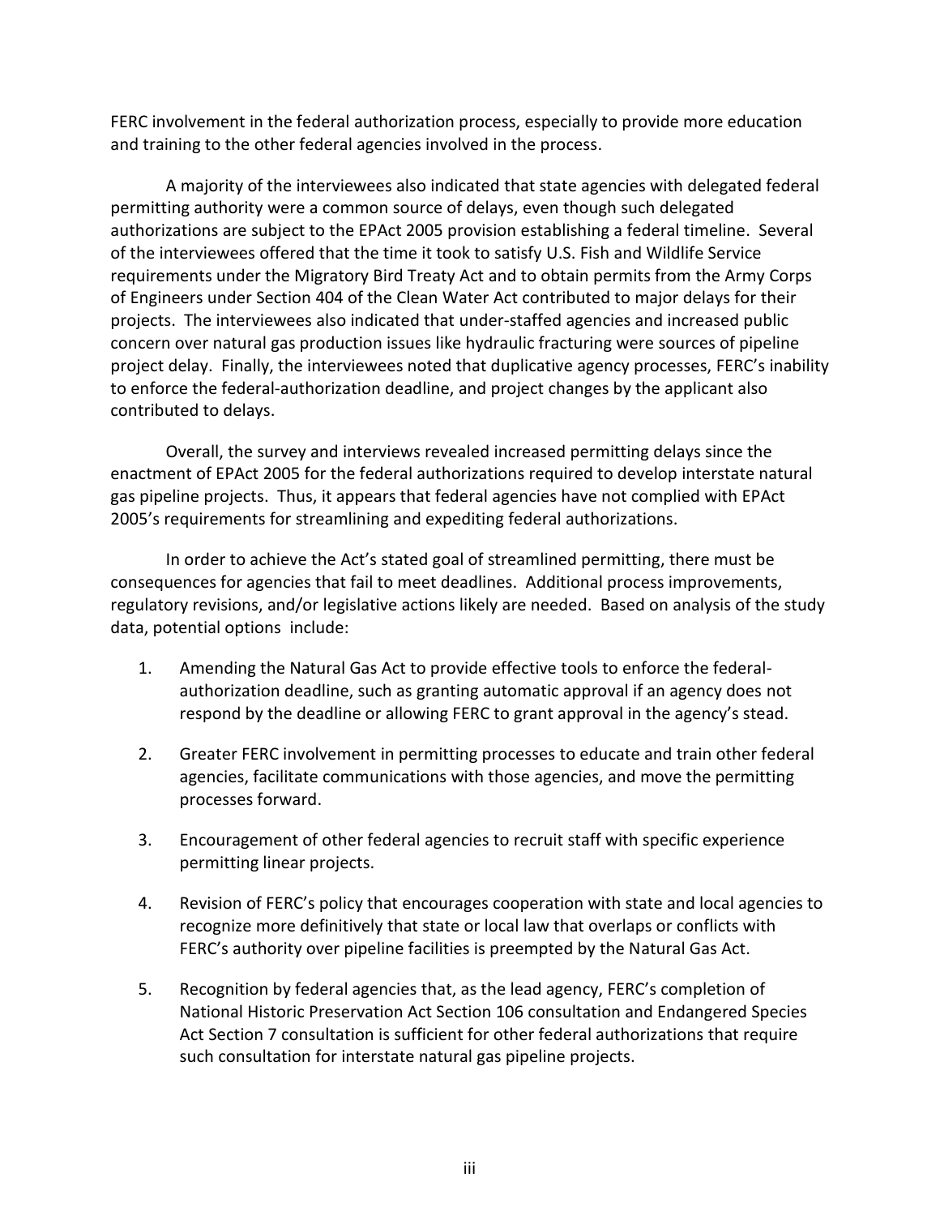FERC involvement in the federal authorization process, especially to provide more education and training to the other federal agencies involved in the process.

A majority of the interviewees also indicated that state agencies with delegated federal permitting authority were a common source of delays, even though such delegated authorizations are subject to the EPAct 2005 provision establishing a federal timeline. Several of the interviewees offered that the time it took to satisfy U.S. Fish and Wildlife Service requirements under the Migratory Bird Treaty Act and to obtain permits from the Army Corps of Engineers under Section 404 of the Clean Water Act contributed to major delays for their projects. The interviewees also indicated that under-staffed agencies and increased public concern over natural gas production issues like hydraulic fracturing were sources of pipeline project delay. Finally, the interviewees noted that duplicative agency processes, FERC's inability to enforce the federal-authorization deadline, and project changes by the applicant also contributed to delays.

Overall, the survey and interviews revealed increased permitting delays since the enactment of EPAct 2005 for the federal authorizations required to develop interstate natural gas pipeline projects. Thus, it appears that federal agencies have not complied with EPAct 2005's requirements for streamlining and expediting federal authorizations.

In order to achieve the Act's stated goal of streamlined permitting, there must be consequences for agencies that fail to meet deadlines. Additional process improvements, regulatory revisions, and/or legislative actions likely are needed. Based on analysis of the study data, potential options include:

1. Amending the Natural Gas Act to provide effective tools to enforce the federal-authorization deadline, such as granting automatic approval if an agency does not respond by the deadline or allowing FERC to grant approval in the agency's stead.

2. Greater FERC involvement in permitting processes to educate and train other federal agencies, facilitate communications with those agencies, and move the permitting processes forward.

3. Encouragement of other federal agencies to recruit staff with specific experience permitting linear projects.

4. Revision of FERC's policy that encourages cooperation with state and local agencies to recognize more definitively that state or local law that overlaps or conflicts with FERC's authority over pipeline facilities is preempted by the Natural Gas Act.

5. Recognition by federal agencies that, as the lead agency, FERC's completion of National Historic Preservation Act Section 106 consultation and Endangered Species Act Section 7 consultation is sufficient for other federal authorizations that require such consultation for interstate natural gas pipeline projects.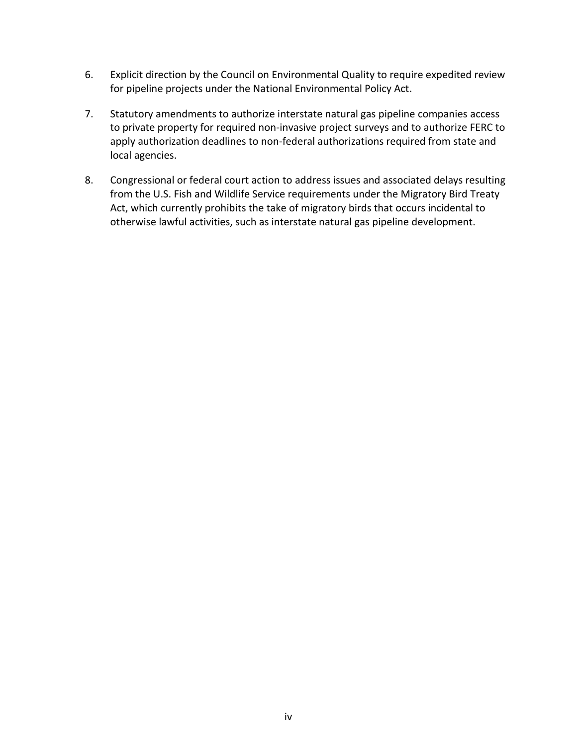6. Explicit direction by the Council on Environmental Quality to require expedited review for pipeline projects under the National Environmental Policy Act.

7. Statutory amendments to authorize interstate natural gas pipeline companies access to private property for required non-invasive project surveys and to authorize FERC to apply authorization deadlines to non-federal authorizations required from state and local agencies.

8. Congressional or federal court action to address issues and associated delays resulting from the U.S. Fish and Wildlife Service requirements under the Migratory Bird Treaty Act, which currently prohibits the take of migratory birds that occurs incidental to otherwise lawful activities, such as interstate natural gas pipeline development.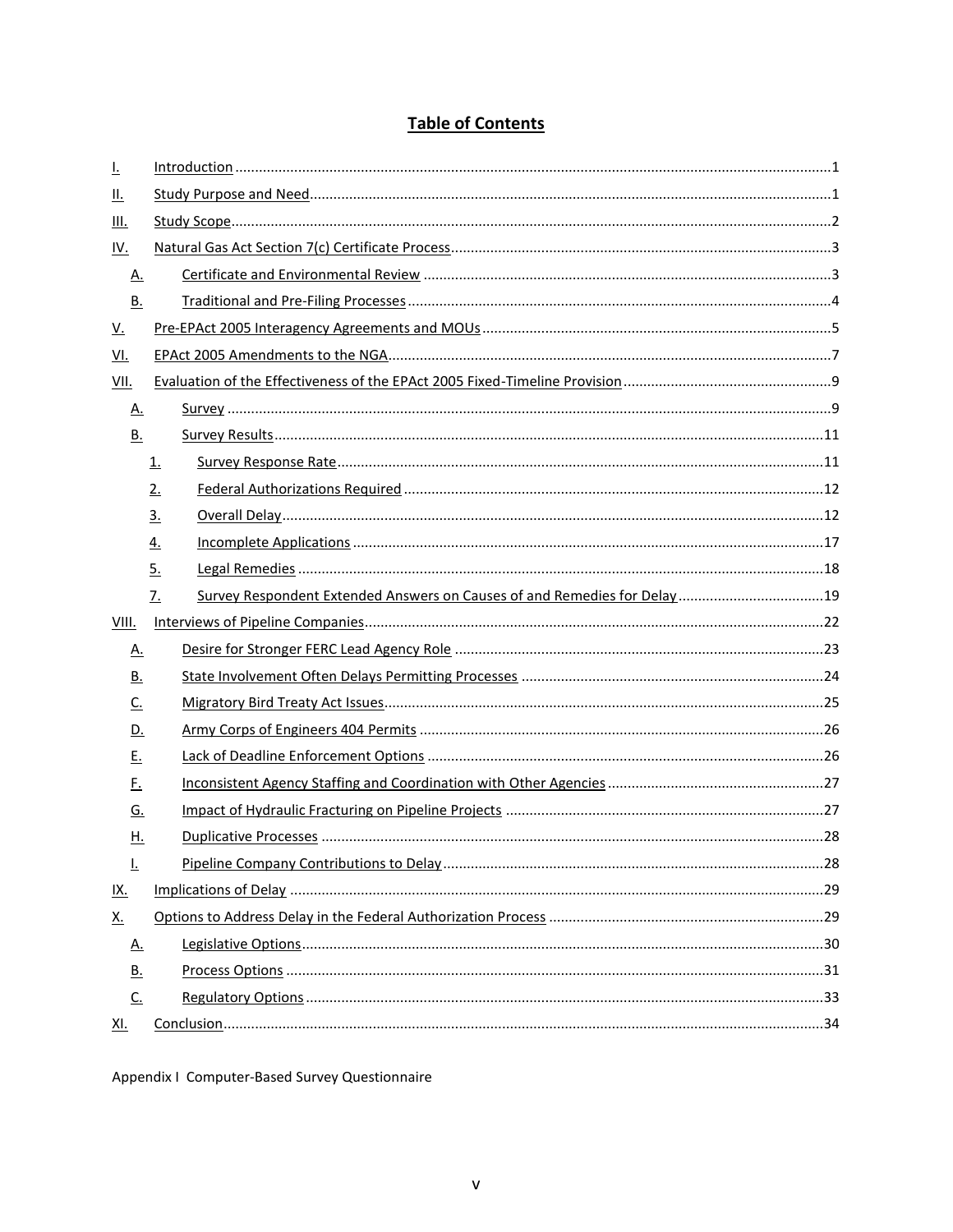# Table of Contents

- I. Introduction ........ 1
- II. Study Purpose and Need ........ 1
- III. Study Scope ........ 2
- IV. Natural Gas Act Section 7(c) Certificate Process ........ 3
  - A. Certificate and Environmental Review ........ 3
  - B. Traditional and Pre-Filing Processes ........ 4
- V. Pre-EPAct 2005 Interagency Agreements and MOUs ........ 5
- VI. EPAct 2005 Amendments to the NGA ........ 7
- VII. Evaluation of the Effectiveness of the EPAct 2005 Fixed-Timeline Provision ........ 9
  - A. Survey ........ 9
  - B. Survey Results ........ 11
    - 1. Survey Response Rate ........ 11
    - 2. Federal Authorizations Required ........ 12
    - 3. Overall Delay ........ 12
    - 4. Incomplete Applications ........ 17
    - 5. Legal Remedies ........ 18
    - 7. Survey Respondent Extended Answers on Causes of and Remedies for Delay ........ 19
- VIII. Interviews of Pipeline Companies ........ 22
  - A. Desire for Stronger FERC Lead Agency Role ........ 23
  - B. State Involvement Often Delays Permitting Processes ........ 24
  - C. Migratory Bird Treaty Act Issues ........ 25
  - D. Army Corps of Engineers 404 Permits ........ 26
  - E. Lack of Deadline Enforcement Options ........ 26
  - F. Inconsistent Agency Staffing and Coordination with Other Agencies ........ 27
  - G. Impact of Hydraulic Fracturing on Pipeline Projects ........ 27
  - H. Duplicative Processes ........ 28
  - I. Pipeline Company Contributions to Delay ........ 28
- IX. Implications of Delay ........ 29
- X. Options to Address Delay in the Federal Authorization Process ........ 29
  - A. Legislative Options ........ 30
  - B. Process Options ........ 31
  - C. Regulatory Options ........ 33
- XI. Conclusion ........ 34

Appendix I Computer-Based Survey Questionnaire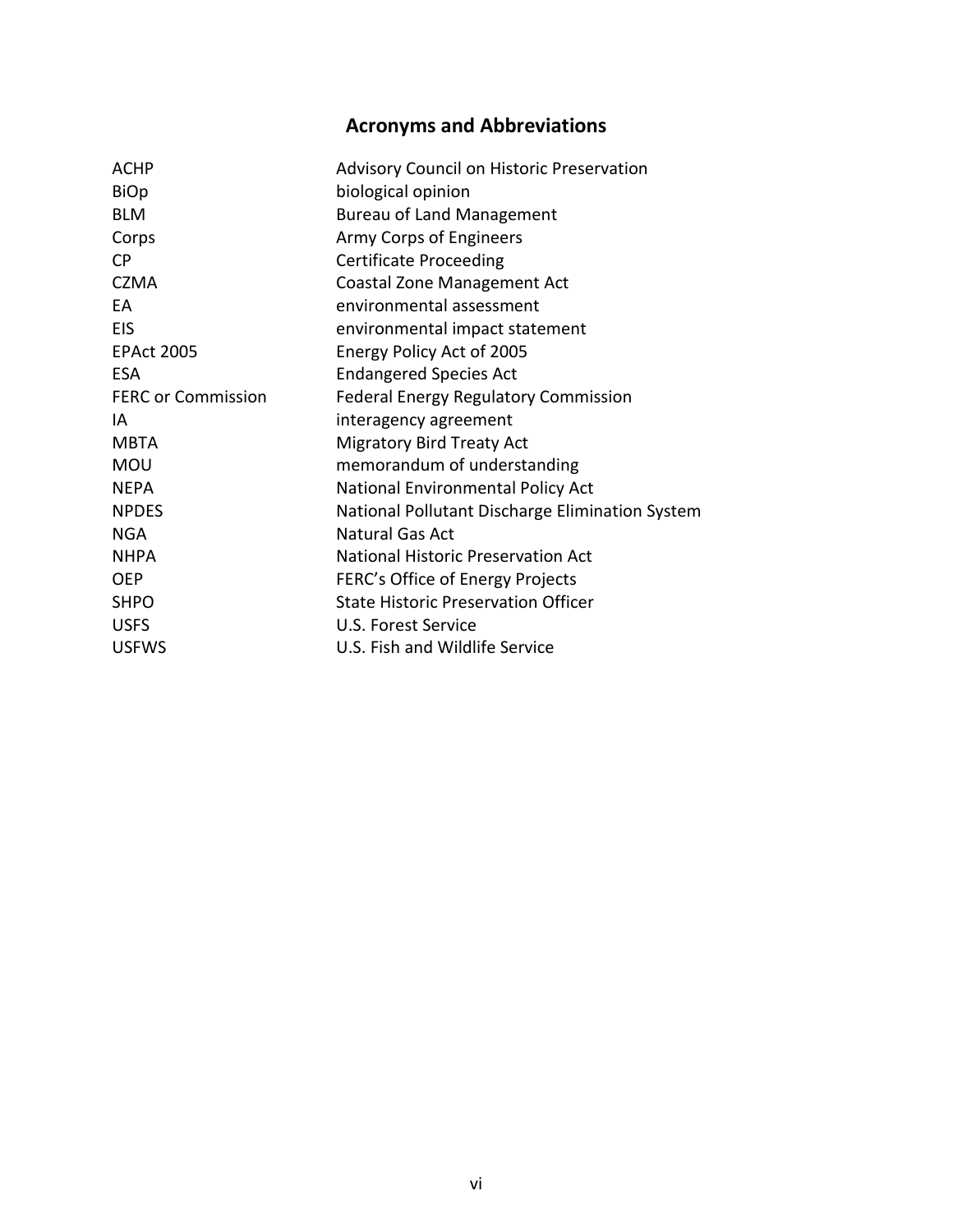## Acronyms and Abbreviations

| | |
|---|---|
| ACHP | Advisory Council on Historic Preservation |
| BiOp | biological opinion |
| BLM | Bureau of Land Management |
| Corps | Army Corps of Engineers |
| CP | Certificate Proceeding |
| CZMA | Coastal Zone Management Act |
| EA | environmental assessment |
| EIS | environmental impact statement |
| EPAct 2005 | Energy Policy Act of 2005 |
| ESA | Endangered Species Act |
| FERC or Commission | Federal Energy Regulatory Commission |
| IA | interagency agreement |
| MBTA | Migratory Bird Treaty Act |
| MOU | memorandum of understanding |
| NEPA | National Environmental Policy Act |
| NPDES | National Pollutant Discharge Elimination System |
| NGA | Natural Gas Act |
| NHPA | National Historic Preservation Act |
| OEP | FERC's Office of Energy Projects |
| SHPO | State Historic Preservation Officer |
| USFS | U.S. Forest Service |
| USFWS | U.S. Fish and Wildlife Service |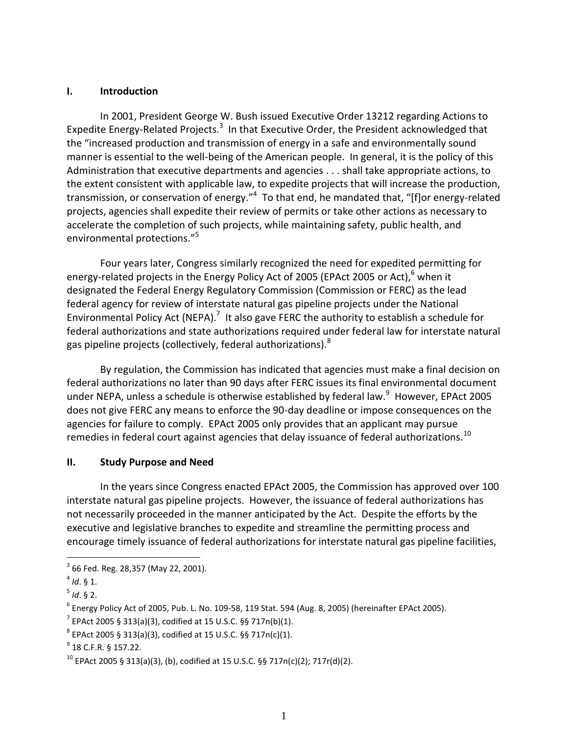## I. Introduction

In 2001, President George W. Bush issued Executive Order 13212 regarding Actions to Expedite Energy-Related Projects.[3] In that Executive Order, the President acknowledged that the "increased production and transmission of energy in a safe and environmentally sound manner is essential to the well-being of the American people. In general, it is the policy of this Administration that executive departments and agencies . . . shall take appropriate actions, to the extent consistent with applicable law, to expedite projects that will increase the production, transmission, or conservation of energy."[4] To that end, he mandated that, "[f]or energy-related projects, agencies shall expedite their review of permits or take other actions as necessary to accelerate the completion of such projects, while maintaining safety, public health, and environmental protections."[5]

Four years later, Congress similarly recognized the need for expedited permitting for energy-related projects in the Energy Policy Act of 2005 (EPAct 2005 or Act),[6] when it designated the Federal Energy Regulatory Commission (Commission or FERC) as the lead federal agency for review of interstate natural gas pipeline projects under the National Environmental Policy Act (NEPA).[7] It also gave FERC the authority to establish a schedule for federal authorizations and state authorizations required under federal law for interstate natural gas pipeline projects (collectively, federal authorizations).[8]

By regulation, the Commission has indicated that agencies must make a final decision on federal authorizations no later than 90 days after FERC issues its final environmental document under NEPA, unless a schedule is otherwise established by federal law.[9] However, EPAct 2005 does not give FERC any means to enforce the 90-day deadline or impose consequences on the agencies for failure to comply. EPAct 2005 only provides that an applicant may pursue remedies in federal court against agencies that delay issuance of federal authorizations.[10]

## II. Study Purpose and Need

In the years since Congress enacted EPAct 2005, the Commission has approved over 100 interstate natural gas pipeline projects. However, the issuance of federal authorizations has not necessarily proceeded in the manner anticipated by the Act. Despite the efforts by the executive and legislative branches to expedite and streamline the permitting process and encourage timely issuance of federal authorizations for interstate natural gas pipeline facilities,

---

[3] 66 Fed. Reg. 28,357 (May 22, 2001).

[4] *Id*. § 1.

[5] *Id*. § 2.

[6] Energy Policy Act of 2005, Pub. L. No. 109-58, 119 Stat. 594 (Aug. 8, 2005) (hereinafter EPAct 2005).

[7] EPAct 2005 § 313(a)(3), codified at 15 U.S.C. §§ 717n(b)(1).

[8] EPAct 2005 § 313(a)(3), codified at 15 U.S.C. §§ 717n(c)(1).

[9] 18 C.F.R. § 157.22.

[10] EPAct 2005 § 313(a)(3), (b), codified at 15 U.S.C. §§ 717n(c)(2); 717r(d)(2).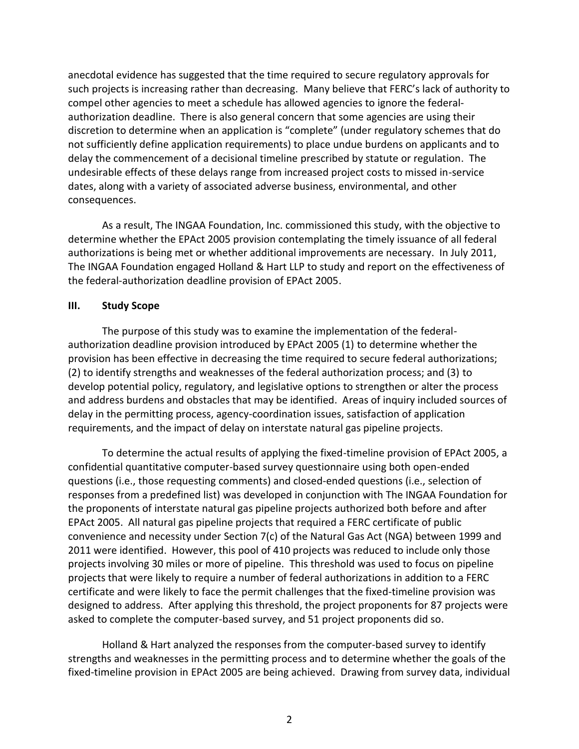anecdotal evidence has suggested that the time required to secure regulatory approvals for such projects is increasing rather than decreasing. Many believe that FERC's lack of authority to compel other agencies to meet a schedule has allowed agencies to ignore the federal-authorization deadline. There is also general concern that some agencies are using their discretion to determine when an application is "complete" (under regulatory schemes that do not sufficiently define application requirements) to place undue burdens on applicants and to delay the commencement of a decisional timeline prescribed by statute or regulation. The undesirable effects of these delays range from increased project costs to missed in-service dates, along with a variety of associated adverse business, environmental, and other consequences.

As a result, The INGAA Foundation, Inc. commissioned this study, with the objective to determine whether the EPAct 2005 provision contemplating the timely issuance of all federal authorizations is being met or whether additional improvements are necessary. In July 2011, The INGAA Foundation engaged Holland & Hart LLP to study and report on the effectiveness of the federal-authorization deadline provision of EPAct 2005.

## III. Study Scope

The purpose of this study was to examine the implementation of the federal-authorization deadline provision introduced by EPAct 2005 (1) to determine whether the provision has been effective in decreasing the time required to secure federal authorizations; (2) to identify strengths and weaknesses of the federal authorization process; and (3) to develop potential policy, regulatory, and legislative options to strengthen or alter the process and address burdens and obstacles that may be identified. Areas of inquiry included sources of delay in the permitting process, agency-coordination issues, satisfaction of application requirements, and the impact of delay on interstate natural gas pipeline projects.

To determine the actual results of applying the fixed-timeline provision of EPAct 2005, a confidential quantitative computer-based survey questionnaire using both open-ended questions (i.e., those requesting comments) and closed-ended questions (i.e., selection of responses from a predefined list) was developed in conjunction with The INGAA Foundation for the proponents of interstate natural gas pipeline projects authorized both before and after EPAct 2005. All natural gas pipeline projects that required a FERC certificate of public convenience and necessity under Section 7(c) of the Natural Gas Act (NGA) between 1999 and 2011 were identified. However, this pool of 410 projects was reduced to include only those projects involving 30 miles or more of pipeline. This threshold was used to focus on pipeline projects that were likely to require a number of federal authorizations in addition to a FERC certificate and were likely to face the permit challenges that the fixed-timeline provision was designed to address. After applying this threshold, the project proponents for 87 projects were asked to complete the computer-based survey, and 51 project proponents did so.

Holland & Hart analyzed the responses from the computer-based survey to identify strengths and weaknesses in the permitting process and to determine whether the goals of the fixed-timeline provision in EPAct 2005 are being achieved. Drawing from survey data, individual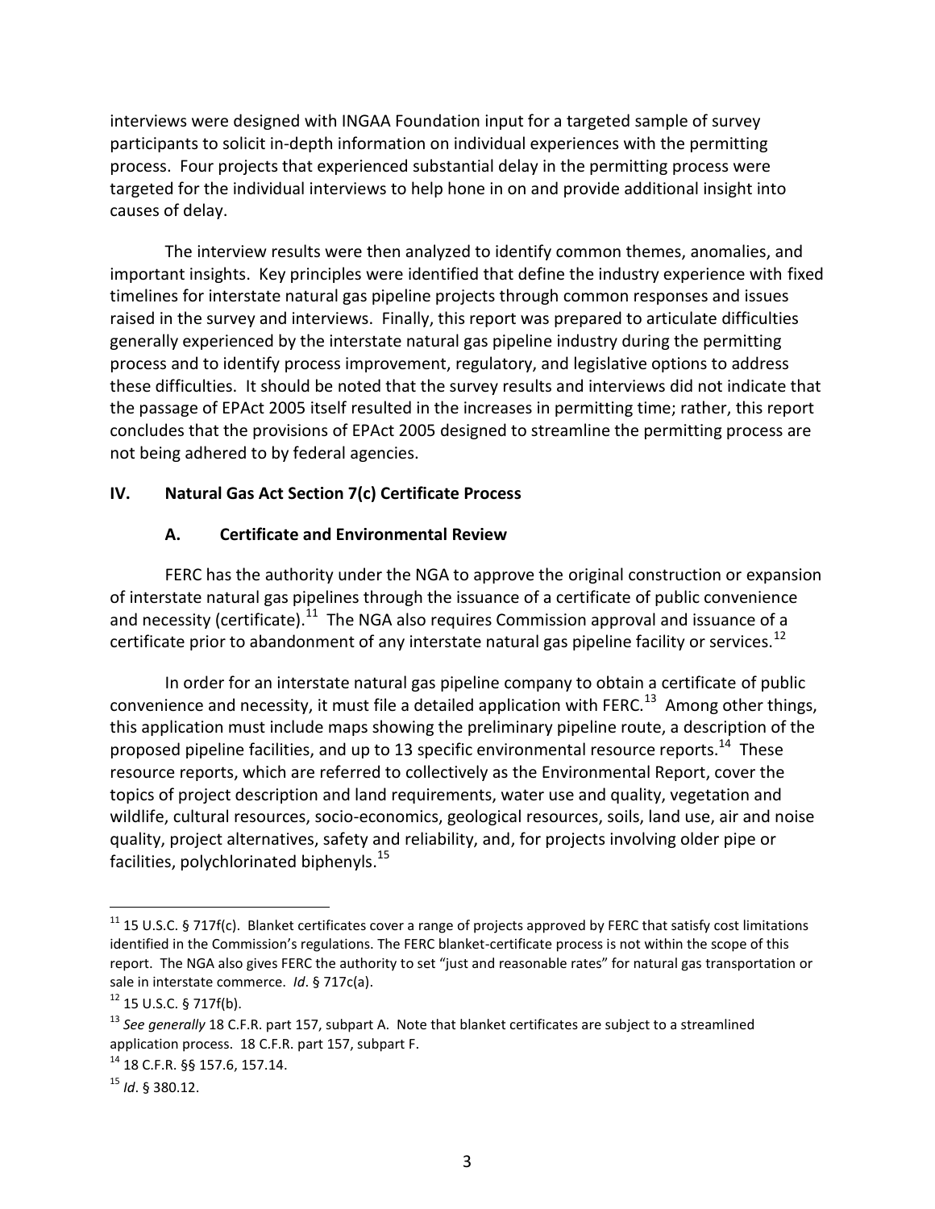interviews were designed with INGAA Foundation input for a targeted sample of survey participants to solicit in-depth information on individual experiences with the permitting process. Four projects that experienced substantial delay in the permitting process were targeted for the individual interviews to help hone in on and provide additional insight into causes of delay.

The interview results were then analyzed to identify common themes, anomalies, and important insights. Key principles were identified that define the industry experience with fixed timelines for interstate natural gas pipeline projects through common responses and issues raised in the survey and interviews. Finally, this report was prepared to articulate difficulties generally experienced by the interstate natural gas pipeline industry during the permitting process and to identify process improvement, regulatory, and legislative options to address these difficulties. It should be noted that the survey results and interviews did not indicate that the passage of EPAct 2005 itself resulted in the increases in permitting time; rather, this report concludes that the provisions of EPAct 2005 designed to streamline the permitting process are not being adhered to by federal agencies.

## IV. Natural Gas Act Section 7(c) Certificate Process

### A. Certificate and Environmental Review

FERC has the authority under the NGA to approve the original construction or expansion of interstate natural gas pipelines through the issuance of a certificate of public convenience and necessity (certificate).[11] The NGA also requires Commission approval and issuance of a certificate prior to abandonment of any interstate natural gas pipeline facility or services.[12]

In order for an interstate natural gas pipeline company to obtain a certificate of public convenience and necessity, it must file a detailed application with FERC.[13] Among other things, this application must include maps showing the preliminary pipeline route, a description of the proposed pipeline facilities, and up to 13 specific environmental resource reports.[14] These resource reports, which are referred to collectively as the Environmental Report, cover the topics of project description and land requirements, water use and quality, vegetation and wildlife, cultural resources, socio-economics, geological resources, soils, land use, air and noise quality, project alternatives, safety and reliability, and, for projects involving older pipe or facilities, polychlorinated biphenyls.[15]

---

[11] 15 U.S.C. § 717f(c). Blanket certificates cover a range of projects approved by FERC that satisfy cost limitations identified in the Commission's regulations. The FERC blanket-certificate process is not within the scope of this report. The NGA also gives FERC the authority to set "just and reasonable rates" for natural gas transportation or sale in interstate commerce. *Id*. § 717c(a).

[12] 15 U.S.C. § 717f(b).

[13] *See generally* 18 C.F.R. part 157, subpart A. Note that blanket certificates are subject to a streamlined application process. 18 C.F.R. part 157, subpart F.

[14] 18 C.F.R. §§ 157.6, 157.14.

[15] *Id*. § 380.12.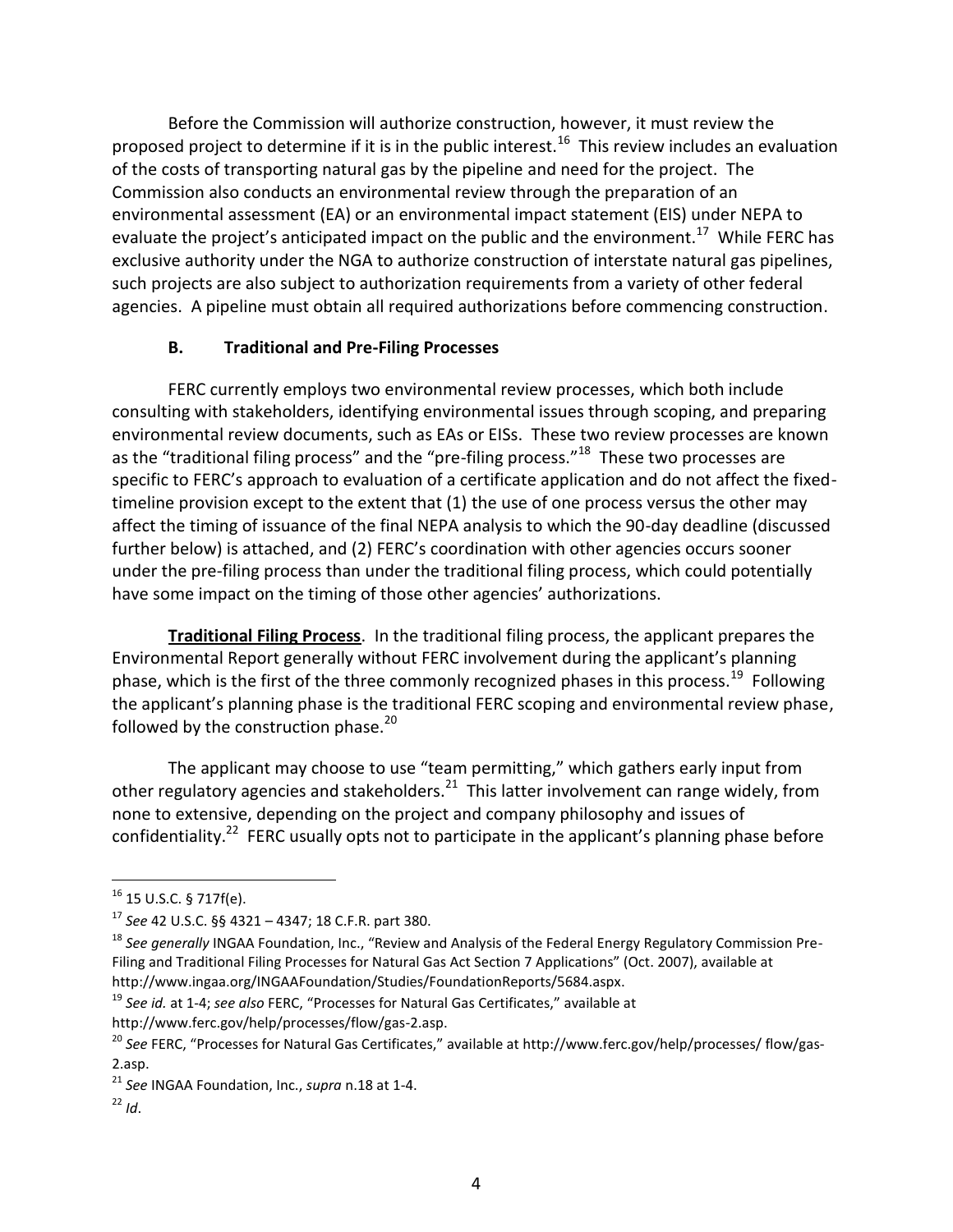Before the Commission will authorize construction, however, it must review the proposed project to determine if it is in the public interest.[16] This review includes an evaluation of the costs of transporting natural gas by the pipeline and need for the project. The Commission also conducts an environmental review through the preparation of an environmental assessment (EA) or an environmental impact statement (EIS) under NEPA to evaluate the project's anticipated impact on the public and the environment.[17] While FERC has exclusive authority under the NGA to authorize construction of interstate natural gas pipelines, such projects are also subject to authorization requirements from a variety of other federal agencies. A pipeline must obtain all required authorizations before commencing construction.

### B. Traditional and Pre-Filing Processes

FERC currently employs two environmental review processes, which both include consulting with stakeholders, identifying environmental issues through scoping, and preparing environmental review documents, such as EAs or EISs. These two review processes are known as the "traditional filing process" and the "pre-filing process."[18] These two processes are specific to FERC's approach to evaluation of a certificate application and do not affect the fixed-timeline provision except to the extent that (1) the use of one process versus the other may affect the timing of issuance of the final NEPA analysis to which the 90-day deadline (discussed further below) is attached, and (2) FERC's coordination with other agencies occurs sooner under the pre-filing process than under the traditional filing process, which could potentially have some impact on the timing of those other agencies' authorizations.

**Traditional Filing Process**. In the traditional filing process, the applicant prepares the Environmental Report generally without FERC involvement during the applicant's planning phase, which is the first of the three commonly recognized phases in this process.[19] Following the applicant's planning phase is the traditional FERC scoping and environmental review phase, followed by the construction phase.[20]

The applicant may choose to use "team permitting," which gathers early input from other regulatory agencies and stakeholders.[21] This latter involvement can range widely, from none to extensive, depending on the project and company philosophy and issues of confidentiality.[22] FERC usually opts not to participate in the applicant's planning phase before

---

[16] 15 U.S.C. § 717f(e).

[17] *See* 42 U.S.C. §§ 4321 – 4347; 18 C.F.R. part 380.

[18] *See generally* INGAA Foundation, Inc., "Review and Analysis of the Federal Energy Regulatory Commission Pre-Filing and Traditional Filing Processes for Natural Gas Act Section 7 Applications" (Oct. 2007), available at http://www.ingaa.org/INGAAFoundation/Studies/FoundationReports/5684.aspx.

[19] *See id.* at 1-4; *see also* FERC, "Processes for Natural Gas Certificates," available at http://www.ferc.gov/help/processes/flow/gas-2.asp.

[20] *See* FERC, "Processes for Natural Gas Certificates," available at http://www.ferc.gov/help/processes/ flow/gas-2.asp.

[21] *See* INGAA Foundation, Inc., *supra* n.18 at 1-4.

[22] *Id*.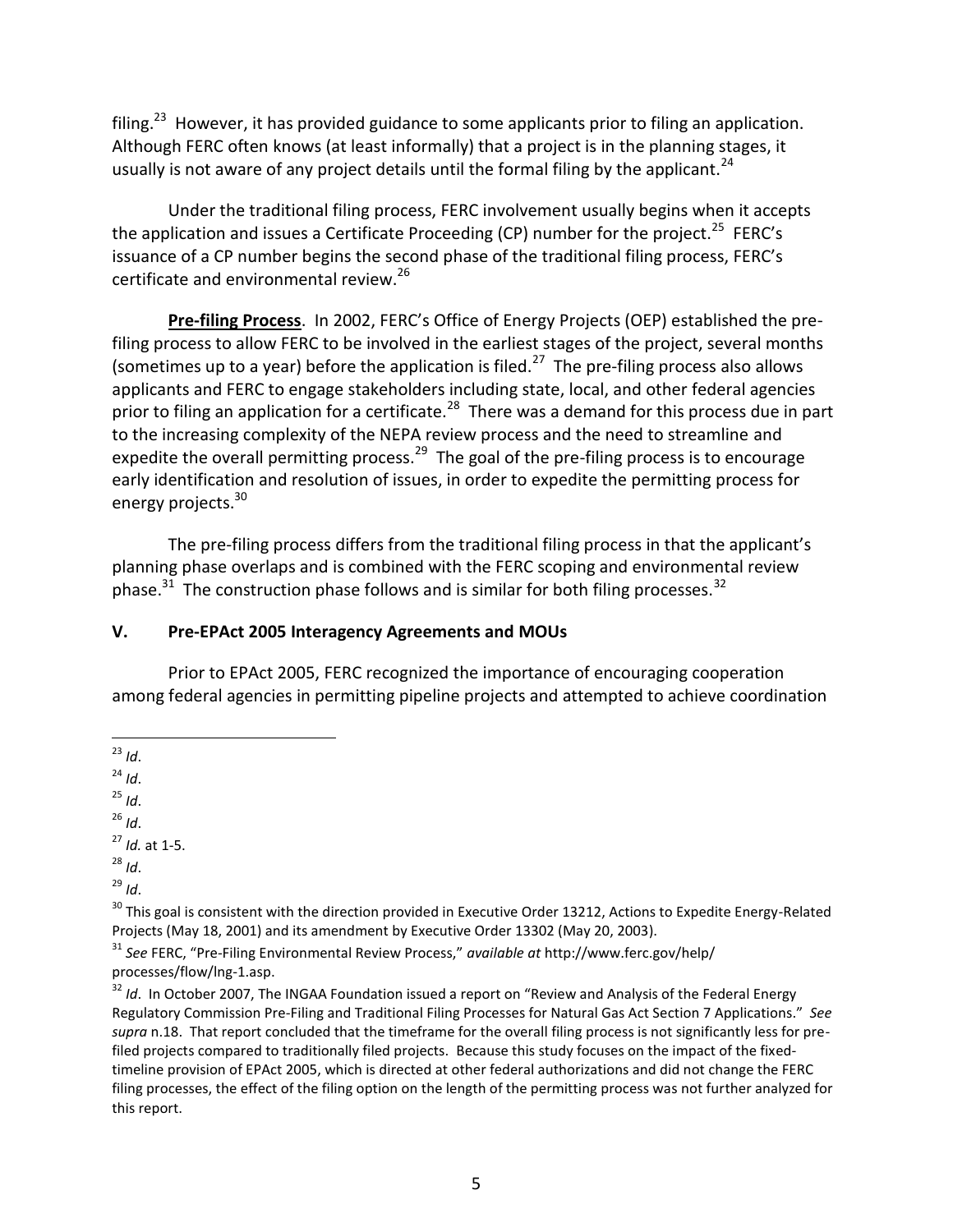filing.[23] However, it has provided guidance to some applicants prior to filing an application. Although FERC often knows (at least informally) that a project is in the planning stages, it usually is not aware of any project details until the formal filing by the applicant.[24]

Under the traditional filing process, FERC involvement usually begins when it accepts the application and issues a Certificate Proceeding (CP) number for the project.[25] FERC's issuance of a CP number begins the second phase of the traditional filing process, FERC's certificate and environmental review.[26]

**Pre-filing Process**. In 2002, FERC's Office of Energy Projects (OEP) established the pre-filing process to allow FERC to be involved in the earliest stages of the project, several months (sometimes up to a year) before the application is filed.[27] The pre-filing process also allows applicants and FERC to engage stakeholders including state, local, and other federal agencies prior to filing an application for a certificate.[28] There was a demand for this process due in part to the increasing complexity of the NEPA review process and the need to streamline and expedite the overall permitting process.[29] The goal of the pre-filing process is to encourage early identification and resolution of issues, in order to expedite the permitting process for energy projects.[30]

The pre-filing process differs from the traditional filing process in that the applicant's planning phase overlaps and is combined with the FERC scoping and environmental review phase.[31] The construction phase follows and is similar for both filing processes.[32]

## V. Pre-EPAct 2005 Interagency Agreements and MOUs

Prior to EPAct 2005, FERC recognized the importance of encouraging cooperation among federal agencies in permitting pipeline projects and attempted to achieve coordination

---

[23] *Id*.

[24] *Id*.

[25] *Id*.

[26] *Id*.

[27] *Id.* at 1-5.

[28] *Id*.

[29] *Id*.

[30] This goal is consistent with the direction provided in Executive Order 13212, Actions to Expedite Energy-Related Projects (May 18, 2001) and its amendment by Executive Order 13302 (May 20, 2003).

[31] *See* FERC, "Pre-Filing Environmental Review Process," *available at* http://www.ferc.gov/help/processes/flow/lng-1.asp.

[32] *Id*. In October 2007, The INGAA Foundation issued a report on "Review and Analysis of the Federal Energy Regulatory Commission Pre-Filing and Traditional Filing Processes for Natural Gas Act Section 7 Applications." *See supra* n.18. That report concluded that the timeframe for the overall filing process is not significantly less for pre-filed projects compared to traditionally filed projects. Because this study focuses on the impact of the fixed-timeline provision of EPAct 2005, which is directed at other federal authorizations and did not change the FERC filing processes, the effect of the filing option on the length of the permitting process was not further analyzed for this report.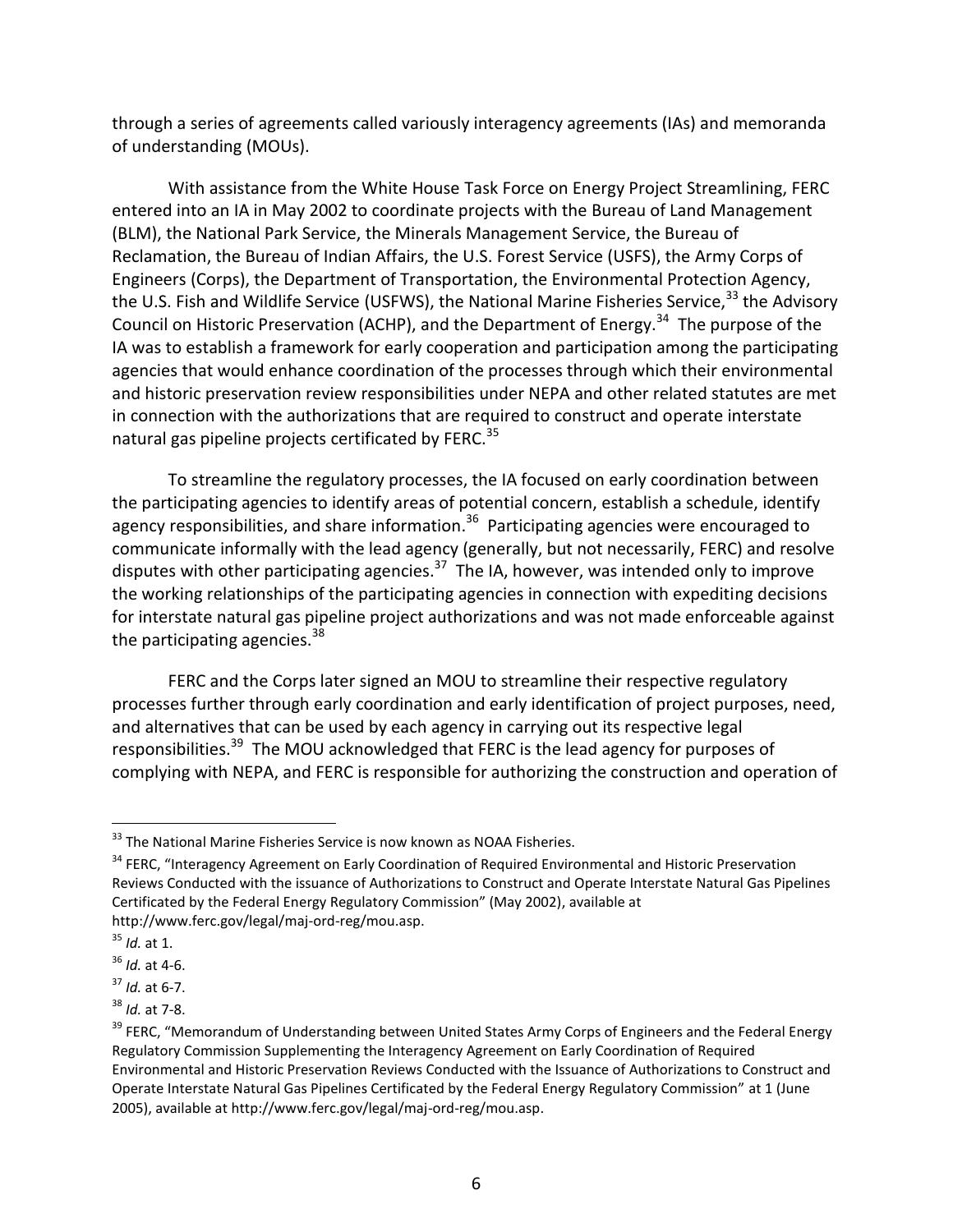through a series of agreements called variously interagency agreements (IAs) and memoranda of understanding (MOUs).

With assistance from the White House Task Force on Energy Project Streamlining, FERC entered into an IA in May 2002 to coordinate projects with the Bureau of Land Management (BLM), the National Park Service, the Minerals Management Service, the Bureau of Reclamation, the Bureau of Indian Affairs, the U.S. Forest Service (USFS), the Army Corps of Engineers (Corps), the Department of Transportation, the Environmental Protection Agency, the U.S. Fish and Wildlife Service (USFWS), the National Marine Fisheries Service,[33] the Advisory Council on Historic Preservation (ACHP), and the Department of Energy.[34] The purpose of the IA was to establish a framework for early cooperation and participation among the participating agencies that would enhance coordination of the processes through which their environmental and historic preservation review responsibilities under NEPA and other related statutes are met in connection with the authorizations that are required to construct and operate interstate natural gas pipeline projects certificated by FERC.[35]

To streamline the regulatory processes, the IA focused on early coordination between the participating agencies to identify areas of potential concern, establish a schedule, identify agency responsibilities, and share information.[36] Participating agencies were encouraged to communicate informally with the lead agency (generally, but not necessarily, FERC) and resolve disputes with other participating agencies.[37] The IA, however, was intended only to improve the working relationships of the participating agencies in connection with expediting decisions for interstate natural gas pipeline project authorizations and was not made enforceable against the participating agencies.[38]

FERC and the Corps later signed an MOU to streamline their respective regulatory processes further through early coordination and early identification of project purposes, need, and alternatives that can be used by each agency in carrying out its respective legal responsibilities.[39] The MOU acknowledged that FERC is the lead agency for purposes of complying with NEPA, and FERC is responsible for authorizing the construction and operation of

---

[33] The National Marine Fisheries Service is now known as NOAA Fisheries.

[34] FERC, "Interagency Agreement on Early Coordination of Required Environmental and Historic Preservation Reviews Conducted with the issuance of Authorizations to Construct and Operate Interstate Natural Gas Pipelines Certificated by the Federal Energy Regulatory Commission" (May 2002), available at http://www.ferc.gov/legal/maj-ord-reg/mou.asp.

[35] *Id.* at 1.

[36] *Id.* at 4-6.

[37] *Id.* at 6-7.

[38] *Id.* at 7-8.

[39] FERC, "Memorandum of Understanding between United States Army Corps of Engineers and the Federal Energy Regulatory Commission Supplementing the Interagency Agreement on Early Coordination of Required Environmental and Historic Preservation Reviews Conducted with the Issuance of Authorizations to Construct and Operate Interstate Natural Gas Pipelines Certificated by the Federal Energy Regulatory Commission" at 1 (June 2005), available at http://www.ferc.gov/legal/maj-ord-reg/mou.asp.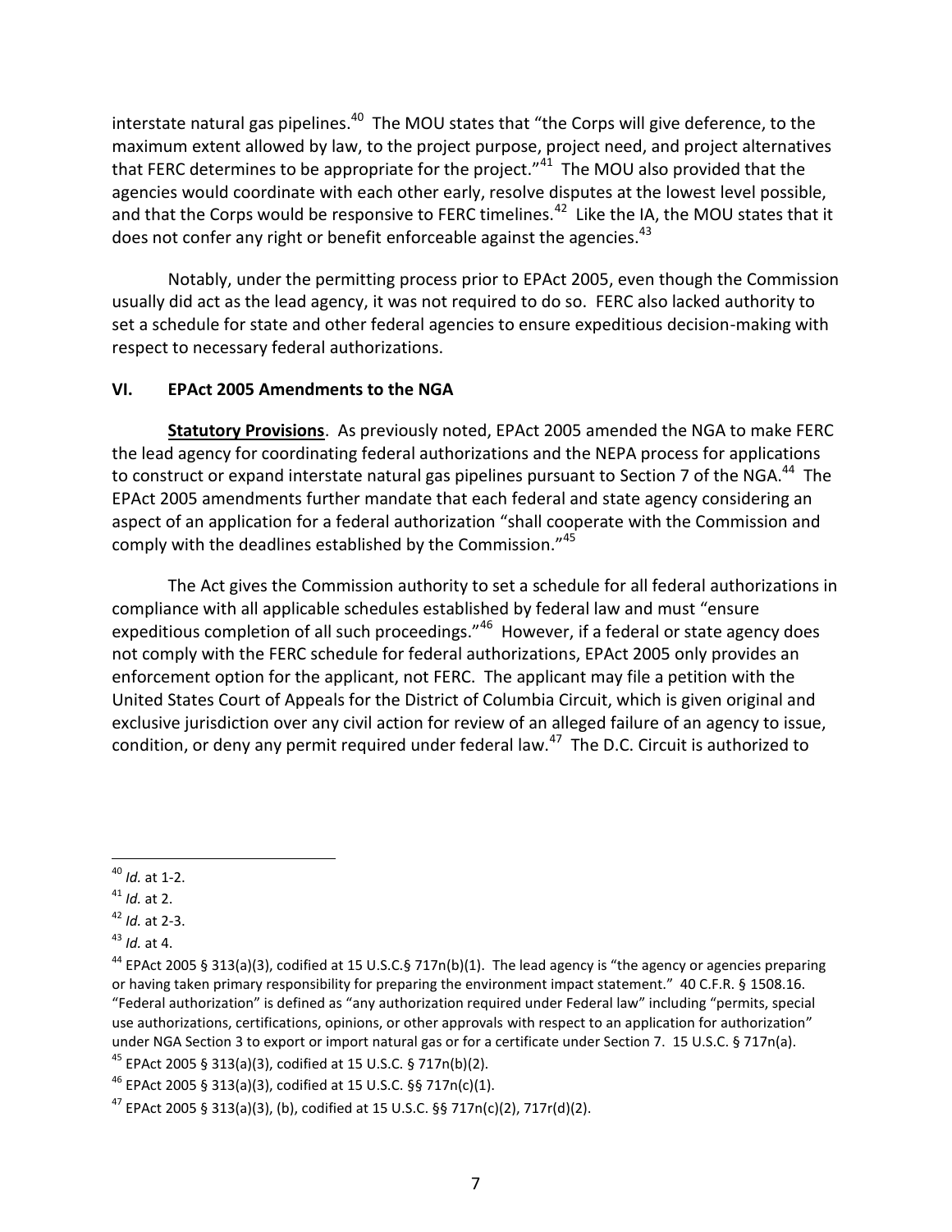interstate natural gas pipelines.[40] The MOU states that "the Corps will give deference, to the maximum extent allowed by law, to the project purpose, project need, and project alternatives that FERC determines to be appropriate for the project."[41] The MOU also provided that the agencies would coordinate with each other early, resolve disputes at the lowest level possible, and that the Corps would be responsive to FERC timelines.[42] Like the IA, the MOU states that it does not confer any right or benefit enforceable against the agencies.[43]

Notably, under the permitting process prior to EPAct 2005, even though the Commission usually did act as the lead agency, it was not required to do so. FERC also lacked authority to set a schedule for state and other federal agencies to ensure expeditious decision-making with respect to necessary federal authorizations.

## VI. EPAct 2005 Amendments to the NGA

**Statutory Provisions**. As previously noted, EPAct 2005 amended the NGA to make FERC the lead agency for coordinating federal authorizations and the NEPA process for applications to construct or expand interstate natural gas pipelines pursuant to Section 7 of the NGA.[44] The EPAct 2005 amendments further mandate that each federal and state agency considering an aspect of an application for a federal authorization "shall cooperate with the Commission and comply with the deadlines established by the Commission."[45]

The Act gives the Commission authority to set a schedule for all federal authorizations in compliance with all applicable schedules established by federal law and must "ensure expeditious completion of all such proceedings."[46] However, if a federal or state agency does not comply with the FERC schedule for federal authorizations, EPAct 2005 only provides an enforcement option for the applicant, not FERC. The applicant may file a petition with the United States Court of Appeals for the District of Columbia Circuit, which is given original and exclusive jurisdiction over any civil action for review of an alleged failure of an agency to issue, condition, or deny any permit required under federal law.[47] The D.C. Circuit is authorized to

---

[40] *Id.* at 1-2.

[41] *Id.* at 2.

[42] *Id.* at 2-3.

[43] *Id.* at 4.

[44] EPAct 2005 § 313(a)(3), codified at 15 U.S.C.§ 717n(b)(1). The lead agency is "the agency or agencies preparing or having taken primary responsibility for preparing the environment impact statement." 40 C.F.R. § 1508.16. "Federal authorization" is defined as "any authorization required under Federal law" including "permits, special use authorizations, certifications, opinions, or other approvals with respect to an application for authorization" under NGA Section 3 to export or import natural gas or for a certificate under Section 7. 15 U.S.C. § 717n(a).

[45] EPAct 2005 § 313(a)(3), codified at 15 U.S.C. § 717n(b)(2).

[46] EPAct 2005 § 313(a)(3), codified at 15 U.S.C. §§ 717n(c)(1).

[47] EPAct 2005 § 313(a)(3), (b), codified at 15 U.S.C. §§ 717n(c)(2), 717r(d)(2).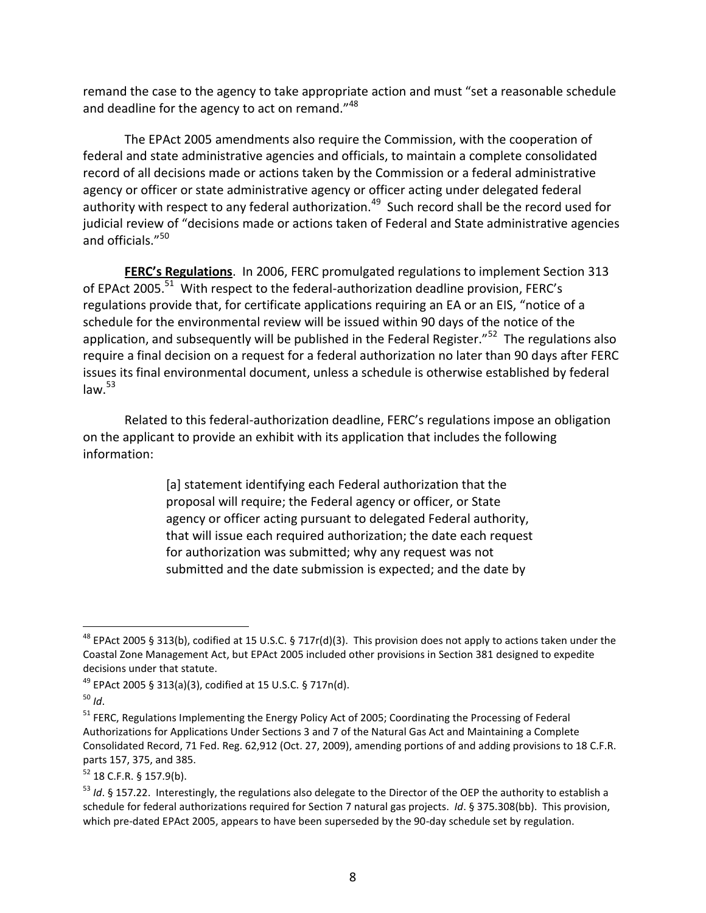remand the case to the agency to take appropriate action and must "set a reasonable schedule and deadline for the agency to act on remand."[48]

The EPAct 2005 amendments also require the Commission, with the cooperation of federal and state administrative agencies and officials, to maintain a complete consolidated record of all decisions made or actions taken by the Commission or a federal administrative agency or officer or state administrative agency or officer acting under delegated federal authority with respect to any federal authorization.[49] Such record shall be the record used for judicial review of "decisions made or actions taken of Federal and State administrative agencies and officials."[50]

**FERC's Regulations**. In 2006, FERC promulgated regulations to implement Section 313 of EPAct 2005.[51] With respect to the federal-authorization deadline provision, FERC's regulations provide that, for certificate applications requiring an EA or an EIS, "notice of a schedule for the environmental review will be issued within 90 days of the notice of the application, and subsequently will be published in the Federal Register."[52] The regulations also require a final decision on a request for a federal authorization no later than 90 days after FERC issues its final environmental document, unless a schedule is otherwise established by federal law.[53]

Related to this federal-authorization deadline, FERC's regulations impose an obligation on the applicant to provide an exhibit with its application that includes the following information:

> [a] statement identifying each Federal authorization that the proposal will require; the Federal agency or officer, or State agency or officer acting pursuant to delegated Federal authority, that will issue each required authorization; the date each request for authorization was submitted; why any request was not submitted and the date submission is expected; and the date by

---

[48] EPAct 2005 § 313(b), codified at 15 U.S.C. § 717r(d)(3). This provision does not apply to actions taken under the Coastal Zone Management Act, but EPAct 2005 included other provisions in Section 381 designed to expedite decisions under that statute.

[49] EPAct 2005 § 313(a)(3), codified at 15 U.S.C. § 717n(d).

[50] *Id*.

[51] FERC, Regulations Implementing the Energy Policy Act of 2005; Coordinating the Processing of Federal Authorizations for Applications Under Sections 3 and 7 of the Natural Gas Act and Maintaining a Complete Consolidated Record, 71 Fed. Reg. 62,912 (Oct. 27, 2009), amending portions of and adding provisions to 18 C.F.R. parts 157, 375, and 385.

[52] 18 C.F.R. § 157.9(b).

[53] *Id*. § 157.22. Interestingly, the regulations also delegate to the Director of the OEP the authority to establish a schedule for federal authorizations required for Section 7 natural gas projects. *Id*. § 375.308(bb). This provision, which pre-dated EPAct 2005, appears to have been superseded by the 90-day schedule set by regulation.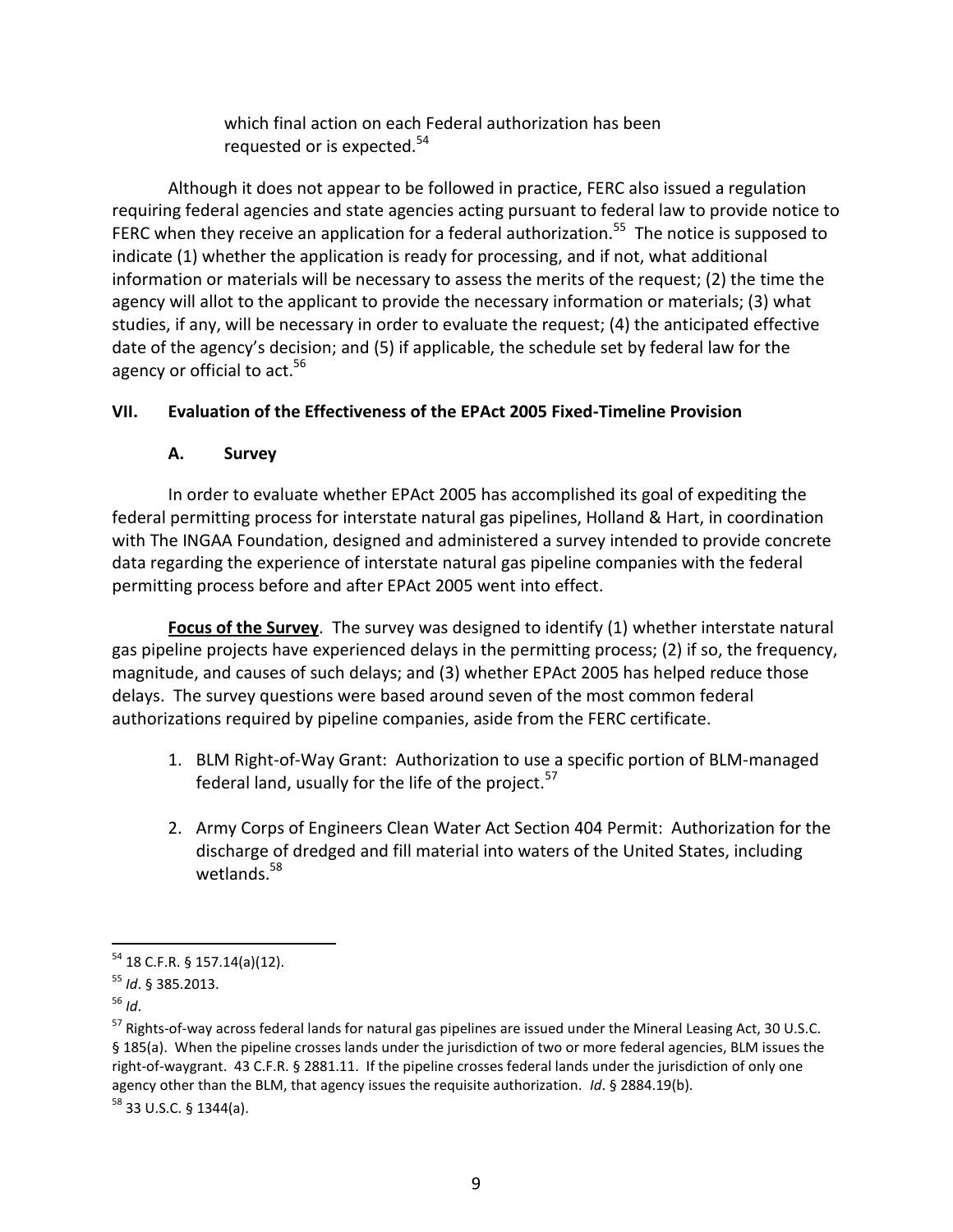which final action on each Federal authorization has been requested or is expected.[54]

Although it does not appear to be followed in practice, FERC also issued a regulation requiring federal agencies and state agencies acting pursuant to federal law to provide notice to FERC when they receive an application for a federal authorization.[55] The notice is supposed to indicate (1) whether the application is ready for processing, and if not, what additional information or materials will be necessary to assess the merits of the request; (2) the time the agency will allot to the applicant to provide the necessary information or materials; (3) what studies, if any, will be necessary in order to evaluate the request; (4) the anticipated effective date of the agency's decision; and (5) if applicable, the schedule set by federal law for the agency or official to act.[56]

## VII. Evaluation of the Effectiveness of the EPAct 2005 Fixed-Timeline Provision

### A. Survey

In order to evaluate whether EPAct 2005 has accomplished its goal of expediting the federal permitting process for interstate natural gas pipelines, Holland & Hart, in coordination with The INGAA Foundation, designed and administered a survey intended to provide concrete data regarding the experience of interstate natural gas pipeline companies with the federal permitting process before and after EPAct 2005 went into effect.

**Focus of the Survey**. The survey was designed to identify (1) whether interstate natural gas pipeline projects have experienced delays in the permitting process; (2) if so, the frequency, magnitude, and causes of such delays; and (3) whether EPAct 2005 has helped reduce those delays. The survey questions were based around seven of the most common federal authorizations required by pipeline companies, aside from the FERC certificate.

1. BLM Right-of-Way Grant: Authorization to use a specific portion of BLM-managed federal land, usually for the life of the project.[57]
2. Army Corps of Engineers Clean Water Act Section 404 Permit: Authorization for the discharge of dredged and fill material into waters of the United States, including wetlands.[58]

---

[54] 18 C.F.R. § 157.14(a)(12).

[55] *Id*. § 385.2013.

[56] *Id*.

[57] Rights-of-way across federal lands for natural gas pipelines are issued under the Mineral Leasing Act, 30 U.S.C. § 185(a). When the pipeline crosses lands under the jurisdiction of two or more federal agencies, BLM issues the right-of-waygrant. 43 C.F.R. § 2881.11. If the pipeline crosses federal lands under the jurisdiction of only one agency other than the BLM, that agency issues the requisite authorization. *Id*. § 2884.19(b).

[58] 33 U.S.C. § 1344(a).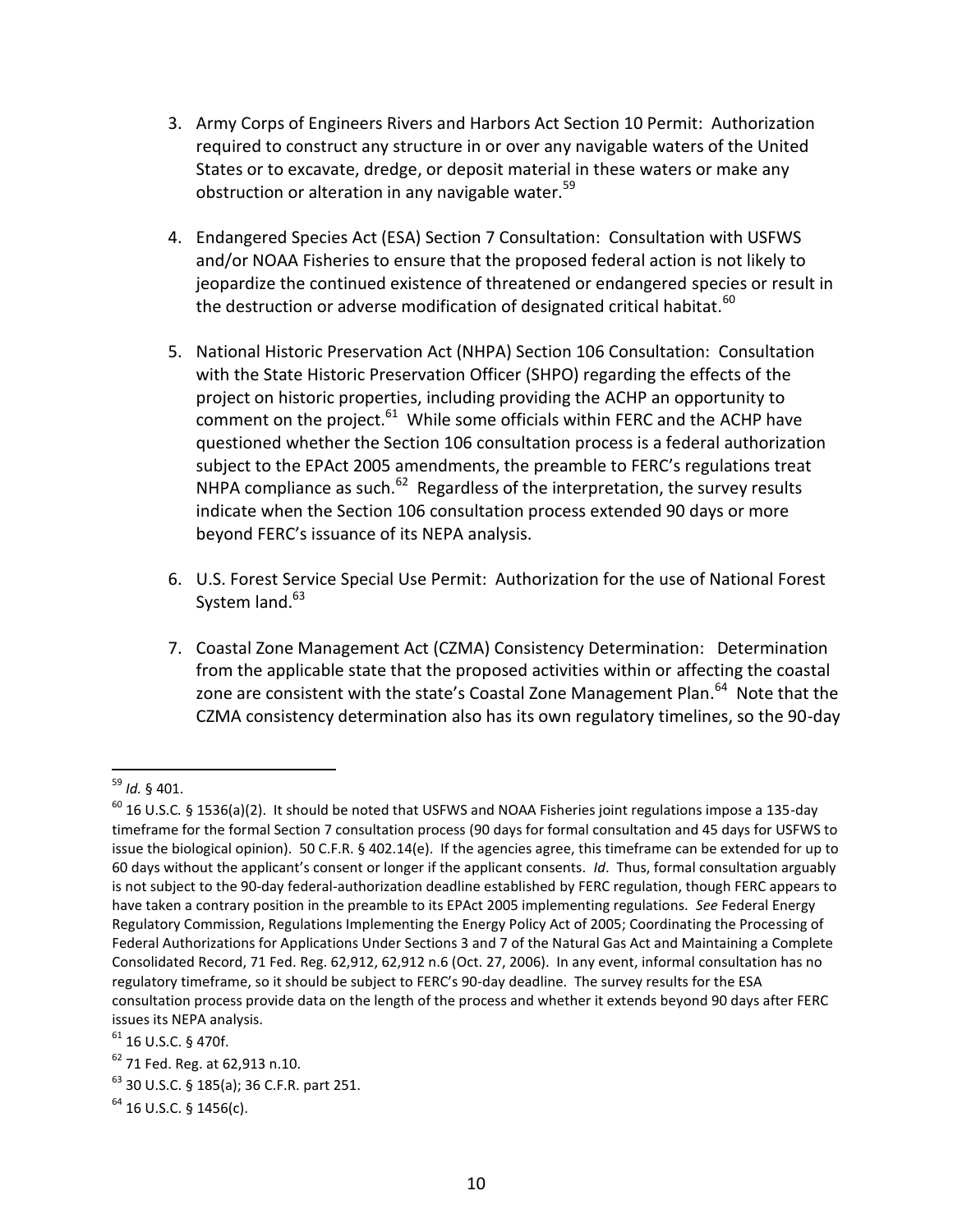3. Army Corps of Engineers Rivers and Harbors Act Section 10 Permit: Authorization required to construct any structure in or over any navigable waters of the United States or to excavate, dredge, or deposit material in these waters or make any obstruction or alteration in any navigable water.[59]

4. Endangered Species Act (ESA) Section 7 Consultation: Consultation with USFWS and/or NOAA Fisheries to ensure that the proposed federal action is not likely to jeopardize the continued existence of threatened or endangered species or result in the destruction or adverse modification of designated critical habitat.[60]

5. National Historic Preservation Act (NHPA) Section 106 Consultation: Consultation with the State Historic Preservation Officer (SHPO) regarding the effects of the project on historic properties, including providing the ACHP an opportunity to comment on the project.[61] While some officials within FERC and the ACHP have questioned whether the Section 106 consultation process is a federal authorization subject to the EPAct 2005 amendments, the preamble to FERC's regulations treat NHPA compliance as such.[62] Regardless of the interpretation, the survey results indicate when the Section 106 consultation process extended 90 days or more beyond FERC's issuance of its NEPA analysis.

6. U.S. Forest Service Special Use Permit: Authorization for the use of National Forest System land.[63]

7. Coastal Zone Management Act (CZMA) Consistency Determination: Determination from the applicable state that the proposed activities within or affecting the coastal zone are consistent with the state's Coastal Zone Management Plan.[64] Note that the CZMA consistency determination also has its own regulatory timelines, so the 90-day

---

[59] *Id.* § 401.

[60] 16 U.S.C. § 1536(a)(2). It should be noted that USFWS and NOAA Fisheries joint regulations impose a 135-day timeframe for the formal Section 7 consultation process (90 days for formal consultation and 45 days for USFWS to issue the biological opinion). 50 C.F.R. § 402.14(e). If the agencies agree, this timeframe can be extended for up to 60 days without the applicant's consent or longer if the applicant consents. *Id*. Thus, formal consultation arguably is not subject to the 90-day federal-authorization deadline established by FERC regulation, though FERC appears to have taken a contrary position in the preamble to its EPAct 2005 implementing regulations. *See* Federal Energy Regulatory Commission, Regulations Implementing the Energy Policy Act of 2005; Coordinating the Processing of Federal Authorizations for Applications Under Sections 3 and 7 of the Natural Gas Act and Maintaining a Complete Consolidated Record, 71 Fed. Reg. 62,912, 62,912 n.6 (Oct. 27, 2006). In any event, informal consultation has no regulatory timeframe, so it should be subject to FERC's 90-day deadline. The survey results for the ESA consultation process provide data on the length of the process and whether it extends beyond 90 days after FERC issues its NEPA analysis.

[61] 16 U.S.C. § 470f.

[62] 71 Fed. Reg. at 62,913 n.10.

[63] 30 U.S.C. § 185(a); 36 C.F.R. part 251.

[64] 16 U.S.C. § 1456(c).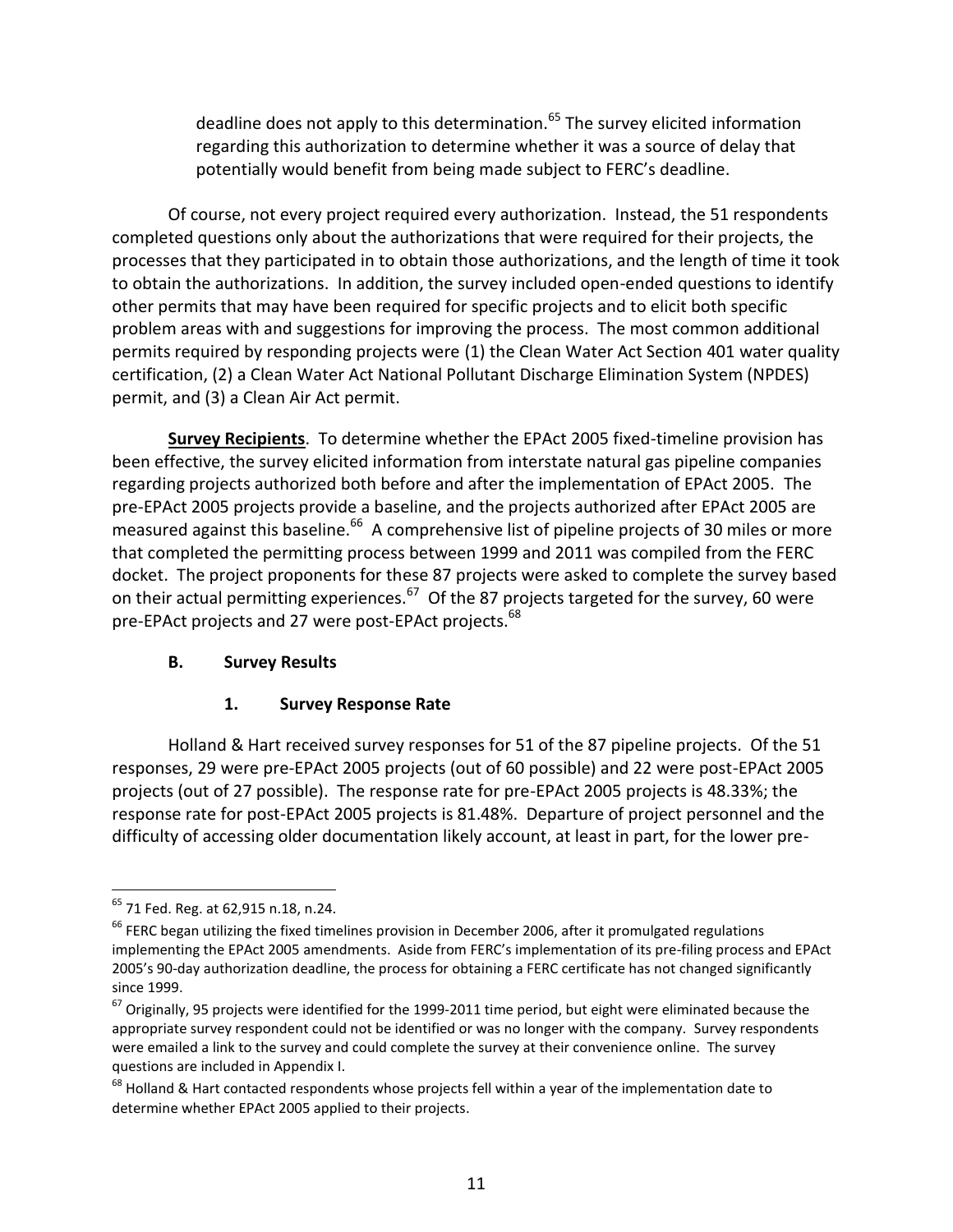deadline does not apply to this determination.[65] The survey elicited information regarding this authorization to determine whether it was a source of delay that potentially would benefit from being made subject to FERC's deadline.

Of course, not every project required every authorization. Instead, the 51 respondents completed questions only about the authorizations that were required for their projects, the processes that they participated in to obtain those authorizations, and the length of time it took to obtain the authorizations. In addition, the survey included open-ended questions to identify other permits that may have been required for specific projects and to elicit both specific problem areas with and suggestions for improving the process. The most common additional permits required by responding projects were (1) the Clean Water Act Section 401 water quality certification, (2) a Clean Water Act National Pollutant Discharge Elimination System (NPDES) permit, and (3) a Clean Air Act permit.

**Survey Recipients**. To determine whether the EPAct 2005 fixed-timeline provision has been effective, the survey elicited information from interstate natural gas pipeline companies regarding projects authorized both before and after the implementation of EPAct 2005. The pre-EPAct 2005 projects provide a baseline, and the projects authorized after EPAct 2005 are measured against this baseline.[66] A comprehensive list of pipeline projects of 30 miles or more that completed the permitting process between 1999 and 2011 was compiled from the FERC docket. The project proponents for these 87 projects were asked to complete the survey based on their actual permitting experiences.[67] Of the 87 projects targeted for the survey, 60 were pre-EPAct projects and 27 were post-EPAct projects.[68]

### B. Survey Results

#### 1. Survey Response Rate

Holland & Hart received survey responses for 51 of the 87 pipeline projects. Of the 51 responses, 29 were pre-EPAct 2005 projects (out of 60 possible) and 22 were post-EPAct 2005 projects (out of 27 possible). The response rate for pre-EPAct 2005 projects is 48.33%; the response rate for post-EPAct 2005 projects is 81.48%. Departure of project personnel and the difficulty of accessing older documentation likely account, at least in part, for the lower pre-

---

[65] 71 Fed. Reg. at 62,915 n.18, n.24.

[66] FERC began utilizing the fixed timelines provision in December 2006, after it promulgated regulations implementing the EPAct 2005 amendments. Aside from FERC's implementation of its pre-filing process and EPAct 2005's 90-day authorization deadline, the process for obtaining a FERC certificate has not changed significantly since 1999.

[67] Originally, 95 projects were identified for the 1999-2011 time period, but eight were eliminated because the appropriate survey respondent could not be identified or was no longer with the company. Survey respondents were emailed a link to the survey and could complete the survey at their convenience online. The survey questions are included in Appendix I.

[68] Holland & Hart contacted respondents whose projects fell within a year of the implementation date to determine whether EPAct 2005 applied to their projects.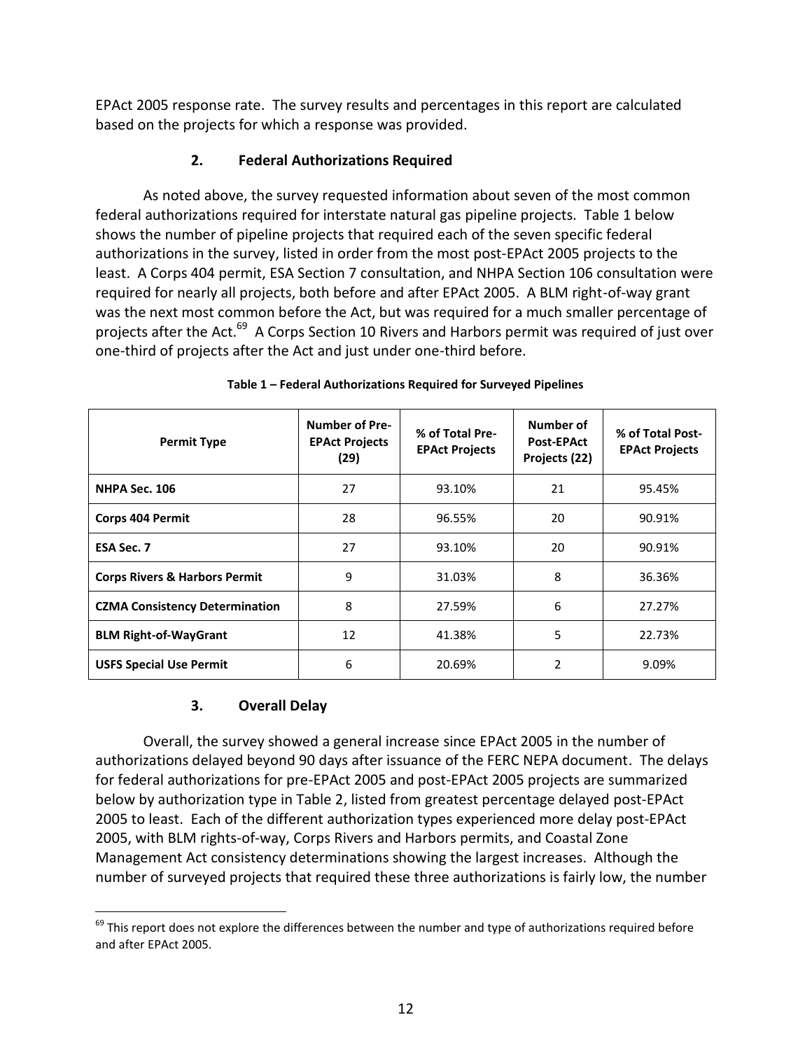EPAct 2005 response rate. The survey results and percentages in this report are calculated based on the projects for which a response was provided.

### 2. Federal Authorizations Required

As noted above, the survey requested information about seven of the most common federal authorizations required for interstate natural gas pipeline projects. Table 1 below shows the number of pipeline projects that required each of the seven specific federal authorizations in the survey, listed in order from the most post-EPAct 2005 projects to the least. A Corps 404 permit, ESA Section 7 consultation, and NHPA Section 106 consultation were required for nearly all projects, both before and after EPAct 2005. A BLM right-of-way grant was the next most common before the Act, but was required for a much smaller percentage of projects after the Act.[69] A Corps Section 10 Rivers and Harbors permit was required of just over one-third of projects after the Act and just under one-third before.

**Table 1 – Federal Authorizations Required for Surveyed Pipelines**

| Permit Type | Number of Pre-EPAct Projects (29) | % of Total Pre-EPAct Projects | Number of Post-EPAct Projects (22) | % of Total Post-EPAct Projects |
|---|---|---|---|---|
| **NHPA Sec. 106** | 27 | 93.10% | 21 | 95.45% |
| **Corps 404 Permit** | 28 | 96.55% | 20 | 90.91% |
| **ESA Sec. 7** | 27 | 93.10% | 20 | 90.91% |
| **Corps Rivers & Harbors Permit** | 9 | 31.03% | 8 | 36.36% |
| **CZMA Consistency Determination** | 8 | 27.59% | 6 | 27.27% |
| **BLM Right-of-WayGrant** | 12 | 41.38% | 5 | 22.73% |
| **USFS Special Use Permit** | 6 | 20.69% | 2 | 9.09% |

### 3. Overall Delay

Overall, the survey showed a general increase since EPAct 2005 in the number of authorizations delayed beyond 90 days after issuance of the FERC NEPA document. The delays for federal authorizations for pre-EPAct 2005 and post-EPAct 2005 projects are summarized below by authorization type in Table 2, listed from greatest percentage delayed post-EPAct 2005 to least. Each of the different authorization types experienced more delay post-EPAct 2005, with BLM rights-of-way, Corps Rivers and Harbors permits, and Coastal Zone Management Act consistency determinations showing the largest increases. Although the number of surveyed projects that required these three authorizations is fairly low, the number

[69] This report does not explore the differences between the number and type of authorizations required before and after EPAct 2005.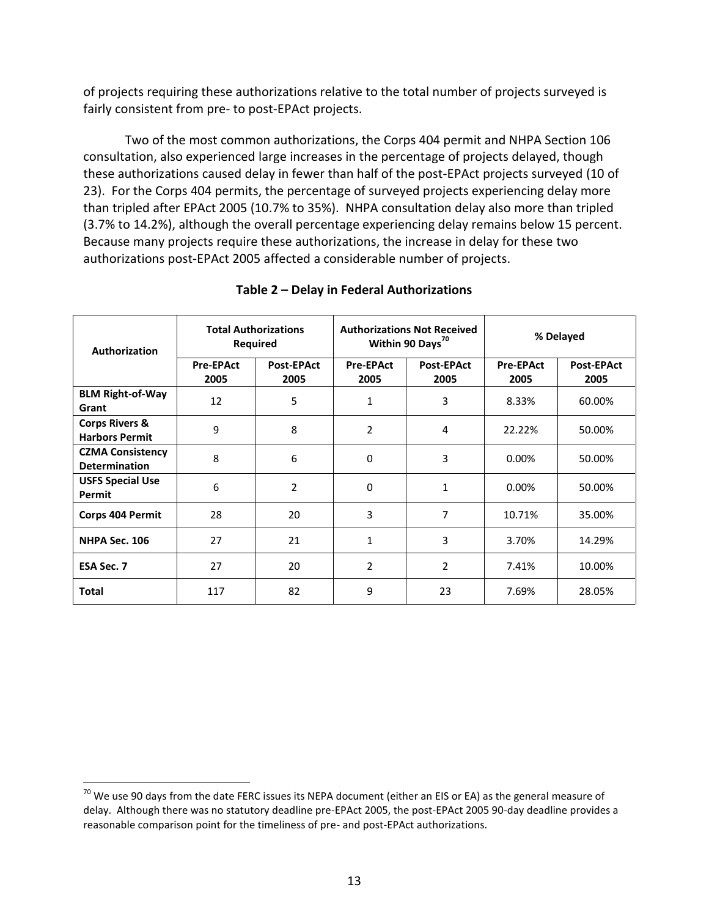of projects requiring these authorizations relative to the total number of projects surveyed is fairly consistent from pre- to post-EPAct projects.

Two of the most common authorizations, the Corps 404 permit and NHPA Section 106 consultation, also experienced large increases in the percentage of projects delayed, though these authorizations caused delay in fewer than half of the post-EPAct projects surveyed (10 of 23). For the Corps 404 permits, the percentage of surveyed projects experiencing delay more than tripled after EPAct 2005 (10.7% to 35%). NHPA consultation delay also more than tripled (3.7% to 14.2%), although the overall percentage experiencing delay remains below 15 percent. Because many projects require these authorizations, the increase in delay for these two authorizations post-EPAct 2005 affected a considerable number of projects.

**Table 2 – Delay in Federal Authorizations**

| Authorization | Total Authorizations Required | | Authorizations Not Received Within 90 Days[70] | | % Delayed | |
|---|---|---|---|---|---|---|
| | Pre-EPAct 2005 | Post-EPAct 2005 | Pre-EPAct 2005 | Post-EPAct 2005 | Pre-EPAct 2005 | Post-EPAct 2005 |
| **BLM Right-of-Way Grant** | 12 | 5 | 1 | 3 | 8.33% | 60.00% |
| **Corps Rivers & Harbors Permit** | 9 | 8 | 2 | 4 | 22.22% | 50.00% |
| **CZMA Consistency Determination** | 8 | 6 | 0 | 3 | 0.00% | 50.00% |
| **USFS Special Use Permit** | 6 | 2 | 0 | 1 | 0.00% | 50.00% |
| **Corps 404 Permit** | 28 | 20 | 3 | 7 | 10.71% | 35.00% |
| **NHPA Sec. 106** | 27 | 21 | 1 | 3 | 3.70% | 14.29% |
| **ESA Sec. 7** | 27 | 20 | 2 | 2 | 7.41% | 10.00% |
| **Total** | 117 | 82 | 9 | 23 | 7.69% | 28.05% |

[70] We use 90 days from the date FERC issues its NEPA document (either an EIS or EA) as the general measure of delay. Although there was no statutory deadline pre-EPAct 2005, the post-EPAct 2005 90-day deadline provides a reasonable comparison point for the timeliness of pre- and post-EPAct authorizations.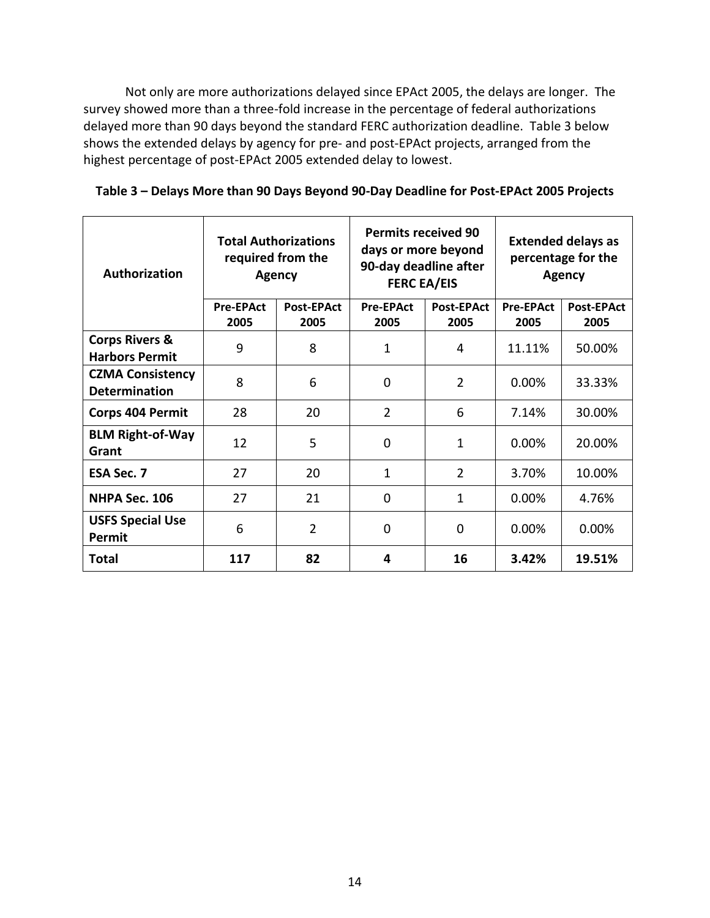Not only are more authorizations delayed since EPAct 2005, the delays are longer. The survey showed more than a three-fold increase in the percentage of federal authorizations delayed more than 90 days beyond the standard FERC authorization deadline. Table 3 below shows the extended delays by agency for pre- and post-EPAct projects, arranged from the highest percentage of post-EPAct 2005 extended delay to lowest.

**Table 3 – Delays More than 90 Days Beyond 90-Day Deadline for Post-EPAct 2005 Projects**

| Authorization | Total Authorizations required from the Agency | | Permits received 90 days or more beyond 90-day deadline after FERC EA/EIS | | Extended delays as percentage for the Agency | |
|---|---|---|---|---|---|---|
| | Pre-EPAct 2005 | Post-EPAct 2005 | Pre-EPAct 2005 | Post-EPAct 2005 | Pre-EPAct 2005 | Post-EPAct 2005 |
| **Corps Rivers & Harbors Permit** | 9 | 8 | 1 | 4 | 11.11% | 50.00% |
| **CZMA Consistency Determination** | 8 | 6 | 0 | 2 | 0.00% | 33.33% |
| **Corps 404 Permit** | 28 | 20 | 2 | 6 | 7.14% | 30.00% |
| **BLM Right-of-Way Grant** | 12 | 5 | 0 | 1 | 0.00% | 20.00% |
| **ESA Sec. 7** | 27 | 20 | 1 | 2 | 3.70% | 10.00% |
| **NHPA Sec. 106** | 27 | 21 | 0 | 1 | 0.00% | 4.76% |
| **USFS Special Use Permit** | 6 | 2 | 0 | 0 | 0.00% | 0.00% |
| **Total** | **117** | **82** | **4** | **16** | **3.42%** | **19.51%** |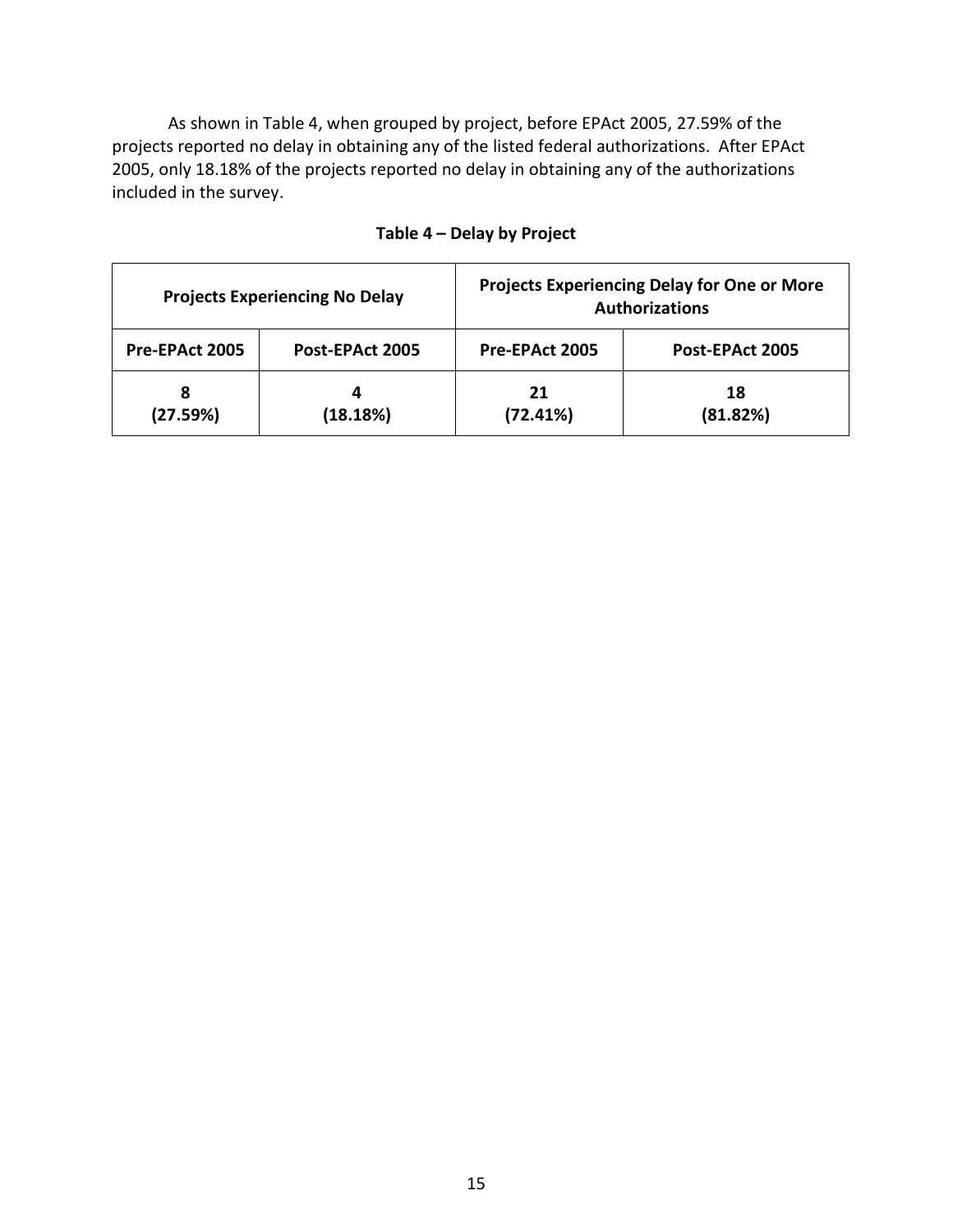As shown in Table 4, when grouped by project, before EPAct 2005, 27.59% of the projects reported no delay in obtaining any of the listed federal authorizations. After EPAct 2005, only 18.18% of the projects reported no delay in obtaining any of the authorizations included in the survey.

**Table 4 – Delay by Project**

| Projects Experiencing No Delay | | Projects Experiencing Delay for One or More Authorizations | |
|---|---|---|---|
| **Pre-EPAct 2005** | **Post-EPAct 2005** | **Pre-EPAct 2005** | **Post-EPAct 2005** |
| **8 (27.59%)** | **4 (18.18%)** | **21 (72.41%)** | **18 (81.82%)** |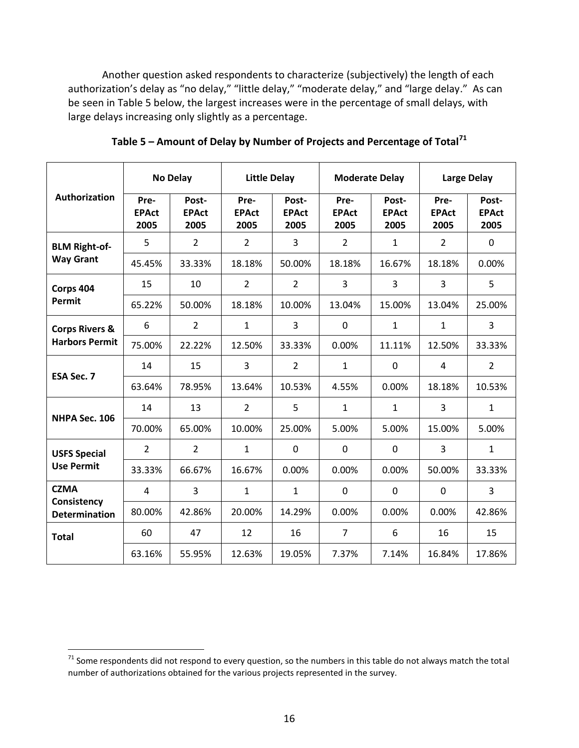Another question asked respondents to characterize (subjectively) the length of each authorization's delay as "no delay," "little delay," "moderate delay," and "large delay." As can be seen in Table 5 below, the largest increases were in the percentage of small delays, with large delays increasing only slightly as a percentage.

**Table 5 – Amount of Delay by Number of Projects and Percentage of Total**[71]

| Authorization | No Delay | | Little Delay | | Moderate Delay | | Large Delay | |
|---|---|---|---|---|---|---|---|---|
| | Pre-EPAct 2005 | Post-EPAct 2005 | Pre-EPAct 2005 | Post-EPAct 2005 | Pre-EPAct 2005 | Post-EPAct 2005 | Pre-EPAct 2005 | Post-EPAct 2005 |
| **BLM Right-of-Way Grant** | 5 | 2 | 2 | 3 | 2 | 1 | 2 | 0 |
| | 45.45% | 33.33% | 18.18% | 50.00% | 18.18% | 16.67% | 18.18% | 0.00% |
| **Corps 404 Permit** | 15 | 10 | 2 | 2 | 3 | 3 | 3 | 5 |
| | 65.22% | 50.00% | 18.18% | 10.00% | 13.04% | 15.00% | 13.04% | 25.00% |
| **Corps Rivers & Harbors Permit** | 6 | 2 | 1 | 3 | 0 | 1 | 1 | 3 |
| | 75.00% | 22.22% | 12.50% | 33.33% | 0.00% | 11.11% | 12.50% | 33.33% |
| **ESA Sec. 7** | 14 | 15 | 3 | 2 | 1 | 0 | 4 | 2 |
| | 63.64% | 78.95% | 13.64% | 10.53% | 4.55% | 0.00% | 18.18% | 10.53% |
| **NHPA Sec. 106** | 14 | 13 | 2 | 5 | 1 | 1 | 3 | 1 |
| | 70.00% | 65.00% | 10.00% | 25.00% | 5.00% | 5.00% | 15.00% | 5.00% |
| **USFS Special Use Permit** | 2 | 2 | 1 | 0 | 0 | 0 | 3 | 1 |
| | 33.33% | 66.67% | 16.67% | 0.00% | 0.00% | 0.00% | 50.00% | 33.33% |
| **CZMA Consistency Determination** | 4 | 3 | 1 | 1 | 0 | 0 | 0 | 3 |
| | 80.00% | 42.86% | 20.00% | 14.29% | 0.00% | 0.00% | 0.00% | 42.86% |
| **Total** | 60 | 47 | 12 | 16 | 7 | 6 | 16 | 15 |
| | 63.16% | 55.95% | 12.63% | 19.05% | 7.37% | 7.14% | 16.84% | 17.86% |

[71] Some respondents did not respond to every question, so the numbers in this table do not always match the total number of authorizations obtained for the various projects represented in the survey.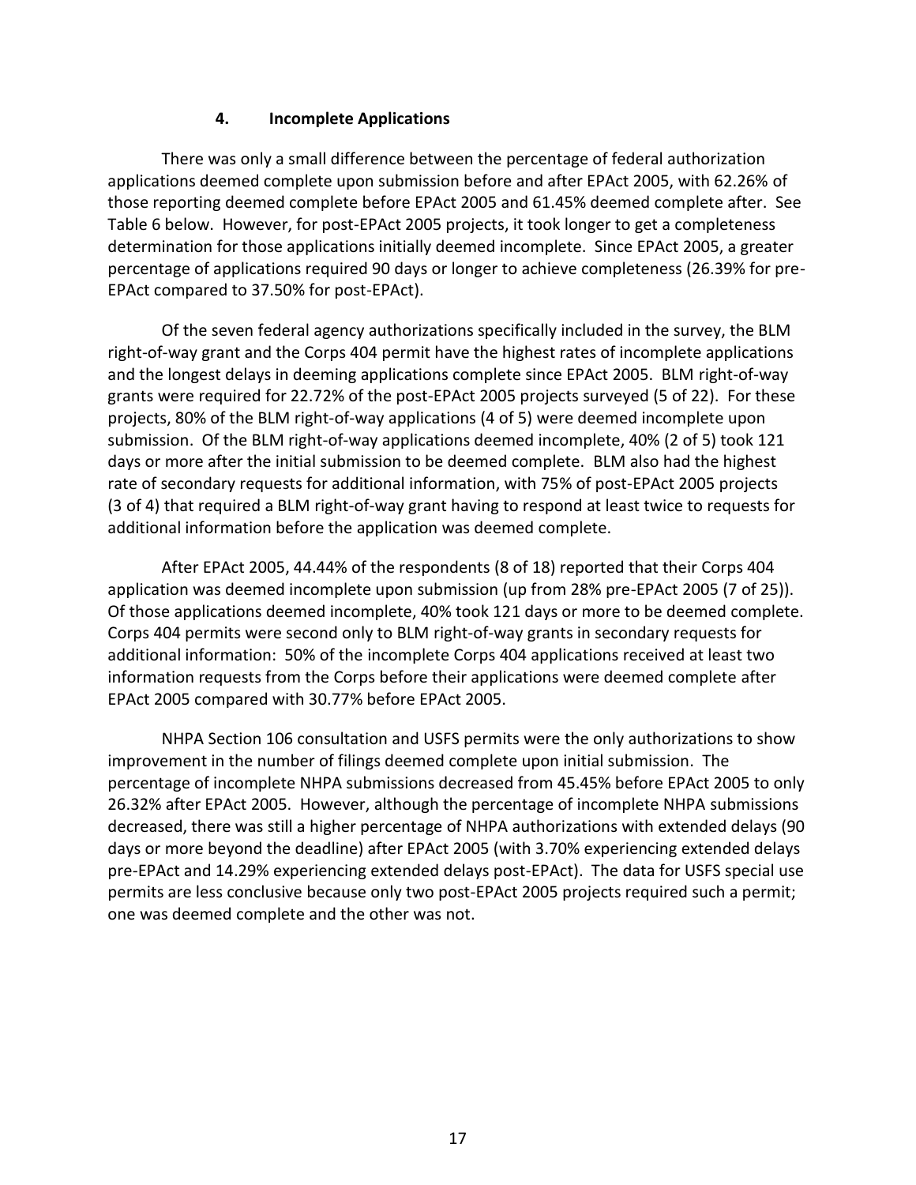### 4. Incomplete Applications

There was only a small difference between the percentage of federal authorization applications deemed complete upon submission before and after EPAct 2005, with 62.26% of those reporting deemed complete before EPAct 2005 and 61.45% deemed complete after. See Table 6 below. However, for post-EPAct 2005 projects, it took longer to get a completeness determination for those applications initially deemed incomplete. Since EPAct 2005, a greater percentage of applications required 90 days or longer to achieve completeness (26.39% for pre-EPAct compared to 37.50% for post-EPAct).

Of the seven federal agency authorizations specifically included in the survey, the BLM right-of-way grant and the Corps 404 permit have the highest rates of incomplete applications and the longest delays in deeming applications complete since EPAct 2005. BLM right-of-way grants were required for 22.72% of the post-EPAct 2005 projects surveyed (5 of 22). For these projects, 80% of the BLM right-of-way applications (4 of 5) were deemed incomplete upon submission. Of the BLM right-of-way applications deemed incomplete, 40% (2 of 5) took 121 days or more after the initial submission to be deemed complete. BLM also had the highest rate of secondary requests for additional information, with 75% of post-EPAct 2005 projects (3 of 4) that required a BLM right-of-way grant having to respond at least twice to requests for additional information before the application was deemed complete.

After EPAct 2005, 44.44% of the respondents (8 of 18) reported that their Corps 404 application was deemed incomplete upon submission (up from 28% pre-EPAct 2005 (7 of 25)). Of those applications deemed incomplete, 40% took 121 days or more to be deemed complete. Corps 404 permits were second only to BLM right-of-way grants in secondary requests for additional information: 50% of the incomplete Corps 404 applications received at least two information requests from the Corps before their applications were deemed complete after EPAct 2005 compared with 30.77% before EPAct 2005.

NHPA Section 106 consultation and USFS permits were the only authorizations to show improvement in the number of filings deemed complete upon initial submission. The percentage of incomplete NHPA submissions decreased from 45.45% before EPAct 2005 to only 26.32% after EPAct 2005. However, although the percentage of incomplete NHPA submissions decreased, there was still a higher percentage of NHPA authorizations with extended delays (90 days or more beyond the deadline) after EPAct 2005 (with 3.70% experiencing extended delays pre-EPAct and 14.29% experiencing extended delays post-EPAct). The data for USFS special use permits are less conclusive because only two post-EPAct 2005 projects required such a permit; one was deemed complete and the other was not.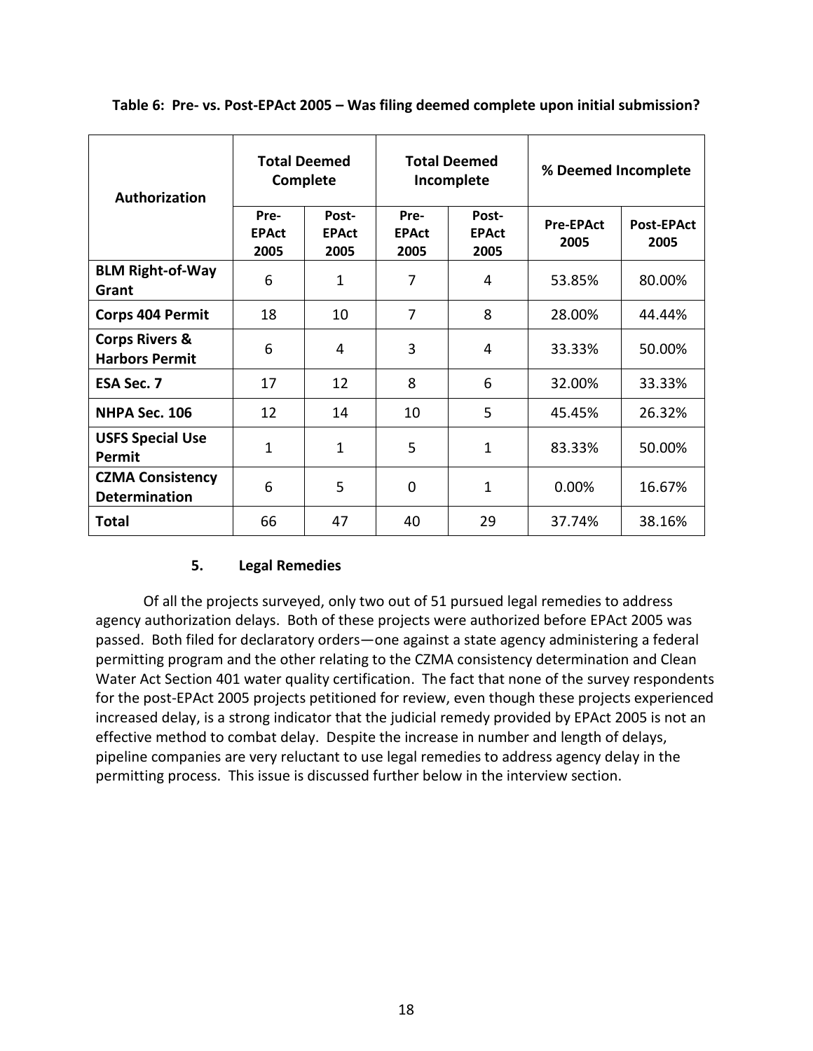**Table 6: Pre- vs. Post-EPAct 2005 – Was filing deemed complete upon initial submission?**

| Authorization | Total Deemed Complete | | Total Deemed Incomplete | | % Deemed Incomplete | |
|---|---|---|---|---|---|---|
| | Pre-EPAct 2005 | Post-EPAct 2005 | Pre-EPAct 2005 | Post-EPAct 2005 | Pre-EPAct 2005 | Post-EPAct 2005 |
| **BLM Right-of-Way Grant** | 6 | 1 | 7 | 4 | 53.85% | 80.00% |
| **Corps 404 Permit** | 18 | 10 | 7 | 8 | 28.00% | 44.44% |
| **Corps Rivers & Harbors Permit** | 6 | 4 | 3 | 4 | 33.33% | 50.00% |
| **ESA Sec. 7** | 17 | 12 | 8 | 6 | 32.00% | 33.33% |
| **NHPA Sec. 106** | 12 | 14 | 10 | 5 | 45.45% | 26.32% |
| **USFS Special Use Permit** | 1 | 1 | 5 | 1 | 83.33% | 50.00% |
| **CZMA Consistency Determination** | 6 | 5 | 0 | 1 | 0.00% | 16.67% |
| **Total** | 66 | 47 | 40 | 29 | 37.74% | 38.16% |

### 5. Legal Remedies

Of all the projects surveyed, only two out of 51 pursued legal remedies to address agency authorization delays. Both of these projects were authorized before EPAct 2005 was passed. Both filed for declaratory orders—one against a state agency administering a federal permitting program and the other relating to the CZMA consistency determination and Clean Water Act Section 401 water quality certification. The fact that none of the survey respondents for the post-EPAct 2005 projects petitioned for review, even though these projects experienced increased delay, is a strong indicator that the judicial remedy provided by EPAct 2005 is not an effective method to combat delay. Despite the increase in number and length of delays, pipeline companies are very reluctant to use legal remedies to address agency delay in the permitting process. This issue is discussed further below in the interview section.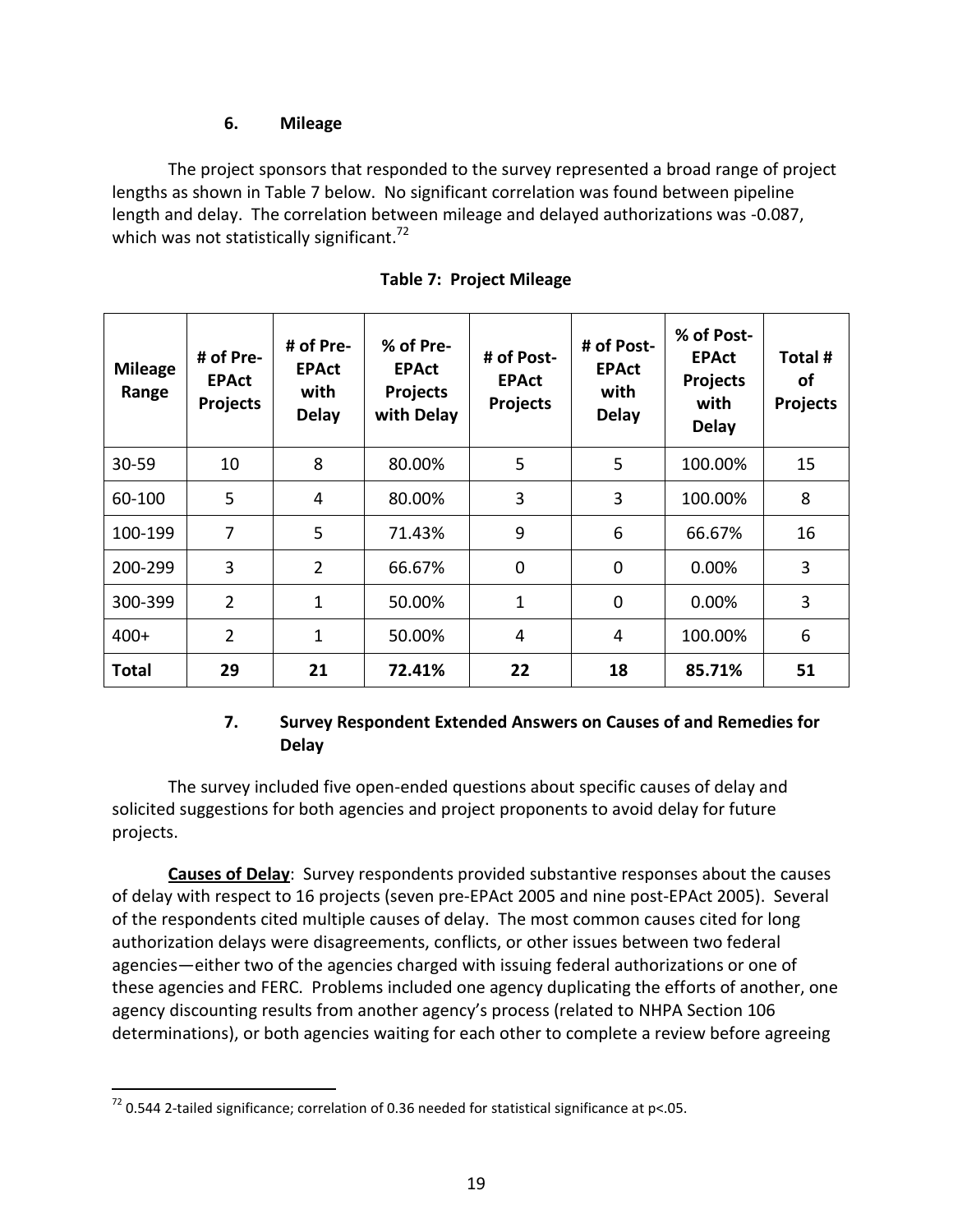### 6. Mileage

The project sponsors that responded to the survey represented a broad range of project lengths as shown in Table 7 below. No significant correlation was found between pipeline length and delay. The correlation between mileage and delayed authorizations was -0.087, which was not statistically significant.[72]

**Table 7: Project Mileage**

| Mileage Range | # of Pre-EPAct Projects | # of Pre-EPAct with Delay | % of Pre-EPAct Projects with Delay | # of Post-EPAct Projects | # of Post-EPAct with Delay | % of Post-EPAct Projects with Delay | Total # of Projects |
|---|---|---|---|---|---|---|---|
| 30-59 | 10 | 8 | 80.00% | 5 | 5 | 100.00% | 15 |
| 60-100 | 5 | 4 | 80.00% | 3 | 3 | 100.00% | 8 |
| 100-199 | 7 | 5 | 71.43% | 9 | 6 | 66.67% | 16 |
| 200-299 | 3 | 2 | 66.67% | 0 | 0 | 0.00% | 3 |
| 300-399 | 2 | 1 | 50.00% | 1 | 0 | 0.00% | 3 |
| 400+ | 2 | 1 | 50.00% | 4 | 4 | 100.00% | 6 |
| **Total** | **29** | **21** | **72.41%** | **22** | **18** | **85.71%** | **51** |

### 7. Survey Respondent Extended Answers on Causes of and Remedies for Delay

The survey included five open-ended questions about specific causes of delay and solicited suggestions for both agencies and project proponents to avoid delay for future projects.

**Causes of Delay**: Survey respondents provided substantive responses about the causes of delay with respect to 16 projects (seven pre-EPAct 2005 and nine post-EPAct 2005). Several of the respondents cited multiple causes of delay. The most common causes cited for long authorization delays were disagreements, conflicts, or other issues between two federal agencies—either two of the agencies charged with issuing federal authorizations or one of these agencies and FERC. Problems included one agency duplicating the efforts of another, one agency discounting results from another agency's process (related to NHPA Section 106 determinations), or both agencies waiting for each other to complete a review before agreeing

[72] 0.544 2-tailed significance; correlation of 0.36 needed for statistical significance at $p<.05$.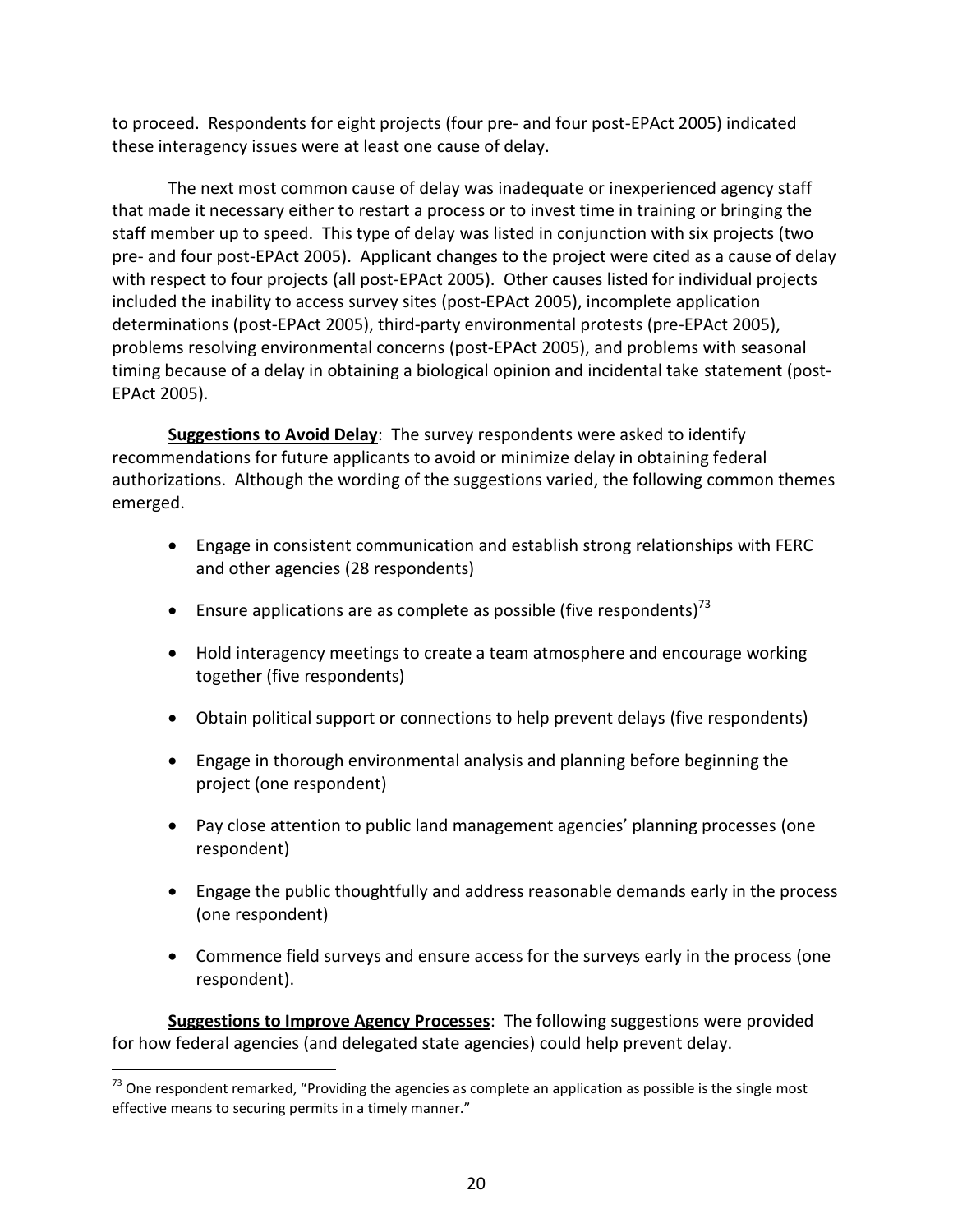to proceed. Respondents for eight projects (four pre- and four post-EPAct 2005) indicated these interagency issues were at least one cause of delay.

The next most common cause of delay was inadequate or inexperienced agency staff that made it necessary either to restart a process or to invest time in training or bringing the staff member up to speed. This type of delay was listed in conjunction with six projects (two pre- and four post-EPAct 2005). Applicant changes to the project were cited as a cause of delay with respect to four projects (all post-EPAct 2005). Other causes listed for individual projects included the inability to access survey sites (post-EPAct 2005), incomplete application determinations (post-EPAct 2005), third-party environmental protests (pre-EPAct 2005), problems resolving environmental concerns (post-EPAct 2005), and problems with seasonal timing because of a delay in obtaining a biological opinion and incidental take statement (post-EPAct 2005).

**<u>Suggestions to Avoid Delay</u>**: The survey respondents were asked to identify recommendations for future applicants to avoid or minimize delay in obtaining federal authorizations. Although the wording of the suggestions varied, the following common themes emerged.

- Engage in consistent communication and establish strong relationships with FERC and other agencies (28 respondents)
- Ensure applications are as complete as possible (five respondents)[73]
- Hold interagency meetings to create a team atmosphere and encourage working together (five respondents)
- Obtain political support or connections to help prevent delays (five respondents)
- Engage in thorough environmental analysis and planning before beginning the project (one respondent)
- Pay close attention to public land management agencies' planning processes (one respondent)
- Engage the public thoughtfully and address reasonable demands early in the process (one respondent)
- Commence field surveys and ensure access for the surveys early in the process (one respondent).

**<u>Suggestions to Improve Agency Processes</u>**: The following suggestions were provided for how federal agencies (and delegated state agencies) could help prevent delay.

[73] One respondent remarked, "Providing the agencies as complete an application as possible is the single most effective means to securing permits in a timely manner."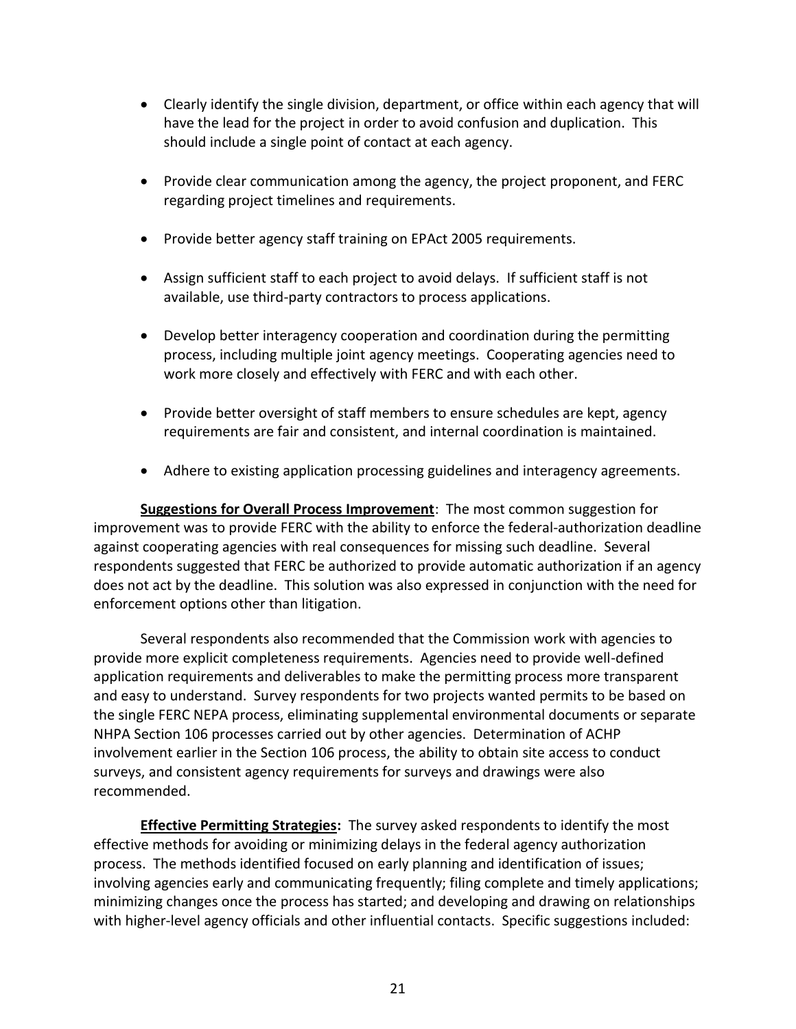- Clearly identify the single division, department, or office within each agency that will have the lead for the project in order to avoid confusion and duplication. This should include a single point of contact at each agency.
- Provide clear communication among the agency, the project proponent, and FERC regarding project timelines and requirements.
- Provide better agency staff training on EPAct 2005 requirements.
- Assign sufficient staff to each project to avoid delays. If sufficient staff is not available, use third-party contractors to process applications.
- Develop better interagency cooperation and coordination during the permitting process, including multiple joint agency meetings. Cooperating agencies need to work more closely and effectively with FERC and with each other.
- Provide better oversight of staff members to ensure schedules are kept, agency requirements are fair and consistent, and internal coordination is maintained.
- Adhere to existing application processing guidelines and interagency agreements.

**Suggestions for Overall Process Improvement**: The most common suggestion for improvement was to provide FERC with the ability to enforce the federal-authorization deadline against cooperating agencies with real consequences for missing such deadline. Several respondents suggested that FERC be authorized to provide automatic authorization if an agency does not act by the deadline. This solution was also expressed in conjunction with the need for enforcement options other than litigation.

Several respondents also recommended that the Commission work with agencies to provide more explicit completeness requirements. Agencies need to provide well-defined application requirements and deliverables to make the permitting process more transparent and easy to understand. Survey respondents for two projects wanted permits to be based on the single FERC NEPA process, eliminating supplemental environmental documents or separate NHPA Section 106 processes carried out by other agencies. Determination of ACHP involvement earlier in the Section 106 process, the ability to obtain site access to conduct surveys, and consistent agency requirements for surveys and drawings were also recommended.

**Effective Permitting Strategies:** The survey asked respondents to identify the most effective methods for avoiding or minimizing delays in the federal agency authorization process. The methods identified focused on early planning and identification of issues; involving agencies early and communicating frequently; filing complete and timely applications; minimizing changes once the process has started; and developing and drawing on relationships with higher-level agency officials and other influential contacts. Specific suggestions included: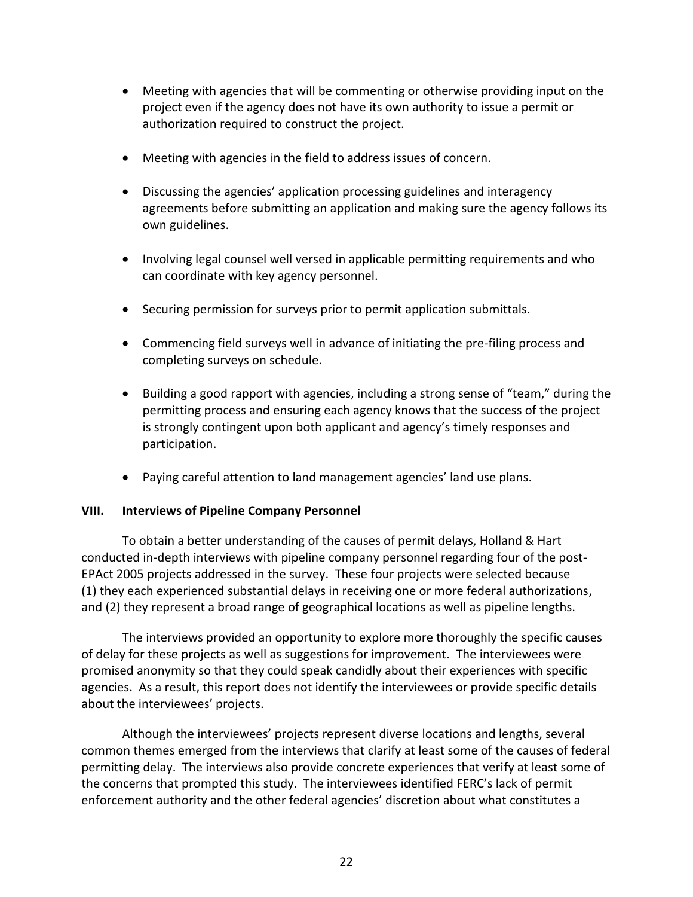- Meeting with agencies that will be commenting or otherwise providing input on the project even if the agency does not have its own authority to issue a permit or authorization required to construct the project.

- Meeting with agencies in the field to address issues of concern.

- Discussing the agencies' application processing guidelines and interagency agreements before submitting an application and making sure the agency follows its own guidelines.

- Involving legal counsel well versed in applicable permitting requirements and who can coordinate with key agency personnel.

- Securing permission for surveys prior to permit application submittals.

- Commencing field surveys well in advance of initiating the pre-filing process and completing surveys on schedule.

- Building a good rapport with agencies, including a strong sense of "team," during the permitting process and ensuring each agency knows that the success of the project is strongly contingent upon both applicant and agency's timely responses and participation.

- Paying careful attention to land management agencies' land use plans.

## VIII. Interviews of Pipeline Company Personnel

To obtain a better understanding of the causes of permit delays, Holland & Hart conducted in-depth interviews with pipeline company personnel regarding four of the post-EPAct 2005 projects addressed in the survey. These four projects were selected because (1) they each experienced substantial delays in receiving one or more federal authorizations, and (2) they represent a broad range of geographical locations as well as pipeline lengths.

The interviews provided an opportunity to explore more thoroughly the specific causes of delay for these projects as well as suggestions for improvement. The interviewees were promised anonymity so that they could speak candidly about their experiences with specific agencies. As a result, this report does not identify the interviewees or provide specific details about the interviewees' projects.

Although the interviewees' projects represent diverse locations and lengths, several common themes emerged from the interviews that clarify at least some of the causes of federal permitting delay. The interviews also provide concrete experiences that verify at least some of the concerns that prompted this study. The interviewees identified FERC's lack of permit enforcement authority and the other federal agencies' discretion about what constitutes a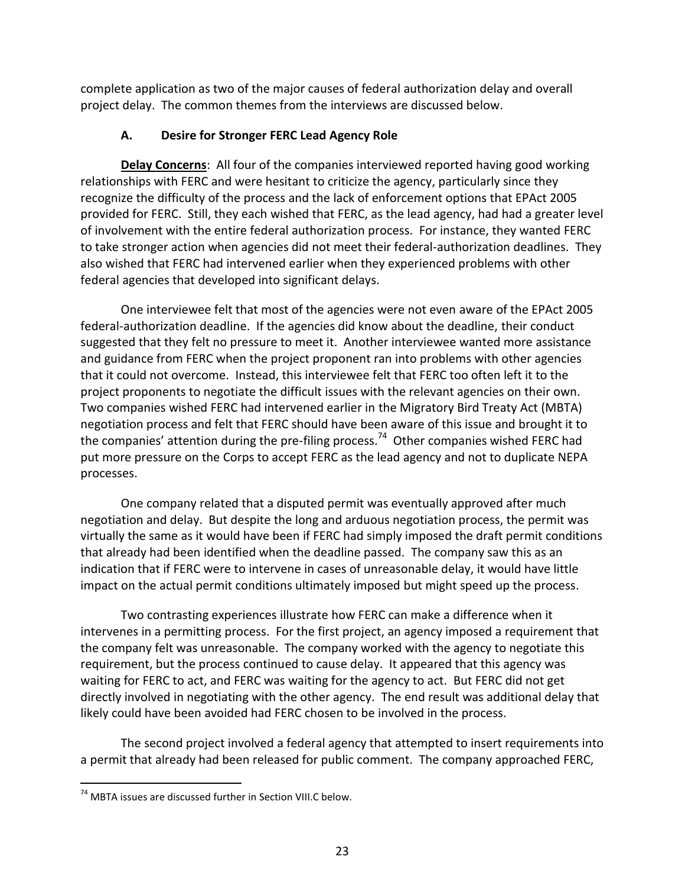complete application as two of the major causes of federal authorization delay and overall project delay. The common themes from the interviews are discussed below.

### A. Desire for Stronger FERC Lead Agency Role

**Delay Concerns**: All four of the companies interviewed reported having good working relationships with FERC and were hesitant to criticize the agency, particularly since they recognize the difficulty of the process and the lack of enforcement options that EPAct 2005 provided for FERC. Still, they each wished that FERC, as the lead agency, had had a greater level of involvement with the entire federal authorization process. For instance, they wanted FERC to take stronger action when agencies did not meet their federal-authorization deadlines. They also wished that FERC had intervened earlier when they experienced problems with other federal agencies that developed into significant delays.

One interviewee felt that most of the agencies were not even aware of the EPAct 2005 federal-authorization deadline. If the agencies did know about the deadline, their conduct suggested that they felt no pressure to meet it. Another interviewee wanted more assistance and guidance from FERC when the project proponent ran into problems with other agencies that it could not overcome. Instead, this interviewee felt that FERC too often left it to the project proponents to negotiate the difficult issues with the relevant agencies on their own. Two companies wished FERC had intervened earlier in the Migratory Bird Treaty Act (MBTA) negotiation process and felt that FERC should have been aware of this issue and brought it to the companies' attention during the pre-filing process.[74] Other companies wished FERC had put more pressure on the Corps to accept FERC as the lead agency and not to duplicate NEPA processes.

One company related that a disputed permit was eventually approved after much negotiation and delay. But despite the long and arduous negotiation process, the permit was virtually the same as it would have been if FERC had simply imposed the draft permit conditions that already had been identified when the deadline passed. The company saw this as an indication that if FERC were to intervene in cases of unreasonable delay, it would have little impact on the actual permit conditions ultimately imposed but might speed up the process.

Two contrasting experiences illustrate how FERC can make a difference when it intervenes in a permitting process. For the first project, an agency imposed a requirement that the company felt was unreasonable. The company worked with the agency to negotiate this requirement, but the process continued to cause delay. It appeared that this agency was waiting for FERC to act, and FERC was waiting for the agency to act. But FERC did not get directly involved in negotiating with the other agency. The end result was additional delay that likely could have been avoided had FERC chosen to be involved in the process.

The second project involved a federal agency that attempted to insert requirements into a permit that already had been released for public comment. The company approached FERC,

---

[74] MBTA issues are discussed further in Section VIII.C below.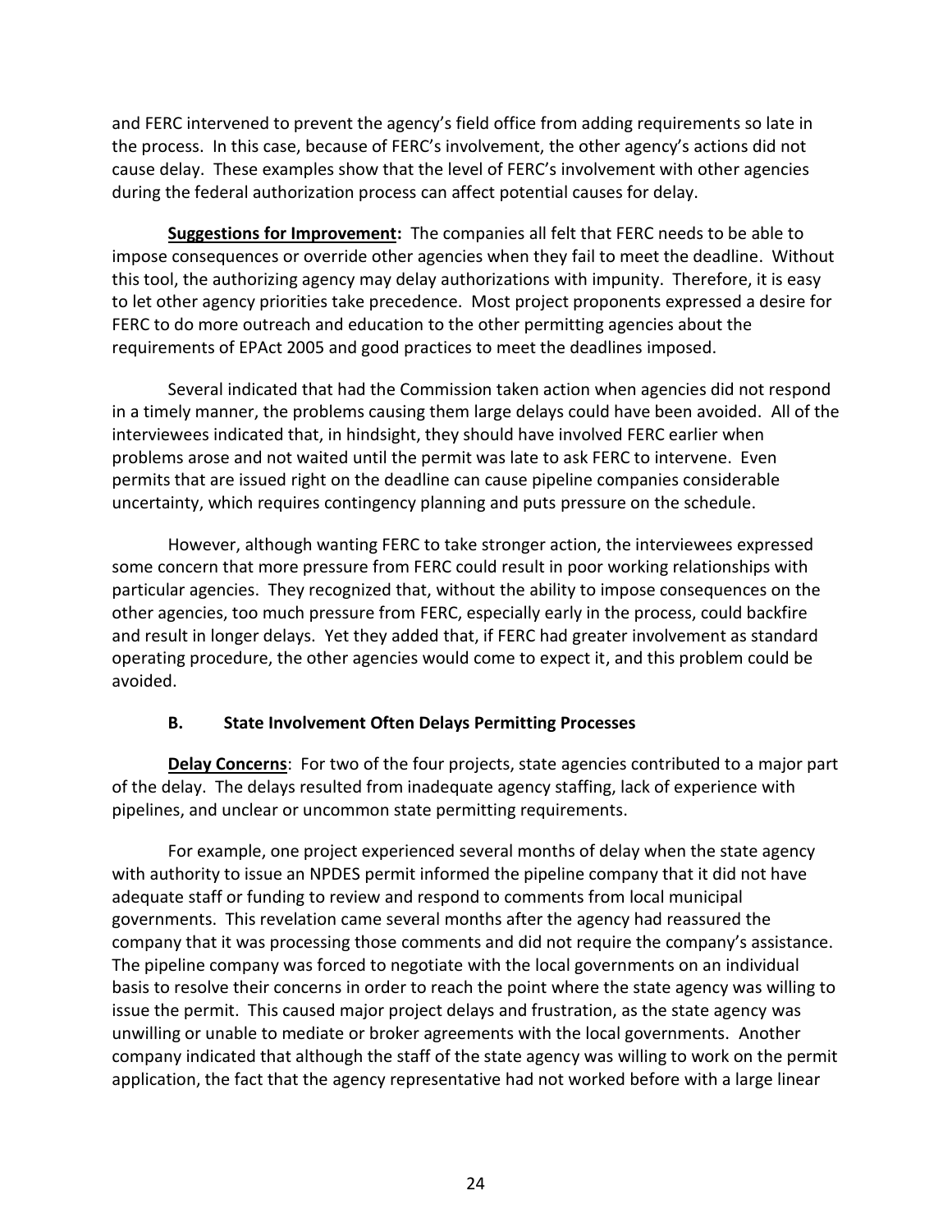and FERC intervened to prevent the agency's field office from adding requirements so late in the process. In this case, because of FERC's involvement, the other agency's actions did not cause delay. These examples show that the level of FERC's involvement with other agencies during the federal authorization process can affect potential causes for delay.

**Suggestions for Improvement:** The companies all felt that FERC needs to be able to impose consequences or override other agencies when they fail to meet the deadline. Without this tool, the authorizing agency may delay authorizations with impunity. Therefore, it is easy to let other agency priorities take precedence. Most project proponents expressed a desire for FERC to do more outreach and education to the other permitting agencies about the requirements of EPAct 2005 and good practices to meet the deadlines imposed.

Several indicated that had the Commission taken action when agencies did not respond in a timely manner, the problems causing them large delays could have been avoided. All of the interviewees indicated that, in hindsight, they should have involved FERC earlier when problems arose and not waited until the permit was late to ask FERC to intervene. Even permits that are issued right on the deadline can cause pipeline companies considerable uncertainty, which requires contingency planning and puts pressure on the schedule.

However, although wanting FERC to take stronger action, the interviewees expressed some concern that more pressure from FERC could result in poor working relationships with particular agencies. They recognized that, without the ability to impose consequences on the other agencies, too much pressure from FERC, especially early in the process, could backfire and result in longer delays. Yet they added that, if FERC had greater involvement as standard operating procedure, the other agencies would come to expect it, and this problem could be avoided.

### B. State Involvement Often Delays Permitting Processes

**Delay Concerns**: For two of the four projects, state agencies contributed to a major part of the delay. The delays resulted from inadequate agency staffing, lack of experience with pipelines, and unclear or uncommon state permitting requirements.

For example, one project experienced several months of delay when the state agency with authority to issue an NPDES permit informed the pipeline company that it did not have adequate staff or funding to review and respond to comments from local municipal governments. This revelation came several months after the agency had reassured the company that it was processing those comments and did not require the company's assistance. The pipeline company was forced to negotiate with the local governments on an individual basis to resolve their concerns in order to reach the point where the state agency was willing to issue the permit. This caused major project delays and frustration, as the state agency was unwilling or unable to mediate or broker agreements with the local governments. Another company indicated that although the staff of the state agency was willing to work on the permit application, the fact that the agency representative had not worked before with a large linear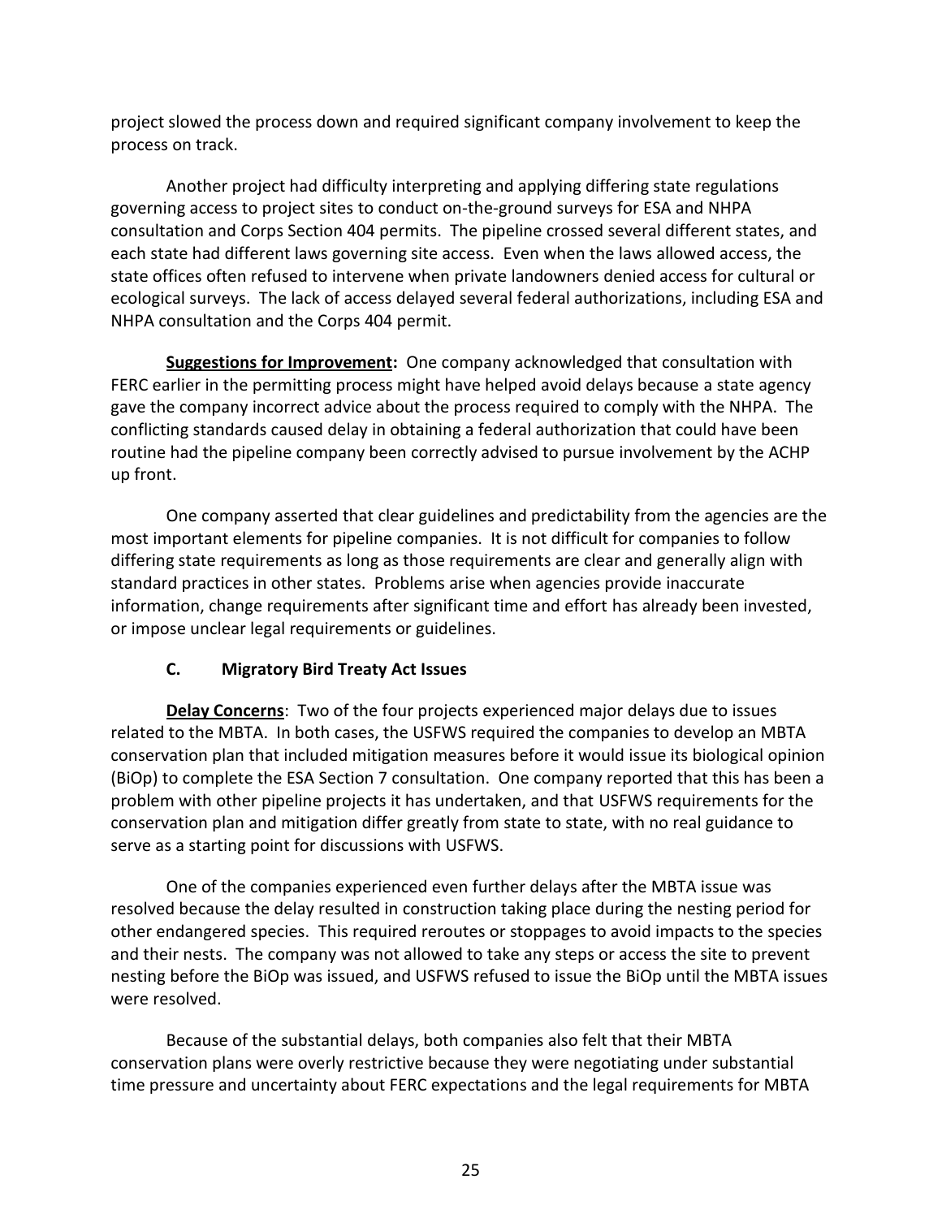project slowed the process down and required significant company involvement to keep the process on track.

Another project had difficulty interpreting and applying differing state regulations governing access to project sites to conduct on-the-ground surveys for ESA and NHPA consultation and Corps Section 404 permits. The pipeline crossed several different states, and each state had different laws governing site access. Even when the laws allowed access, the state offices often refused to intervene when private landowners denied access for cultural or ecological surveys. The lack of access delayed several federal authorizations, including ESA and NHPA consultation and the Corps 404 permit.

**Suggestions for Improvement:** One company acknowledged that consultation with FERC earlier in the permitting process might have helped avoid delays because a state agency gave the company incorrect advice about the process required to comply with the NHPA. The conflicting standards caused delay in obtaining a federal authorization that could have been routine had the pipeline company been correctly advised to pursue involvement by the ACHP up front.

One company asserted that clear guidelines and predictability from the agencies are the most important elements for pipeline companies. It is not difficult for companies to follow differing state requirements as long as those requirements are clear and generally align with standard practices in other states. Problems arise when agencies provide inaccurate information, change requirements after significant time and effort has already been invested, or impose unclear legal requirements or guidelines.

### C. Migratory Bird Treaty Act Issues

**Delay Concerns**: Two of the four projects experienced major delays due to issues related to the MBTA. In both cases, the USFWS required the companies to develop an MBTA conservation plan that included mitigation measures before it would issue its biological opinion (BiOp) to complete the ESA Section 7 consultation. One company reported that this has been a problem with other pipeline projects it has undertaken, and that USFWS requirements for the conservation plan and mitigation differ greatly from state to state, with no real guidance to serve as a starting point for discussions with USFWS.

One of the companies experienced even further delays after the MBTA issue was resolved because the delay resulted in construction taking place during the nesting period for other endangered species. This required reroutes or stoppages to avoid impacts to the species and their nests. The company was not allowed to take any steps or access the site to prevent nesting before the BiOp was issued, and USFWS refused to issue the BiOp until the MBTA issues were resolved.

Because of the substantial delays, both companies also felt that their MBTA conservation plans were overly restrictive because they were negotiating under substantial time pressure and uncertainty about FERC expectations and the legal requirements for MBTA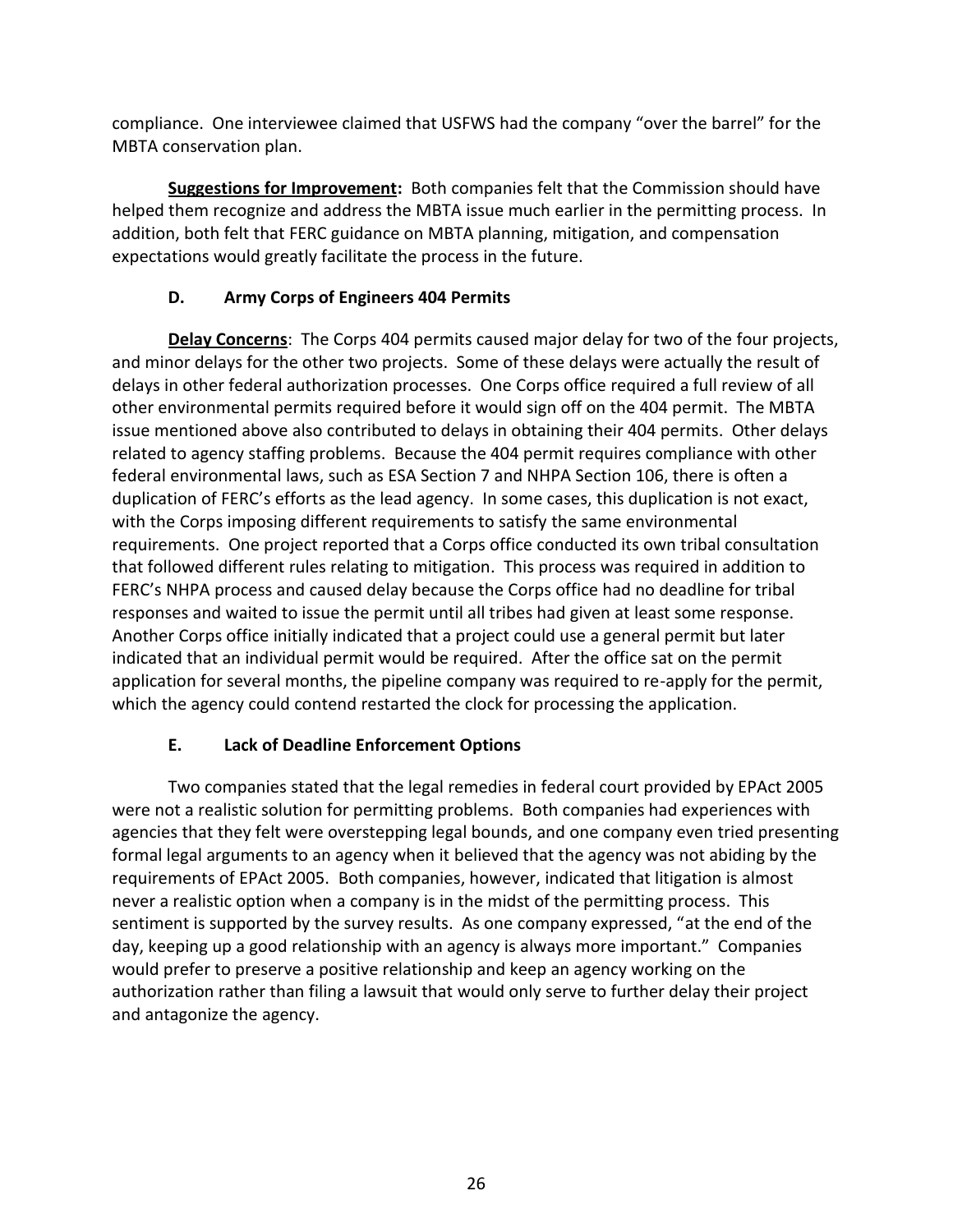compliance. One interviewee claimed that USFWS had the company "over the barrel" for the MBTA conservation plan.

**Suggestions for Improvement:** Both companies felt that the Commission should have helped them recognize and address the MBTA issue much earlier in the permitting process. In addition, both felt that FERC guidance on MBTA planning, mitigation, and compensation expectations would greatly facilitate the process in the future.

### D. Army Corps of Engineers 404 Permits

**Delay Concerns**: The Corps 404 permits caused major delay for two of the four projects, and minor delays for the other two projects. Some of these delays were actually the result of delays in other federal authorization processes. One Corps office required a full review of all other environmental permits required before it would sign off on the 404 permit. The MBTA issue mentioned above also contributed to delays in obtaining their 404 permits. Other delays related to agency staffing problems. Because the 404 permit requires compliance with other federal environmental laws, such as ESA Section 7 and NHPA Section 106, there is often a duplication of FERC's efforts as the lead agency. In some cases, this duplication is not exact, with the Corps imposing different requirements to satisfy the same environmental requirements. One project reported that a Corps office conducted its own tribal consultation that followed different rules relating to mitigation. This process was required in addition to FERC's NHPA process and caused delay because the Corps office had no deadline for tribal responses and waited to issue the permit until all tribes had given at least some response. Another Corps office initially indicated that a project could use a general permit but later indicated that an individual permit would be required. After the office sat on the permit application for several months, the pipeline company was required to re-apply for the permit, which the agency could contend restarted the clock for processing the application.

### E. Lack of Deadline Enforcement Options

Two companies stated that the legal remedies in federal court provided by EPAct 2005 were not a realistic solution for permitting problems. Both companies had experiences with agencies that they felt were overstepping legal bounds, and one company even tried presenting formal legal arguments to an agency when it believed that the agency was not abiding by the requirements of EPAct 2005. Both companies, however, indicated that litigation is almost never a realistic option when a company is in the midst of the permitting process. This sentiment is supported by the survey results. As one company expressed, "at the end of the day, keeping up a good relationship with an agency is always more important." Companies would prefer to preserve a positive relationship and keep an agency working on the authorization rather than filing a lawsuit that would only serve to further delay their project and antagonize the agency.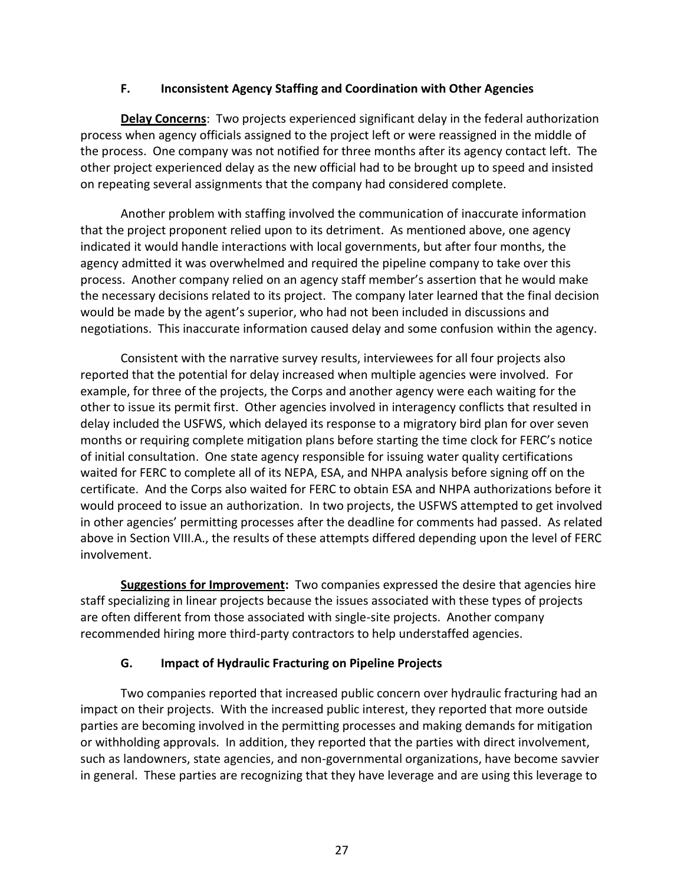### F. Inconsistent Agency Staffing and Coordination with Other Agencies

**Delay Concerns**: Two projects experienced significant delay in the federal authorization process when agency officials assigned to the project left or were reassigned in the middle of the process. One company was not notified for three months after its agency contact left. The other project experienced delay as the new official had to be brought up to speed and insisted on repeating several assignments that the company had considered complete.

Another problem with staffing involved the communication of inaccurate information that the project proponent relied upon to its detriment. As mentioned above, one agency indicated it would handle interactions with local governments, but after four months, the agency admitted it was overwhelmed and required the pipeline company to take over this process. Another company relied on an agency staff member's assertion that he would make the necessary decisions related to its project. The company later learned that the final decision would be made by the agent's superior, who had not been included in discussions and negotiations. This inaccurate information caused delay and some confusion within the agency.

Consistent with the narrative survey results, interviewees for all four projects also reported that the potential for delay increased when multiple agencies were involved. For example, for three of the projects, the Corps and another agency were each waiting for the other to issue its permit first. Other agencies involved in interagency conflicts that resulted in delay included the USFWS, which delayed its response to a migratory bird plan for over seven months or requiring complete mitigation plans before starting the time clock for FERC's notice of initial consultation. One state agency responsible for issuing water quality certifications waited for FERC to complete all of its NEPA, ESA, and NHPA analysis before signing off on the certificate. And the Corps also waited for FERC to obtain ESA and NHPA authorizations before it would proceed to issue an authorization. In two projects, the USFWS attempted to get involved in other agencies' permitting processes after the deadline for comments had passed. As related above in Section VIII.A., the results of these attempts differed depending upon the level of FERC involvement.

**Suggestions for Improvement:** Two companies expressed the desire that agencies hire staff specializing in linear projects because the issues associated with these types of projects are often different from those associated with single-site projects. Another company recommended hiring more third-party contractors to help understaffed agencies.

### G. Impact of Hydraulic Fracturing on Pipeline Projects

Two companies reported that increased public concern over hydraulic fracturing had an impact on their projects. With the increased public interest, they reported that more outside parties are becoming involved in the permitting processes and making demands for mitigation or withholding approvals. In addition, they reported that the parties with direct involvement, such as landowners, state agencies, and non-governmental organizations, have become savvier in general. These parties are recognizing that they have leverage and are using this leverage to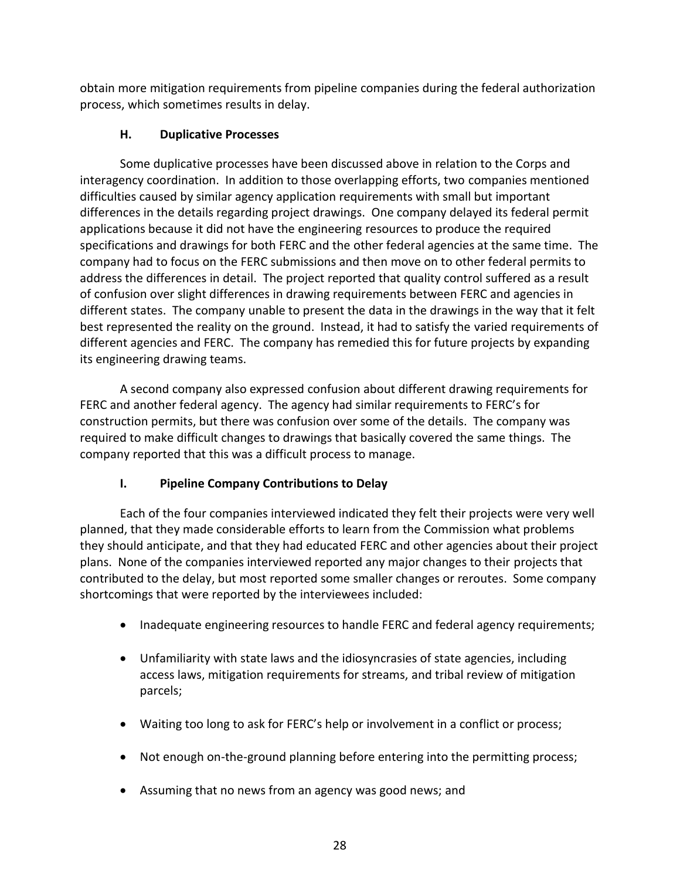obtain more mitigation requirements from pipeline companies during the federal authorization process, which sometimes results in delay.

### H. Duplicative Processes

Some duplicative processes have been discussed above in relation to the Corps and interagency coordination. In addition to those overlapping efforts, two companies mentioned difficulties caused by similar agency application requirements with small but important differences in the details regarding project drawings. One company delayed its federal permit applications because it did not have the engineering resources to produce the required specifications and drawings for both FERC and the other federal agencies at the same time. The company had to focus on the FERC submissions and then move on to other federal permits to address the differences in detail. The project reported that quality control suffered as a result of confusion over slight differences in drawing requirements between FERC and agencies in different states. The company unable to present the data in the drawings in the way that it felt best represented the reality on the ground. Instead, it had to satisfy the varied requirements of different agencies and FERC. The company has remedied this for future projects by expanding its engineering drawing teams.

A second company also expressed confusion about different drawing requirements for FERC and another federal agency. The agency had similar requirements to FERC's for construction permits, but there was confusion over some of the details. The company was required to make difficult changes to drawings that basically covered the same things. The company reported that this was a difficult process to manage.

### I. Pipeline Company Contributions to Delay

Each of the four companies interviewed indicated they felt their projects were very well planned, that they made considerable efforts to learn from the Commission what problems they should anticipate, and that they had educated FERC and other agencies about their project plans. None of the companies interviewed reported any major changes to their projects that contributed to the delay, but most reported some smaller changes or reroutes. Some company shortcomings that were reported by the interviewees included:

- Inadequate engineering resources to handle FERC and federal agency requirements;
- Unfamiliarity with state laws and the idiosyncrasies of state agencies, including access laws, mitigation requirements for streams, and tribal review of mitigation parcels;
- Waiting too long to ask for FERC's help or involvement in a conflict or process;
- Not enough on-the-ground planning before entering into the permitting process;
- Assuming that no news from an agency was good news; and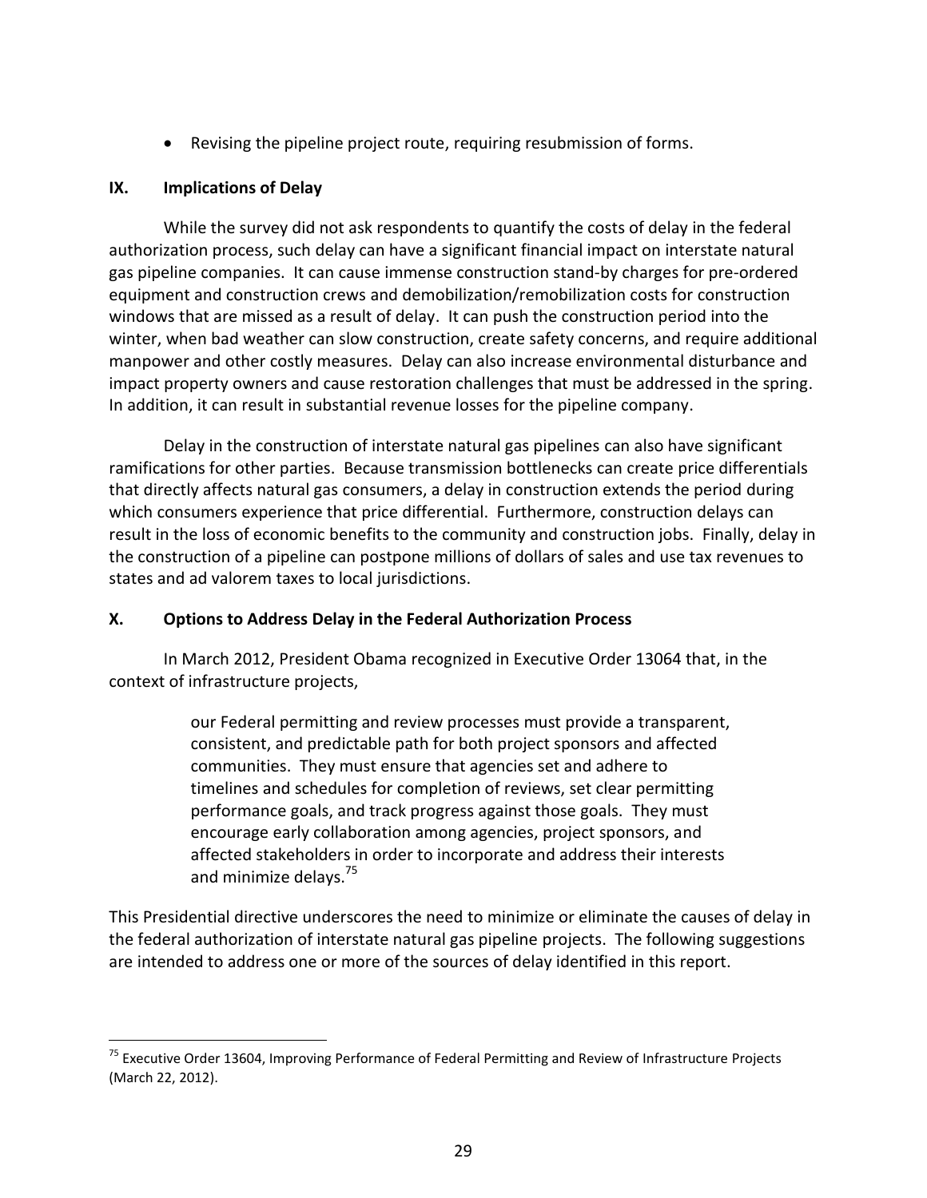- Revising the pipeline project route, requiring resubmission of forms.

## IX. Implications of Delay

While the survey did not ask respondents to quantify the costs of delay in the federal authorization process, such delay can have a significant financial impact on interstate natural gas pipeline companies. It can cause immense construction stand-by charges for pre-ordered equipment and construction crews and demobilization/remobilization costs for construction windows that are missed as a result of delay. It can push the construction period into the winter, when bad weather can slow construction, create safety concerns, and require additional manpower and other costly measures. Delay can also increase environmental disturbance and impact property owners and cause restoration challenges that must be addressed in the spring. In addition, it can result in substantial revenue losses for the pipeline company.

Delay in the construction of interstate natural gas pipelines can also have significant ramifications for other parties. Because transmission bottlenecks can create price differentials that directly affects natural gas consumers, a delay in construction extends the period during which consumers experience that price differential. Furthermore, construction delays can result in the loss of economic benefits to the community and construction jobs. Finally, delay in the construction of a pipeline can postpone millions of dollars of sales and use tax revenues to states and ad valorem taxes to local jurisdictions.

## X. Options to Address Delay in the Federal Authorization Process

In March 2012, President Obama recognized in Executive Order 13064 that, in the context of infrastructure projects,

> our Federal permitting and review processes must provide a transparent, consistent, and predictable path for both project sponsors and affected communities. They must ensure that agencies set and adhere to timelines and schedules for completion of reviews, set clear permitting performance goals, and track progress against those goals. They must encourage early collaboration among agencies, project sponsors, and affected stakeholders in order to incorporate and address their interests and minimize delays.[75]

This Presidential directive underscores the need to minimize or eliminate the causes of delay in the federal authorization of interstate natural gas pipeline projects. The following suggestions are intended to address one or more of the sources of delay identified in this report.

---

[75] Executive Order 13604, Improving Performance of Federal Permitting and Review of Infrastructure Projects (March 22, 2012).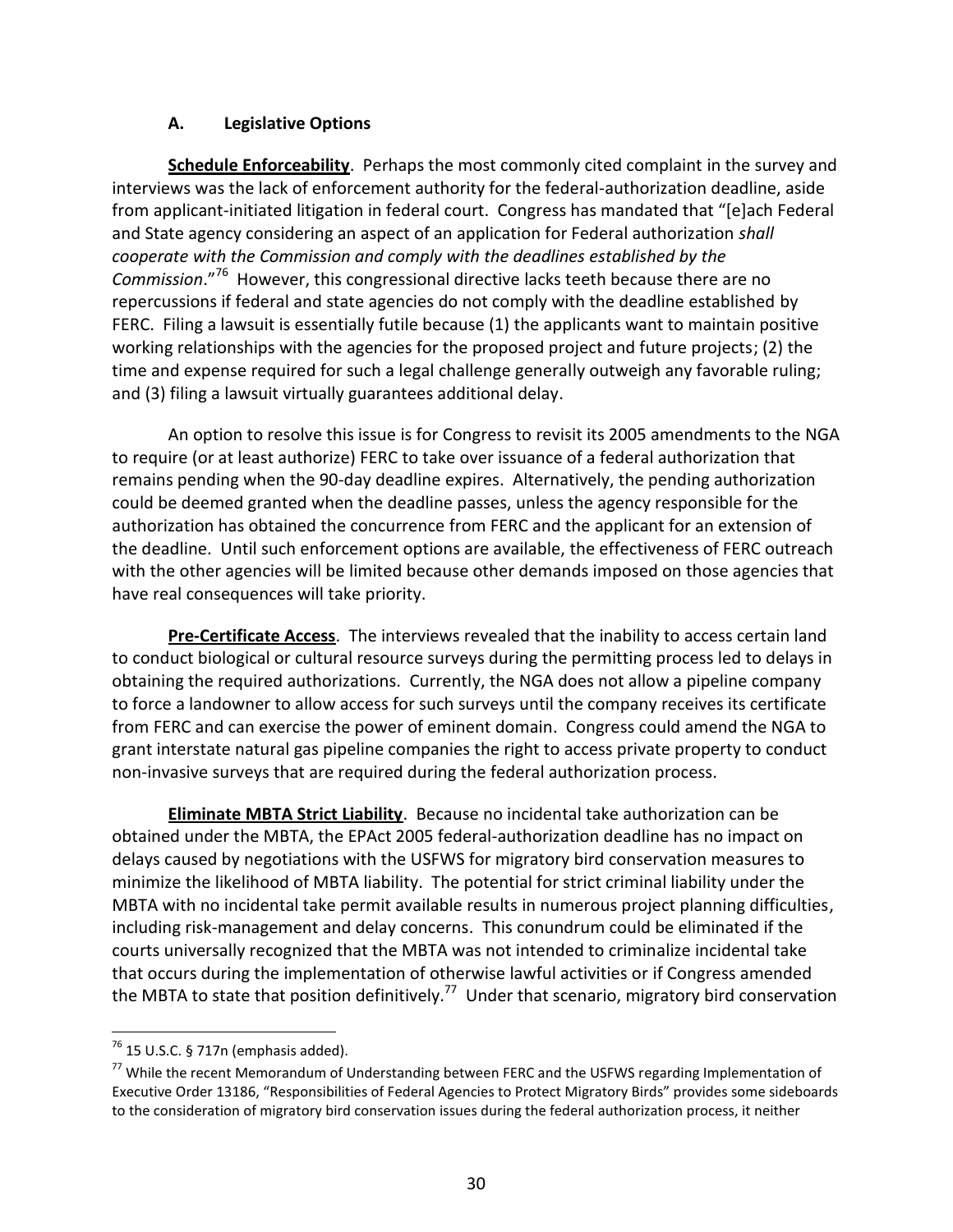### A. Legislative Options

**Schedule Enforceability**. Perhaps the most commonly cited complaint in the survey and interviews was the lack of enforcement authority for the federal-authorization deadline, aside from applicant-initiated litigation in federal court. Congress has mandated that "[e]ach Federal and State agency considering an aspect of an application for Federal authorization *shall cooperate with the Commission and comply with the deadlines established by the Commission*."[76] However, this congressional directive lacks teeth because there are no repercussions if federal and state agencies do not comply with the deadline established by FERC. Filing a lawsuit is essentially futile because (1) the applicants want to maintain positive working relationships with the agencies for the proposed project and future projects; (2) the time and expense required for such a legal challenge generally outweigh any favorable ruling; and (3) filing a lawsuit virtually guarantees additional delay.

An option to resolve this issue is for Congress to revisit its 2005 amendments to the NGA to require (or at least authorize) FERC to take over issuance of a federal authorization that remains pending when the 90-day deadline expires. Alternatively, the pending authorization could be deemed granted when the deadline passes, unless the agency responsible for the authorization has obtained the concurrence from FERC and the applicant for an extension of the deadline. Until such enforcement options are available, the effectiveness of FERC outreach with the other agencies will be limited because other demands imposed on those agencies that have real consequences will take priority.

**Pre-Certificate Access**. The interviews revealed that the inability to access certain land to conduct biological or cultural resource surveys during the permitting process led to delays in obtaining the required authorizations. Currently, the NGA does not allow a pipeline company to force a landowner to allow access for such surveys until the company receives its certificate from FERC and can exercise the power of eminent domain. Congress could amend the NGA to grant interstate natural gas pipeline companies the right to access private property to conduct non-invasive surveys that are required during the federal authorization process.

**Eliminate MBTA Strict Liability**. Because no incidental take authorization can be obtained under the MBTA, the EPAct 2005 federal-authorization deadline has no impact on delays caused by negotiations with the USFWS for migratory bird conservation measures to minimize the likelihood of MBTA liability. The potential for strict criminal liability under the MBTA with no incidental take permit available results in numerous project planning difficulties, including risk-management and delay concerns. This conundrum could be eliminated if the courts universally recognized that the MBTA was not intended to criminalize incidental take that occurs during the implementation of otherwise lawful activities or if Congress amended the MBTA to state that position definitively.[77] Under that scenario, migratory bird conservation

---

[76] 15 U.S.C. § 717n (emphasis added).

[77] While the recent Memorandum of Understanding between FERC and the USFWS regarding Implementation of Executive Order 13186, "Responsibilities of Federal Agencies to Protect Migratory Birds" provides some sideboards to the consideration of migratory bird conservation issues during the federal authorization process, it neither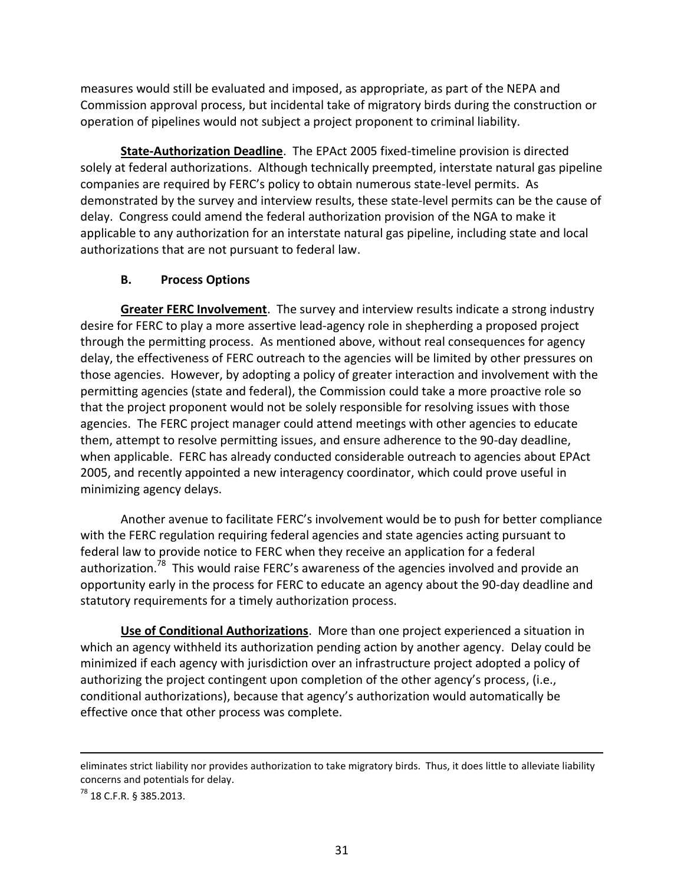measures would still be evaluated and imposed, as appropriate, as part of the NEPA and Commission approval process, but incidental take of migratory birds during the construction or operation of pipelines would not subject a project proponent to criminal liability.

**State-Authorization Deadline**. The EPAct 2005 fixed-timeline provision is directed solely at federal authorizations. Although technically preempted, interstate natural gas pipeline companies are required by FERC's policy to obtain numerous state-level permits. As demonstrated by the survey and interview results, these state-level permits can be the cause of delay. Congress could amend the federal authorization provision of the NGA to make it applicable to any authorization for an interstate natural gas pipeline, including state and local authorizations that are not pursuant to federal law.

### B. Process Options

**Greater FERC Involvement**. The survey and interview results indicate a strong industry desire for FERC to play a more assertive lead-agency role in shepherding a proposed project through the permitting process. As mentioned above, without real consequences for agency delay, the effectiveness of FERC outreach to the agencies will be limited by other pressures on those agencies. However, by adopting a policy of greater interaction and involvement with the permitting agencies (state and federal), the Commission could take a more proactive role so that the project proponent would not be solely responsible for resolving issues with those agencies. The FERC project manager could attend meetings with other agencies to educate them, attempt to resolve permitting issues, and ensure adherence to the 90-day deadline, when applicable. FERC has already conducted considerable outreach to agencies about EPAct 2005, and recently appointed a new interagency coordinator, which could prove useful in minimizing agency delays.

Another avenue to facilitate FERC's involvement would be to push for better compliance with the FERC regulation requiring federal agencies and state agencies acting pursuant to federal law to provide notice to FERC when they receive an application for a federal authorization.[78] This would raise FERC's awareness of the agencies involved and provide an opportunity early in the process for FERC to educate an agency about the 90-day deadline and statutory requirements for a timely authorization process.

**Use of Conditional Authorizations**. More than one project experienced a situation in which an agency withheld its authorization pending action by another agency. Delay could be minimized if each agency with jurisdiction over an infrastructure project adopted a policy of authorizing the project contingent upon completion of the other agency's process, (i.e., conditional authorizations), because that agency's authorization would automatically be effective once that other process was complete.

---

eliminates strict liability nor provides authorization to take migratory birds. Thus, it does little to alleviate liability concerns and potentials for delay.

[78] 18 C.F.R. § 385.2013.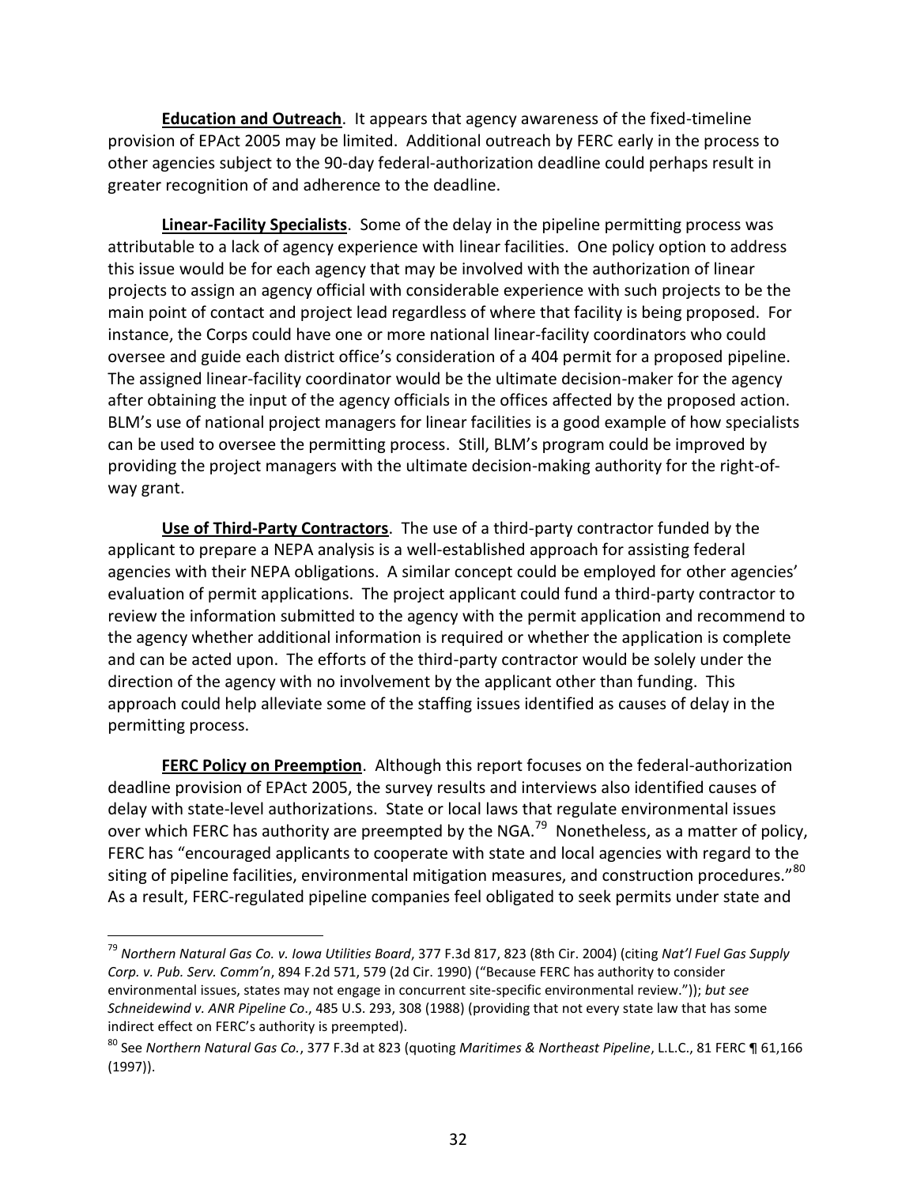**Education and Outreach**. It appears that agency awareness of the fixed-timeline provision of EPAct 2005 may be limited. Additional outreach by FERC early in the process to other agencies subject to the 90-day federal-authorization deadline could perhaps result in greater recognition of and adherence to the deadline.

**Linear-Facility Specialists**. Some of the delay in the pipeline permitting process was attributable to a lack of agency experience with linear facilities. One policy option to address this issue would be for each agency that may be involved with the authorization of linear projects to assign an agency official with considerable experience with such projects to be the main point of contact and project lead regardless of where that facility is being proposed. For instance, the Corps could have one or more national linear-facility coordinators who could oversee and guide each district office's consideration of a 404 permit for a proposed pipeline. The assigned linear-facility coordinator would be the ultimate decision-maker for the agency after obtaining the input of the agency officials in the offices affected by the proposed action. BLM's use of national project managers for linear facilities is a good example of how specialists can be used to oversee the permitting process. Still, BLM's program could be improved by providing the project managers with the ultimate decision-making authority for the right-of-way grant.

**Use of Third-Party Contractors**. The use of a third-party contractor funded by the applicant to prepare a NEPA analysis is a well-established approach for assisting federal agencies with their NEPA obligations. A similar concept could be employed for other agencies' evaluation of permit applications. The project applicant could fund a third-party contractor to review the information submitted to the agency with the permit application and recommend to the agency whether additional information is required or whether the application is complete and can be acted upon. The efforts of the third-party contractor would be solely under the direction of the agency with no involvement by the applicant other than funding. This approach could help alleviate some of the staffing issues identified as causes of delay in the permitting process.

**FERC Policy on Preemption**. Although this report focuses on the federal-authorization deadline provision of EPAct 2005, the survey results and interviews also identified causes of delay with state-level authorizations. State or local laws that regulate environmental issues over which FERC has authority are preempted by the NGA.[79] Nonetheless, as a matter of policy, FERC has "encouraged applicants to cooperate with state and local agencies with regard to the siting of pipeline facilities, environmental mitigation measures, and construction procedures."[80] As a result, FERC-regulated pipeline companies feel obligated to seek permits under state and

---

[79] *Northern Natural Gas Co. v. Iowa Utilities Board*, 377 F.3d 817, 823 (8th Cir. 2004) (citing *Nat'l Fuel Gas Supply Corp. v. Pub. Serv. Comm'n*, 894 F.2d 571, 579 (2d Cir. 1990) ("Because FERC has authority to consider environmental issues, states may not engage in concurrent site-specific environmental review.")); *but see Schneidewind v. ANR Pipeline Co*., 485 U.S. 293, 308 (1988) (providing that not every state law that has some indirect effect on FERC's authority is preempted).

[80] See *Northern Natural Gas Co.*, 377 F.3d at 823 (quoting *Maritimes & Northeast Pipeline*, L.L.C., 81 FERC ¶ 61,166 (1997)).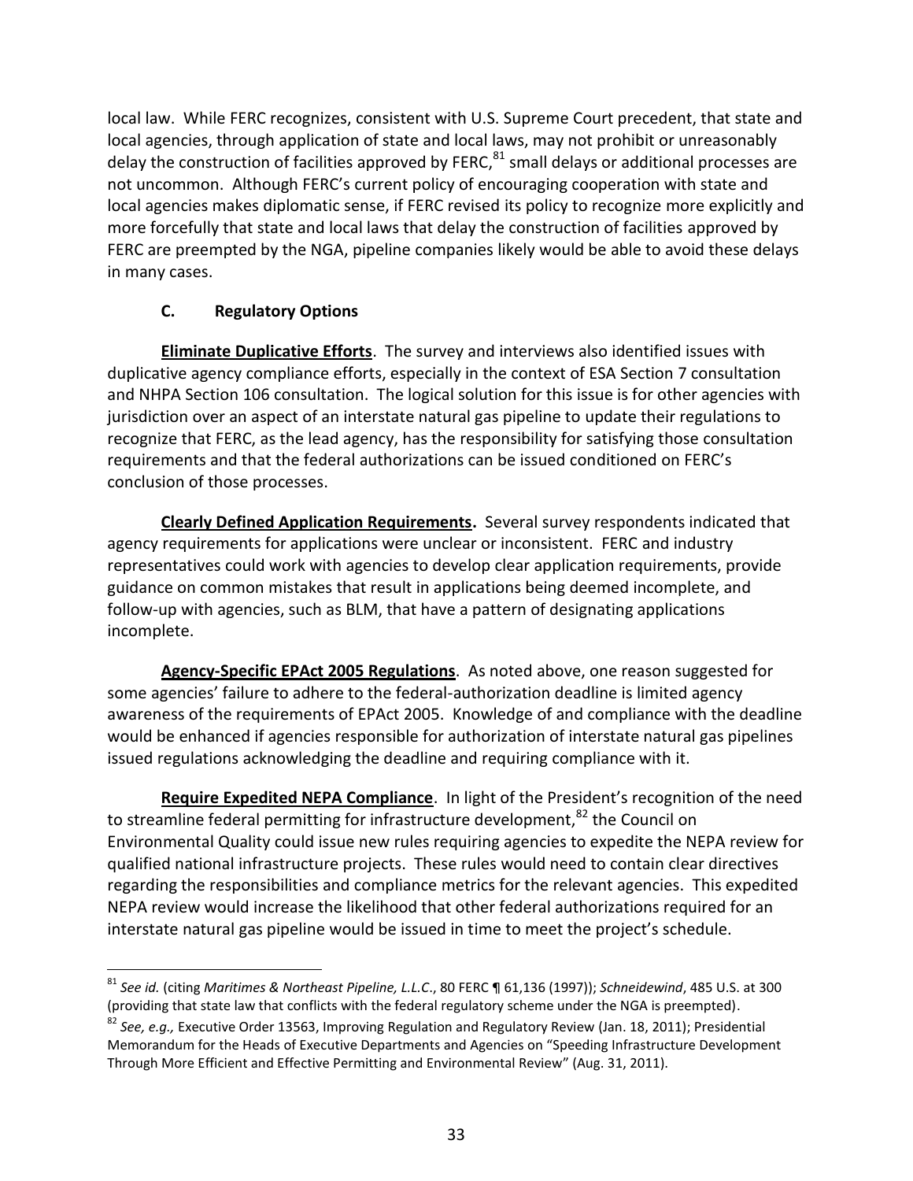local law. While FERC recognizes, consistent with U.S. Supreme Court precedent, that state and local agencies, through application of state and local laws, may not prohibit or unreasonably delay the construction of facilities approved by FERC,[81] small delays or additional processes are not uncommon. Although FERC's current policy of encouraging cooperation with state and local agencies makes diplomatic sense, if FERC revised its policy to recognize more explicitly and more forcefully that state and local laws that delay the construction of facilities approved by FERC are preempted by the NGA, pipeline companies likely would be able to avoid these delays in many cases.

### C. Regulatory Options

**Eliminate Duplicative Efforts**. The survey and interviews also identified issues with duplicative agency compliance efforts, especially in the context of ESA Section 7 consultation and NHPA Section 106 consultation. The logical solution for this issue is for other agencies with jurisdiction over an aspect of an interstate natural gas pipeline to update their regulations to recognize that FERC, as the lead agency, has the responsibility for satisfying those consultation requirements and that the federal authorizations can be issued conditioned on FERC's conclusion of those processes.

**Clearly Defined Application Requirements.** Several survey respondents indicated that agency requirements for applications were unclear or inconsistent. FERC and industry representatives could work with agencies to develop clear application requirements, provide guidance on common mistakes that result in applications being deemed incomplete, and follow-up with agencies, such as BLM, that have a pattern of designating applications incomplete.

**Agency-Specific EPAct 2005 Regulations**. As noted above, one reason suggested for some agencies' failure to adhere to the federal-authorization deadline is limited agency awareness of the requirements of EPAct 2005. Knowledge of and compliance with the deadline would be enhanced if agencies responsible for authorization of interstate natural gas pipelines issued regulations acknowledging the deadline and requiring compliance with it.

**Require Expedited NEPA Compliance**. In light of the President's recognition of the need to streamline federal permitting for infrastructure development,[82] the Council on Environmental Quality could issue new rules requiring agencies to expedite the NEPA review for qualified national infrastructure projects. These rules would need to contain clear directives regarding the responsibilities and compliance metrics for the relevant agencies. This expedited NEPA review would increase the likelihood that other federal authorizations required for an interstate natural gas pipeline would be issued in time to meet the project's schedule.

---

[81] *See id.* (citing *Maritimes & Northeast Pipeline, L.L.C.*, 80 FERC ¶ 61,136 (1997)); *Schneidewind*, 485 U.S. at 300 (providing that state law that conflicts with the federal regulatory scheme under the NGA is preempted).

[82] *See, e.g.,* Executive Order 13563, Improving Regulation and Regulatory Review (Jan. 18, 2011); Presidential Memorandum for the Heads of Executive Departments and Agencies on "Speeding Infrastructure Development Through More Efficient and Effective Permitting and Environmental Review" (Aug. 31, 2011).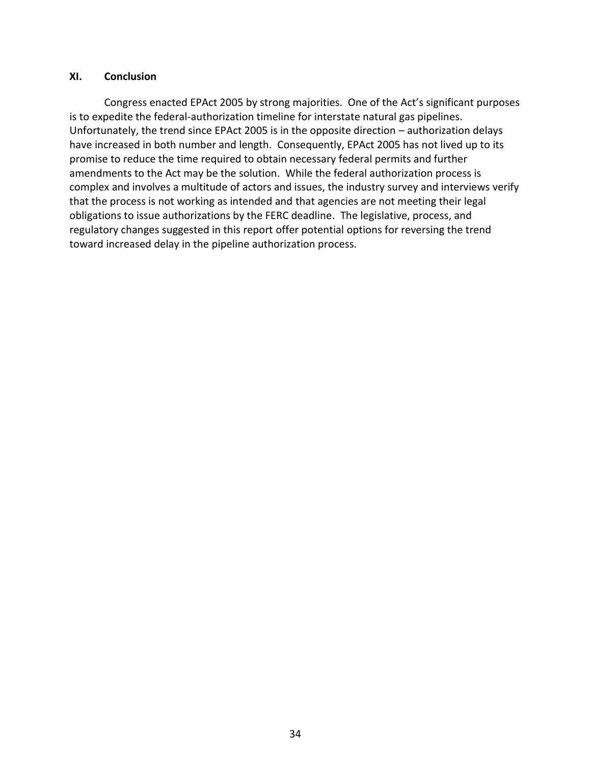## XI. Conclusion

Congress enacted EPAct 2005 by strong majorities. One of the Act's significant purposes is to expedite the federal-authorization timeline for interstate natural gas pipelines. Unfortunately, the trend since EPAct 2005 is in the opposite direction – authorization delays have increased in both number and length. Consequently, EPAct 2005 has not lived up to its promise to reduce the time required to obtain necessary federal permits and further amendments to the Act may be the solution. While the federal authorization process is complex and involves a multitude of actors and issues, the industry survey and interviews verify that the process is not working as intended and that agencies are not meeting their legal obligations to issue authorizations by the FERC deadline. The legislative, process, and regulatory changes suggested in this report offer potential options for reversing the trend toward increased delay in the pipeline authorization process.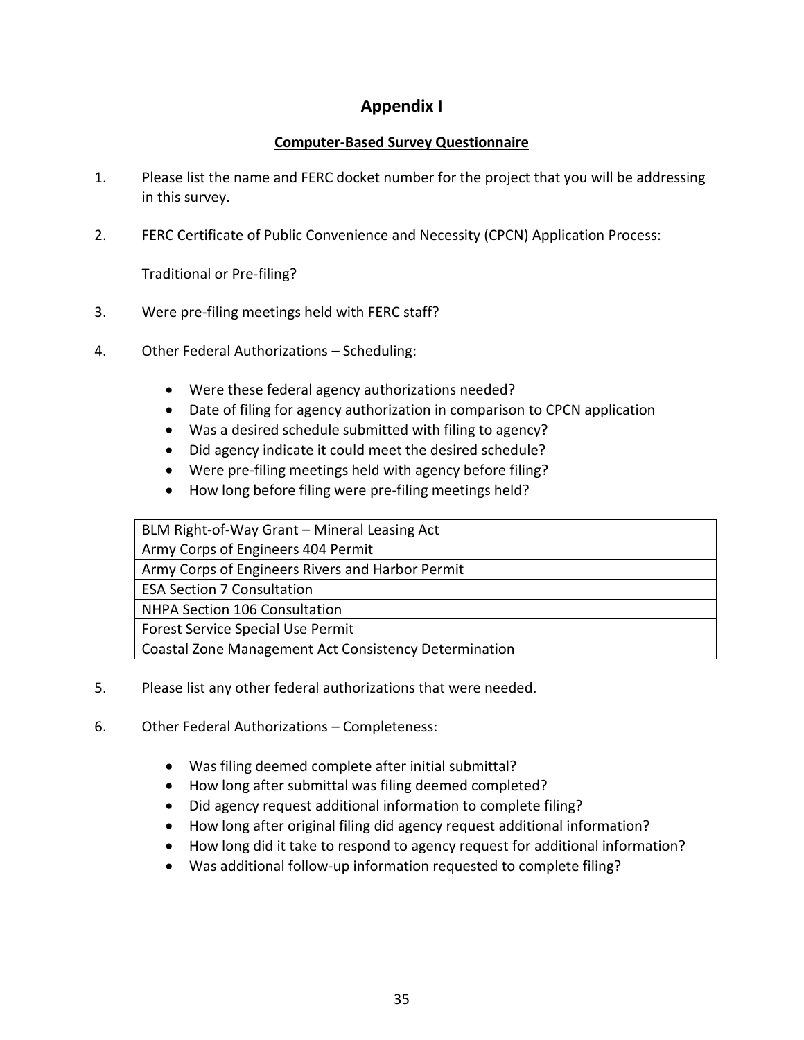# Appendix I

## Computer-Based Survey Questionnaire

1. Please list the name and FERC docket number for the project that you will be addressing in this survey.

2. FERC Certificate of Public Convenience and Necessity (CPCN) Application Process:

   Traditional or Pre-filing?

3. Were pre-filing meetings held with FERC staff?

4. Other Federal Authorizations – Scheduling:

   - Were these federal agency authorizations needed?
   - Date of filing for agency authorization in comparison to CPCN application
   - Was a desired schedule submitted with filing to agency?
   - Did agency indicate it could meet the desired schedule?
   - Were pre-filing meetings held with agency before filing?
   - How long before filing were pre-filing meetings held?

| BLM Right-of-Way Grant – Mineral Leasing Act |
|---|
| Army Corps of Engineers 404 Permit |
| Army Corps of Engineers Rivers and Harbor Permit |
| ESA Section 7 Consultation |
| NHPA Section 106 Consultation |
| Forest Service Special Use Permit |
| Coastal Zone Management Act Consistency Determination |

5. Please list any other federal authorizations that were needed.

6. Other Federal Authorizations – Completeness:

   - Was filing deemed complete after initial submittal?
   - How long after submittal was filing deemed completed?
   - Did agency request additional information to complete filing?
   - How long after original filing did agency request additional information?
   - How long did it take to respond to agency request for additional information?
   - Was additional follow-up information requested to complete filing?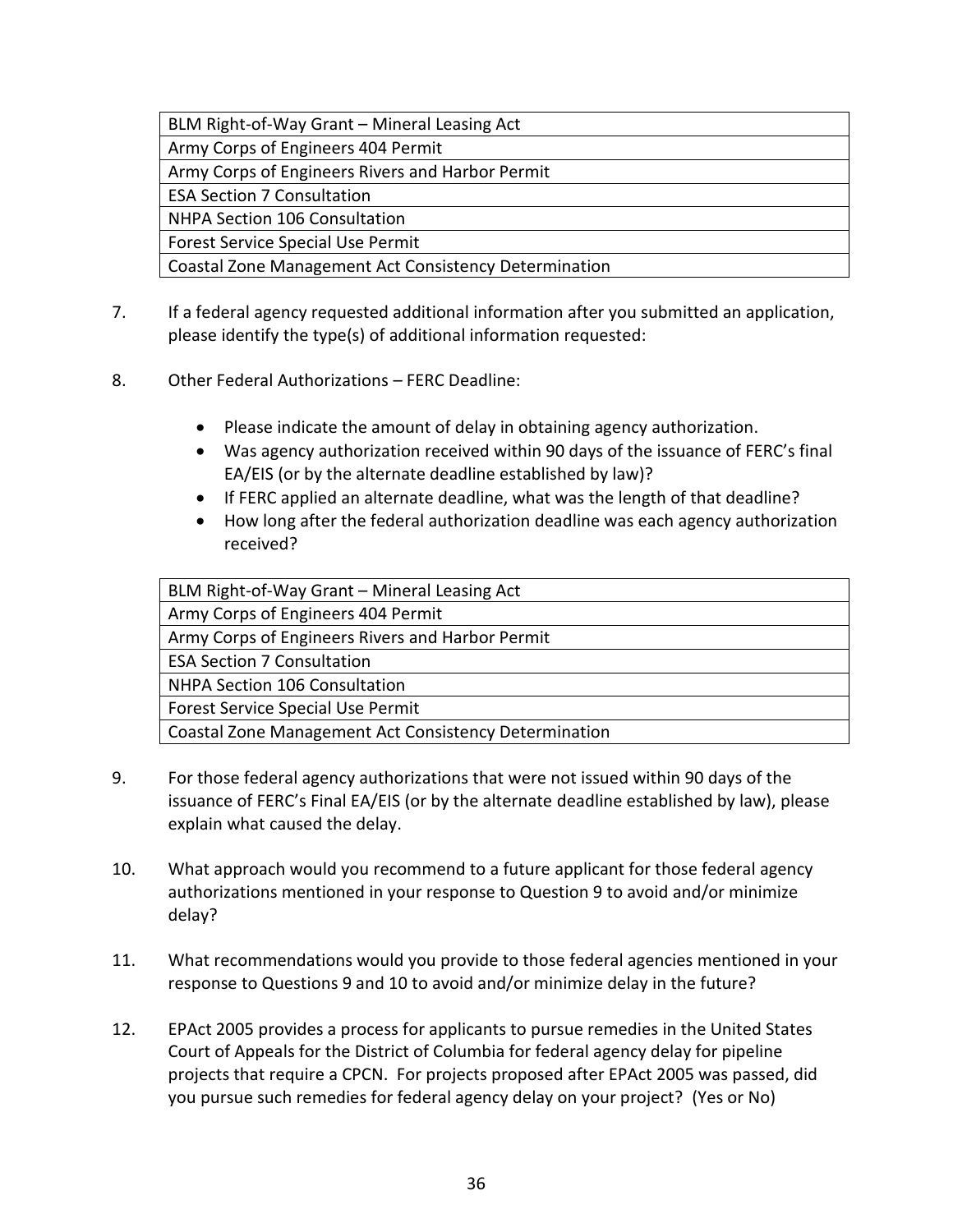| BLM Right-of-Way Grant – Mineral Leasing Act |
|---|
| Army Corps of Engineers 404 Permit |
| Army Corps of Engineers Rivers and Harbor Permit |
| ESA Section 7 Consultation |
| NHPA Section 106 Consultation |
| Forest Service Special Use Permit |
| Coastal Zone Management Act Consistency Determination |

7. If a federal agency requested additional information after you submitted an application, please identify the type(s) of additional information requested:

8. Other Federal Authorizations – FERC Deadline:

   - Please indicate the amount of delay in obtaining agency authorization.
   - Was agency authorization received within 90 days of the issuance of FERC's final EA/EIS (or by the alternate deadline established by law)?
   - If FERC applied an alternate deadline, what was the length of that deadline?
   - How long after the federal authorization deadline was each agency authorization received?

| BLM Right-of-Way Grant – Mineral Leasing Act |
|---|
| Army Corps of Engineers 404 Permit |
| Army Corps of Engineers Rivers and Harbor Permit |
| ESA Section 7 Consultation |
| NHPA Section 106 Consultation |
| Forest Service Special Use Permit |
| Coastal Zone Management Act Consistency Determination |

9. For those federal agency authorizations that were not issued within 90 days of the issuance of FERC's Final EA/EIS (or by the alternate deadline established by law), please explain what caused the delay.

10. What approach would you recommend to a future applicant for those federal agency authorizations mentioned in your response to Question 9 to avoid and/or minimize delay?

11. What recommendations would you provide to those federal agencies mentioned in your response to Questions 9 and 10 to avoid and/or minimize delay in the future?

12. EPAct 2005 provides a process for applicants to pursue remedies in the United States Court of Appeals for the District of Columbia for federal agency delay for pipeline projects that require a CPCN. For projects proposed after EPAct 2005 was passed, did you pursue such remedies for federal agency delay on your project? (Yes or No)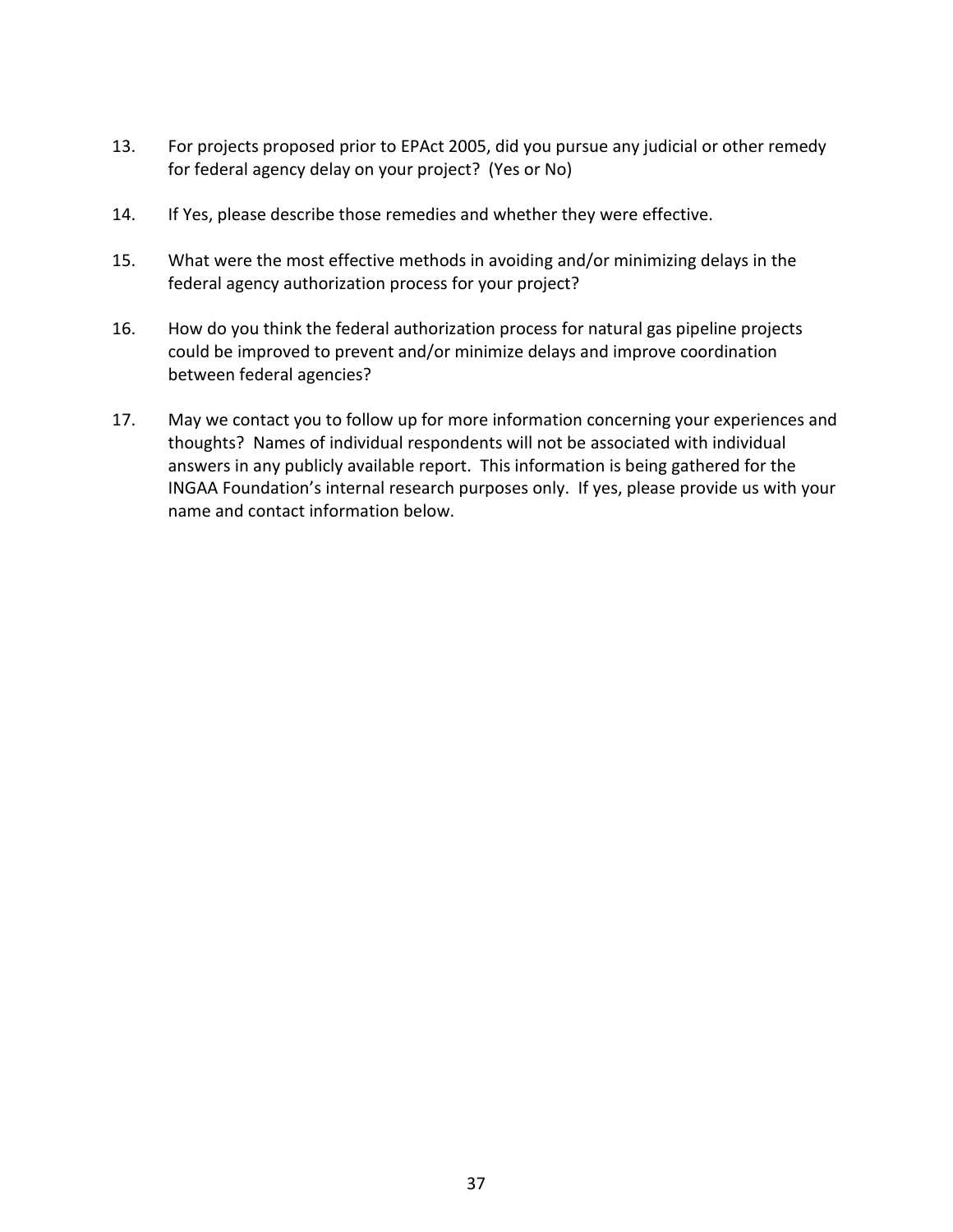13. For projects proposed prior to EPAct 2005, did you pursue any judicial or other remedy for federal agency delay on your project? (Yes or No)

14. If Yes, please describe those remedies and whether they were effective.

15. What were the most effective methods in avoiding and/or minimizing delays in the federal agency authorization process for your project?

16. How do you think the federal authorization process for natural gas pipeline projects could be improved to prevent and/or minimize delays and improve coordination between federal agencies?

17. May we contact you to follow up for more information concerning your experiences and thoughts? Names of individual respondents will not be associated with individual answers in any publicly available report. This information is being gathered for the INGAA Foundation's internal research purposes only. If yes, please provide us with your name and contact information below.